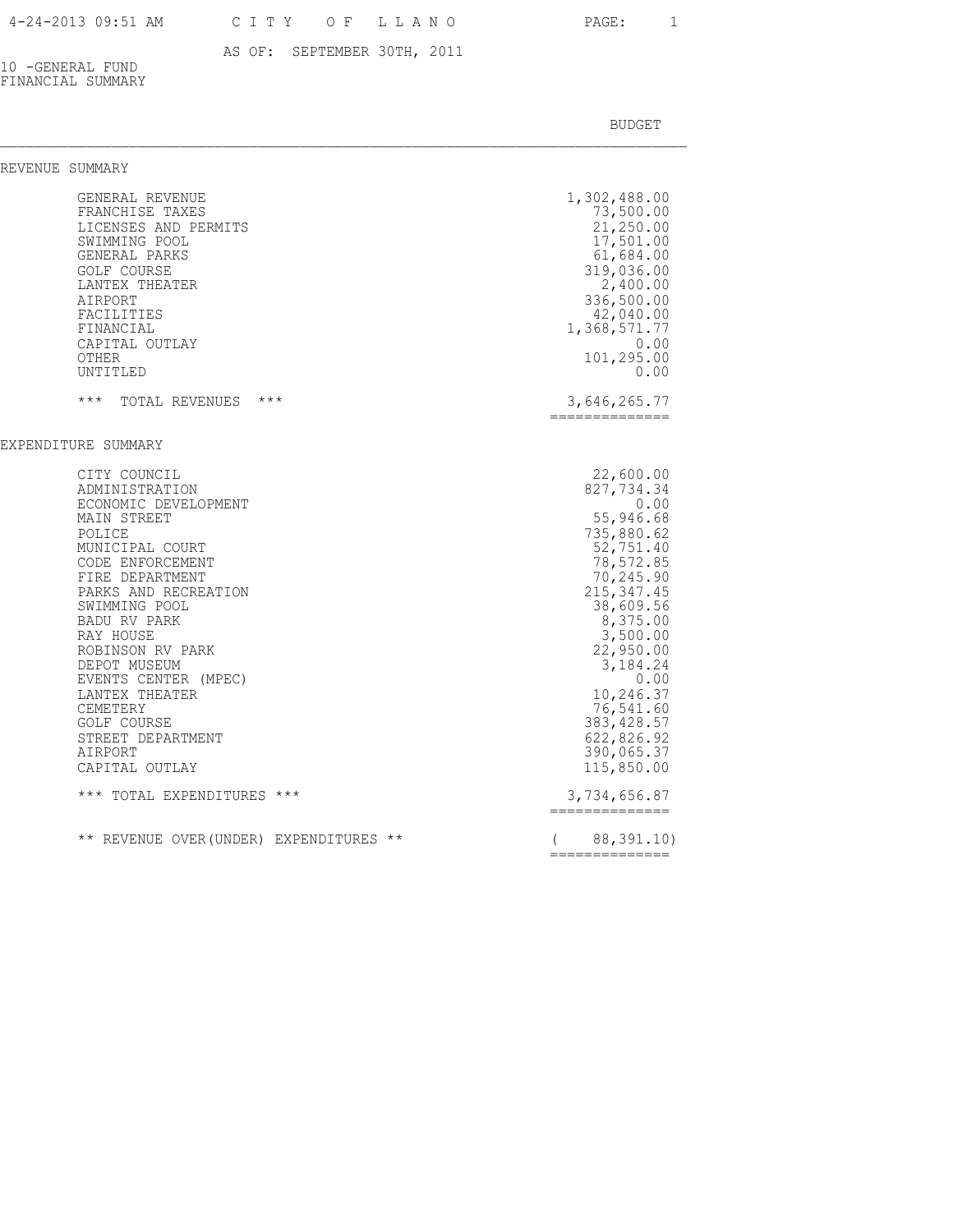# CITY OF LLANO

AS OF: SEPTEMBER 30TH, 2011

10 -GENERAL FUND
FINANCIAL SUMMARY

| | BUDGET |
|---|---|
| **REVENUE SUMMARY** | |
| GENERAL REVENUE | 1,302,488.00 |
| FRANCHISE TAXES | 73,500.00 |
| LICENSES AND PERMITS | 21,250.00 |
| SWIMMING POOL | 17,501.00 |
| GENERAL PARKS | 61,684.00 |
| GOLF COURSE | 319,036.00 |
| LANTEX THEATER | 2,400.00 |
| AIRPORT | 336,500.00 |
| FACILITIES | 42,040.00 |
| FINANCIAL | 1,368,571.77 |
| CAPITAL OUTLAY | 0.00 |
| OTHER | 101,295.00 |
| UNTITLED | 0.00 |
| *** TOTAL REVENUES *** | 3,646,265.77 |
| **EXPENDITURE SUMMARY** | |
| CITY COUNCIL | 22,600.00 |
| ADMINISTRATION | 827,734.34 |
| ECONOMIC DEVELOPMENT | 0.00 |
| MAIN STREET | 55,946.68 |
| POLICE | 735,880.62 |
| MUNICIPAL COURT | 52,751.40 |
| CODE ENFORCEMENT | 78,572.85 |
| FIRE DEPARTMENT | 70,245.90 |
| PARKS AND RECREATION | 215,347.45 |
| SWIMMING POOL | 38,609.56 |
| BADU RV PARK | 8,375.00 |
| RAY HOUSE | 3,500.00 |
| ROBINSON RV PARK | 22,950.00 |
| DEPOT MUSEUM | 3,184.24 |
| EVENTS CENTER (MPEC) | 0.00 |
| LANTEX THEATER | 10,246.37 |
| CEMETERY | 76,541.60 |
| GOLF COURSE | 383,428.57 |
| STREET DEPARTMENT | 622,826.92 |
| AIRPORT | 390,065.37 |
| CAPITAL OUTLAY | 115,850.00 |
| *** TOTAL EXPENDITURES *** | 3,734,656.87 |
| ** REVENUE OVER(UNDER) EXPENDITURES ** | ( 88,391.10) |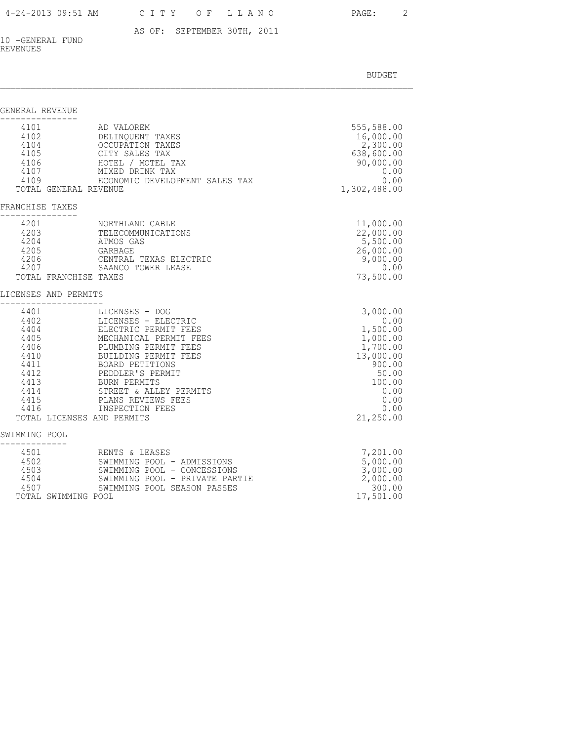CITY OF LLANO

AS OF: SEPTEMBER 30TH, 2011

10 -GENERAL FUND
REVENUES

| | | BUDGET |
|---|---|---|
| **GENERAL REVENUE** | | |
| 4101 | AD VALOREM | 555,588.00 |
| 4102 | DELINQUENT TAXES | 16,000.00 |
| 4104 | OCCUPATION TAXES | 2,300.00 |
| 4105 | CITY SALES TAX | 638,600.00 |
| 4106 | HOTEL / MOTEL TAX | 90,000.00 |
| 4107 | MIXED DRINK TAX | 0.00 |
| 4109 | ECONOMIC DEVELOPMENT SALES TAX | 0.00 |
| TOTAL GENERAL REVENUE | | 1,302,488.00 |
| **FRANCHISE TAXES** | | |
| 4201 | NORTHLAND CABLE | 11,000.00 |
| 4203 | TELECOMMUNICATIONS | 22,000.00 |
| 4204 | ATMOS GAS | 5,500.00 |
| 4205 | GARBAGE | 26,000.00 |
| 4206 | CENTRAL TEXAS ELECTRIC | 9,000.00 |
| 4207 | SAANCO TOWER LEASE | 0.00 |
| TOTAL FRANCHISE TAXES | | 73,500.00 |
| **LICENSES AND PERMITS** | | |
| 4401 | LICENSES - DOG | 3,000.00 |
| 4402 | LICENSES - ELECTRIC | 0.00 |
| 4404 | ELECTRIC PERMIT FEES | 1,500.00 |
| 4405 | MECHANICAL PERMIT FEES | 1,000.00 |
| 4406 | PLUMBING PERMIT FEES | 1,700.00 |
| 4410 | BUILDING PERMIT FEES | 13,000.00 |
| 4411 | BOARD PETITIONS | 900.00 |
| 4412 | PEDDLER'S PERMIT | 50.00 |
| 4413 | BURN PERMITS | 100.00 |
| 4414 | STREET & ALLEY PERMITS | 0.00 |
| 4415 | PLANS REVIEWS FEES | 0.00 |
| 4416 | INSPECTION FEES | 0.00 |
| TOTAL LICENSES AND PERMITS | | 21,250.00 |
| **SWIMMING POOL** | | |
| 4501 | RENTS & LEASES | 7,201.00 |
| 4502 | SWIMMING POOL - ADMISSIONS | 5,000.00 |
| 4503 | SWIMMING POOL - CONCESSIONS | 3,000.00 |
| 4504 | SWIMMING POOL - PRIVATE PARTIE | 2,000.00 |
| 4507 | SWIMMING POOL SEASON PASSES | 300.00 |
| TOTAL SWIMMING POOL | | 17,501.00 |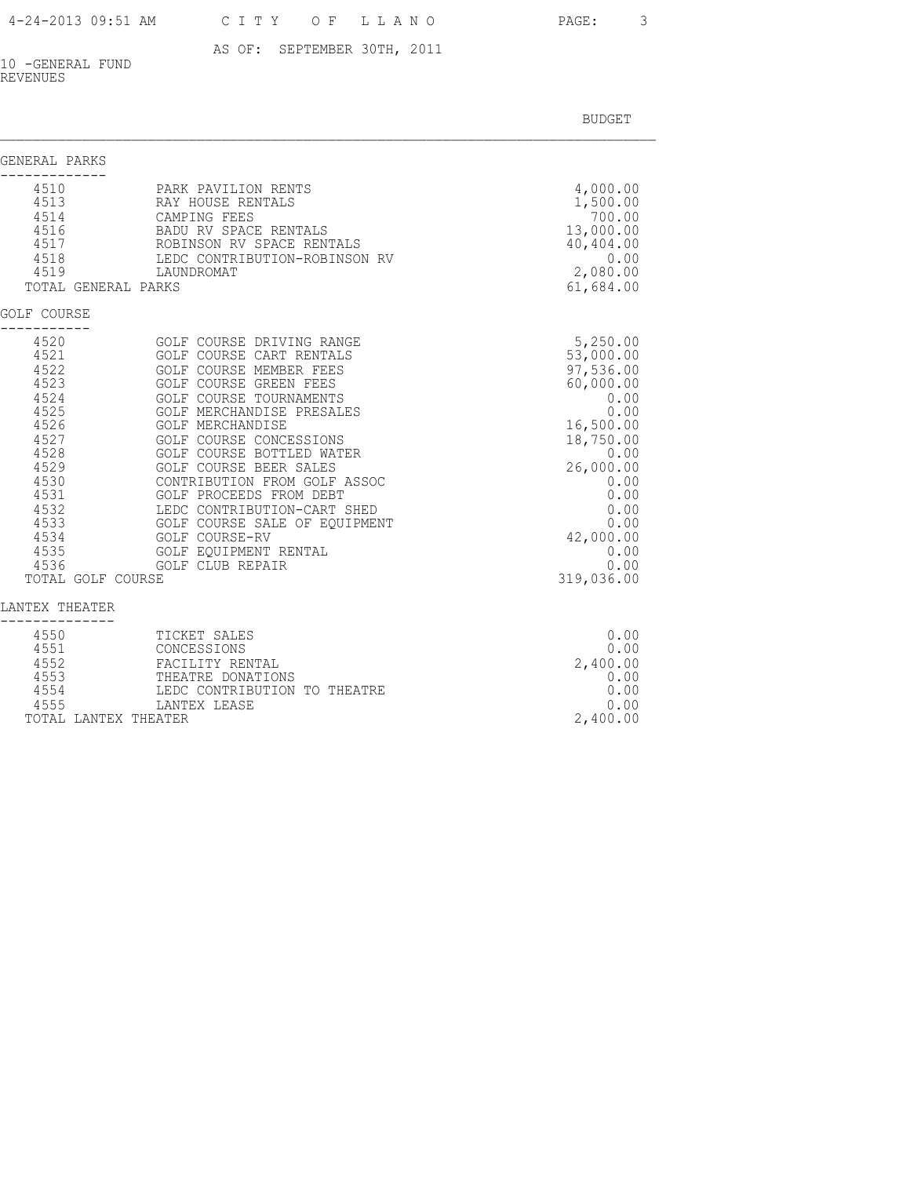AS OF: SEPTEMBER 30TH, 2011

10 -GENERAL FUND
REVENUES

| | | BUDGET |
|---|---|---|
| **GENERAL PARKS** | | |
| 4510 | PARK PAVILION RENTS | 4,000.00 |
| 4513 | RAY HOUSE RENTALS | 1,500.00 |
| 4514 | CAMPING FEES | 700.00 |
| 4516 | BADU RV SPACE RENTALS | 13,000.00 |
| 4517 | ROBINSON RV SPACE RENTALS | 40,404.00 |
| 4518 | LEDC CONTRIBUTION-ROBINSON RV | 0.00 |
| 4519 | LAUNDROMAT | 2,080.00 |
| TOTAL GENERAL PARKS | | 61,684.00 |
| **GOLF COURSE** | | |
| 4520 | GOLF COURSE DRIVING RANGE | 5,250.00 |
| 4521 | GOLF COURSE CART RENTALS | 53,000.00 |
| 4522 | GOLF COURSE MEMBER FEES | 97,536.00 |
| 4523 | GOLF COURSE GREEN FEES | 60,000.00 |
| 4524 | GOLF COURSE TOURNAMENTS | 0.00 |
| 4525 | GOLF MERCHANDISE PRESALES | 0.00 |
| 4526 | GOLF MERCHANDISE | 16,500.00 |
| 4527 | GOLF COURSE CONCESSIONS | 18,750.00 |
| 4528 | GOLF COURSE BOTTLED WATER | 0.00 |
| 4529 | GOLF COURSE BEER SALES | 26,000.00 |
| 4530 | CONTRIBUTION FROM GOLF ASSOC | 0.00 |
| 4531 | GOLF PROCEEDS FROM DEBT | 0.00 |
| 4532 | LEDC CONTRIBUTION-CART SHED | 0.00 |
| 4533 | GOLF COURSE SALE OF EQUIPMENT | 0.00 |
| 4534 | GOLF COURSE-RV | 42,000.00 |
| 4535 | GOLF EQUIPMENT RENTAL | 0.00 |
| 4536 | GOLF CLUB REPAIR | 0.00 |
| TOTAL GOLF COURSE | | 319,036.00 |
| **LANTEX THEATER** | | |
| 4550 | TICKET SALES | 0.00 |
| 4551 | CONCESSIONS | 0.00 |
| 4552 | FACILITY RENTAL | 2,400.00 |
| 4553 | THEATRE DONATIONS | 0.00 |
| 4554 | LEDC CONTRIBUTION TO THEATRE | 0.00 |
| 4555 | LANTEX LEASE | 0.00 |
| TOTAL LANTEX THEATER | | 2,400.00 |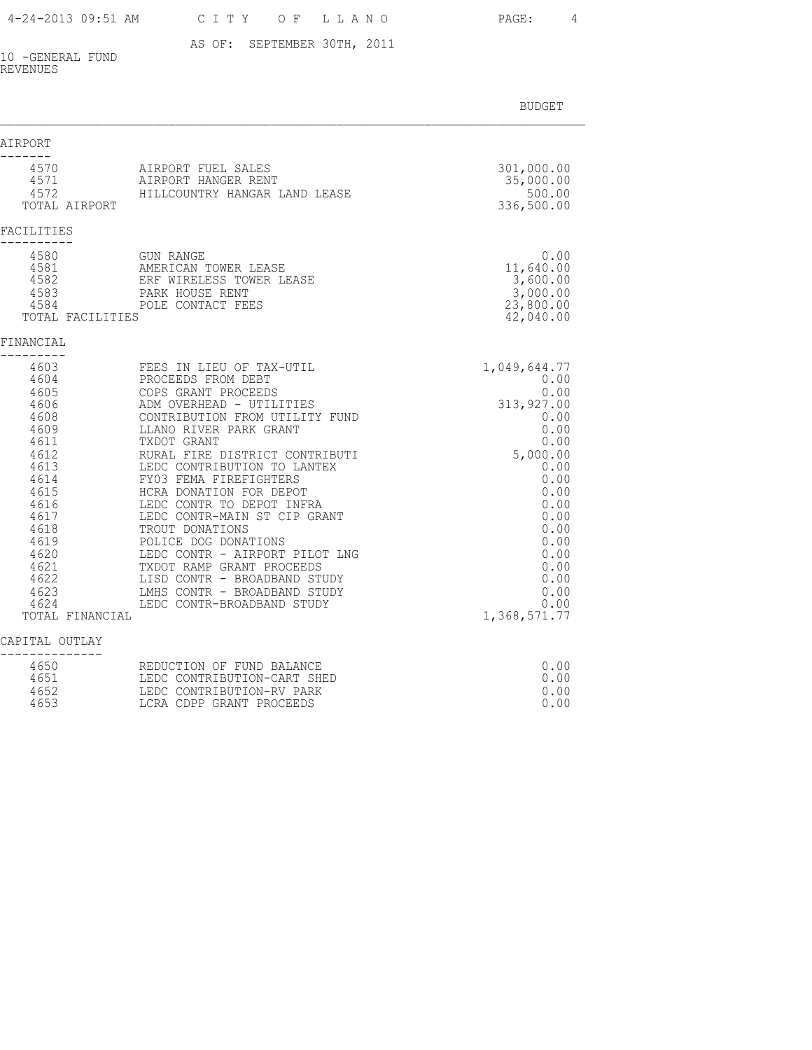AS OF: SEPTEMBER 30TH, 2011

10 -GENERAL FUND
REVENUES

| | | BUDGET |
|---|---|---|
| **AIRPORT** | | |
| 4570 | AIRPORT FUEL SALES | 301,000.00 |
| 4571 | AIRPORT HANGER RENT | 35,000.00 |
| 4572 | HILLCOUNTRY HANGAR LAND LEASE | 500.00 |
| TOTAL AIRPORT | | 336,500.00 |
| **FACILITIES** | | |
| 4580 | GUN RANGE | 0.00 |
| 4581 | AMERICAN TOWER LEASE | 11,640.00 |
| 4582 | ERF WIRELESS TOWER LEASE | 3,600.00 |
| 4583 | PARK HOUSE RENT | 3,000.00 |
| 4584 | POLE CONTACT FEES | 23,800.00 |
| TOTAL FACILITIES | | 42,040.00 |
| **FINANCIAL** | | |
| 4603 | FEES IN LIEU OF TAX-UTIL | 1,049,644.77 |
| 4604 | PROCEEDS FROM DEBT | 0.00 |
| 4605 | COPS GRANT PROCEEDS | 0.00 |
| 4606 | ADM OVERHEAD - UTILITIES | 313,927.00 |
| 4608 | CONTRIBUTION FROM UTILITY FUND | 0.00 |
| 4609 | LLANO RIVER PARK GRANT | 0.00 |
| 4611 | TXDOT GRANT | 0.00 |
| 4612 | RURAL FIRE DISTRICT CONTRIBUTI | 5,000.00 |
| 4613 | LEDC CONTRIBUTION TO LANTEX | 0.00 |
| 4614 | FY03 FEMA FIREFIGHTERS | 0.00 |
| 4615 | HCRA DONATION FOR DEPOT | 0.00 |
| 4616 | LEDC CONTR TO DEPOT INFRA | 0.00 |
| 4617 | LEDC CONTR-MAIN ST CIP GRANT | 0.00 |
| 4618 | TROUT DONATIONS | 0.00 |
| 4619 | POLICE DOG DONATIONS | 0.00 |
| 4620 | LEDC CONTR - AIRPORT PILOT LNG | 0.00 |
| 4621 | TXDOT RAMP GRANT PROCEEDS | 0.00 |
| 4622 | LISD CONTR - BROADBAND STUDY | 0.00 |
| 4623 | LMHS CONTR - BROADBAND STUDY | 0.00 |
| 4624 | LEDC CONTR-BROADBAND STUDY | 0.00 |
| TOTAL FINANCIAL | | 1,368,571.77 |
| **CAPITAL OUTLAY** | | |
| 4650 | REDUCTION OF FUND BALANCE | 0.00 |
| 4651 | LEDC CONTRIBUTION-CART SHED | 0.00 |
| 4652 | LEDC CONTRIBUTION-RV PARK | 0.00 |
| 4653 | LCRA CDPP GRANT PROCEEDS | 0.00 |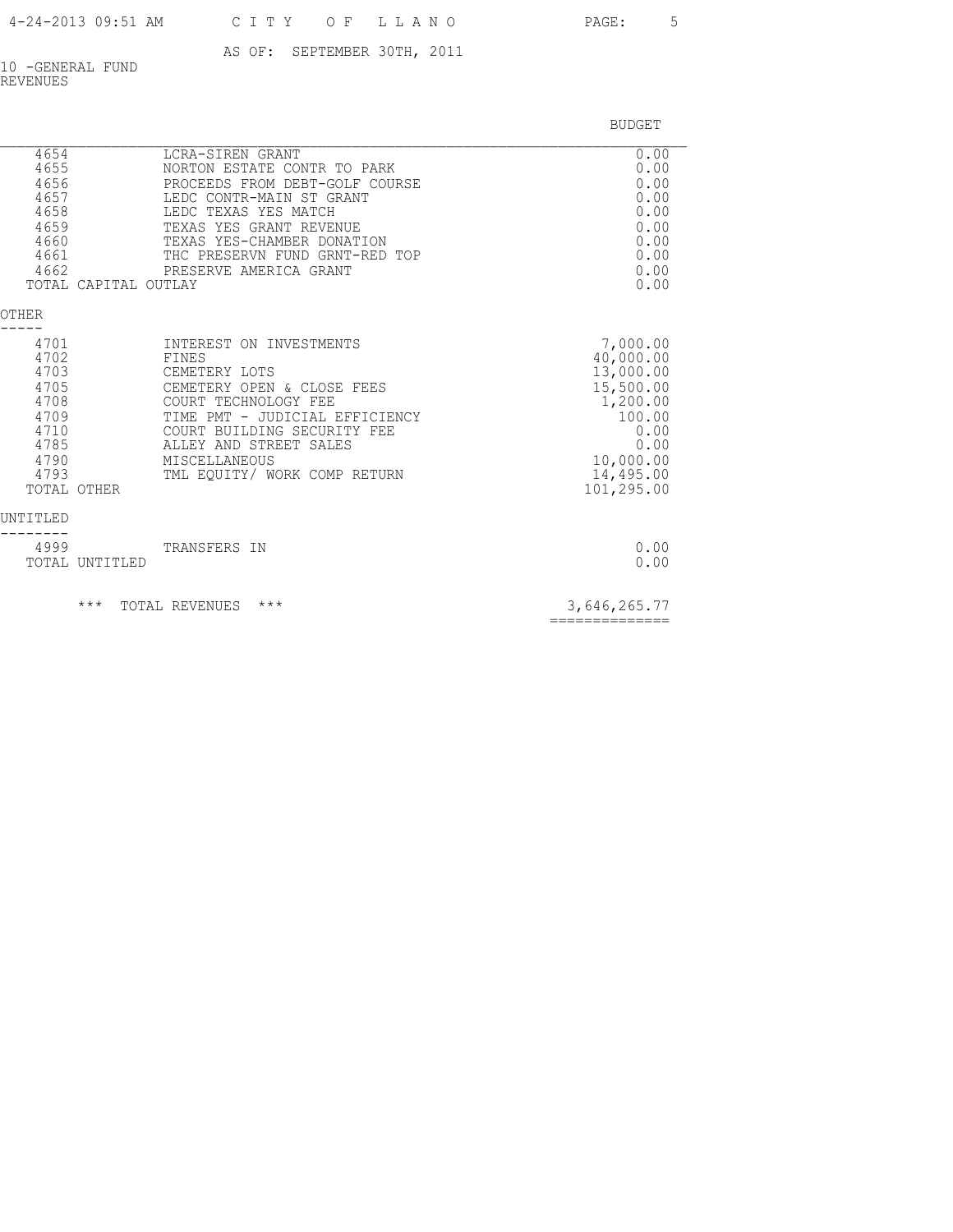AS OF: SEPTEMBER 30TH, 2011

10 -GENERAL FUND
REVENUES

| | | BUDGET |
|---|---|---|
| 4654 | LCRA-SIREN GRANT | 0.00 |
| 4655 | NORTON ESTATE CONTR TO PARK | 0.00 |
| 4656 | PROCEEDS FROM DEBT-GOLF COURSE | 0.00 |
| 4657 | LEDC CONTR-MAIN ST GRANT | 0.00 |
| 4658 | LEDC TEXAS YES MATCH | 0.00 |
| 4659 | TEXAS YES GRANT REVENUE | 0.00 |
| 4660 | TEXAS YES-CHAMBER DONATION | 0.00 |
| 4661 | THC PRESERVN FUND GRNT-RED TOP | 0.00 |
| 4662 | PRESERVE AMERICA GRANT | 0.00 |
| TOTAL CAPITAL OUTLAY | | 0.00 |

OTHER
-----

| | | BUDGET |
|---|---|---|
| 4701 | INTEREST ON INVESTMENTS | 7,000.00 |
| 4702 | FINES | 40,000.00 |
| 4703 | CEMETERY LOTS | 13,000.00 |
| 4705 | CEMETERY OPEN & CLOSE FEES | 15,500.00 |
| 4708 | COURT TECHNOLOGY FEE | 1,200.00 |
| 4709 | TIME PMT - JUDICIAL EFFICIENCY | 100.00 |
| 4710 | COURT BUILDING SECURITY FEE | 0.00 |
| 4785 | ALLEY AND STREET SALES | 0.00 |
| 4790 | MISCELLANEOUS | 10,000.00 |
| 4793 | TML EQUITY/ WORK COMP RETURN | 14,495.00 |
| TOTAL OTHER | | 101,295.00 |

UNTITLED
--------

| | | BUDGET |
|---|---|---|
| 4999 | TRANSFERS IN | 0.00 |
| TOTAL UNTITLED | | 0.00 |

| | BUDGET |
|---|---|
| *** TOTAL REVENUES *** | 3,646,265.77 |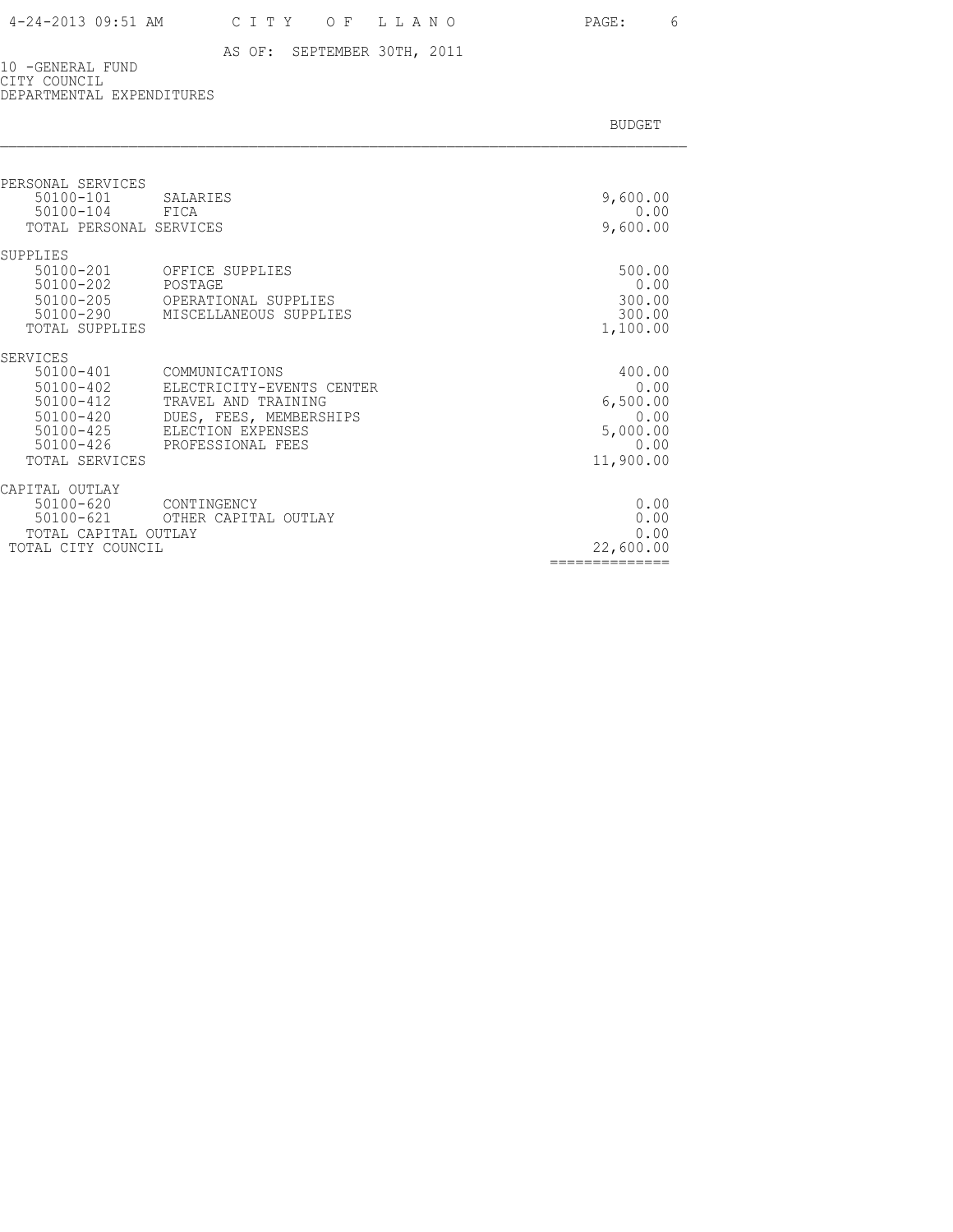# CITY OF LLANO

AS OF: SEPTEMBER 30TH, 2011

10 -GENERAL FUND
CITY COUNCIL
DEPARTMENTAL EXPENDITURES

| | | BUDGET |
|---|---|---|
| **PERSONAL SERVICES** | | |
| 50100-101 | SALARIES | 9,600.00 |
| 50100-104 | FICA | 0.00 |
| TOTAL PERSONAL SERVICES | | 9,600.00 |
| **SUPPLIES** | | |
| 50100-201 | OFFICE SUPPLIES | 500.00 |
| 50100-202 | POSTAGE | 0.00 |
| 50100-205 | OPERATIONAL SUPPLIES | 300.00 |
| 50100-290 | MISCELLANEOUS SUPPLIES | 300.00 |
| TOTAL SUPPLIES | | 1,100.00 |
| **SERVICES** | | |
| 50100-401 | COMMUNICATIONS | 400.00 |
| 50100-402 | ELECTRICITY-EVENTS CENTER | 0.00 |
| 50100-412 | TRAVEL AND TRAINING | 6,500.00 |
| 50100-420 | DUES, FEES, MEMBERSHIPS | 0.00 |
| 50100-425 | ELECTION EXPENSES | 5,000.00 |
| 50100-426 | PROFESSIONAL FEES | 0.00 |
| TOTAL SERVICES | | 11,900.00 |
| **CAPITAL OUTLAY** | | |
| 50100-620 | CONTINGENCY | 0.00 |
| 50100-621 | OTHER CAPITAL OUTLAY | 0.00 |
| TOTAL CAPITAL OUTLAY | | 0.00 |
| TOTAL CITY COUNCIL | | 22,600.00 |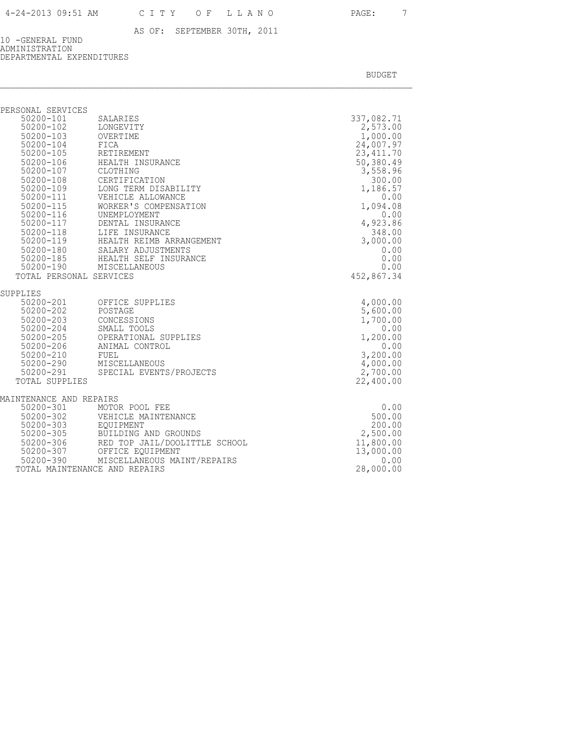AS OF: SEPTEMBER 30TH, 2011

10 -GENERAL FUND
ADMINISTRATION
DEPARTMENTAL EXPENDITURES

| | | BUDGET |
|---|---|---|
| **PERSONAL SERVICES** | | |
| 50200-101 | SALARIES | 337,082.71 |
| 50200-102 | LONGEVITY | 2,573.00 |
| 50200-103 | OVERTIME | 1,000.00 |
| 50200-104 | FICA | 24,007.97 |
| 50200-105 | RETIREMENT | 23,411.70 |
| 50200-106 | HEALTH INSURANCE | 50,380.49 |
| 50200-107 | CLOTHING | 3,558.96 |
| 50200-108 | CERTIFICATION | 300.00 |
| 50200-109 | LONG TERM DISABILITY | 1,186.57 |
| 50200-111 | VEHICLE ALLOWANCE | 0.00 |
| 50200-115 | WORKER'S COMPENSATION | 1,094.08 |
| 50200-116 | UNEMPLOYMENT | 0.00 |
| 50200-117 | DENTAL INSURANCE | 4,923.86 |
| 50200-118 | LIFE INSURANCE | 348.00 |
| 50200-119 | HEALTH REIMB ARRANGEMENT | 3,000.00 |
| 50200-180 | SALARY ADJUSTMENTS | 0.00 |
| 50200-185 | HEALTH SELF INSURANCE | 0.00 |
| 50200-190 | MISCELLANEOUS | 0.00 |
| TOTAL PERSONAL SERVICES | | 452,867.34 |
| **SUPPLIES** | | |
| 50200-201 | OFFICE SUPPLIES | 4,000.00 |
| 50200-202 | POSTAGE | 5,600.00 |
| 50200-203 | CONCESSIONS | 1,700.00 |
| 50200-204 | SMALL TOOLS | 0.00 |
| 50200-205 | OPERATIONAL SUPPLIES | 1,200.00 |
| 50200-206 | ANIMAL CONTROL | 0.00 |
| 50200-210 | FUEL | 3,200.00 |
| 50200-290 | MISCELLANEOUS | 4,000.00 |
| 50200-291 | SPECIAL EVENTS/PROJECTS | 2,700.00 |
| TOTAL SUPPLIES | | 22,400.00 |
| **MAINTENANCE AND REPAIRS** | | |
| 50200-301 | MOTOR POOL FEE | 0.00 |
| 50200-302 | VEHICLE MAINTENANCE | 500.00 |
| 50200-303 | EQUIPMENT | 200.00 |
| 50200-305 | BUILDING AND GROUNDS | 2,500.00 |
| 50200-306 | RED TOP JAIL/DOOLITTLE SCHOOL | 11,800.00 |
| 50200-307 | OFFICE EQUIPMENT | 13,000.00 |
| 50200-390 | MISCELLANEOUS MAINT/REPAIRS | 0.00 |
| TOTAL MAINTENANCE AND REPAIRS | | 28,000.00 |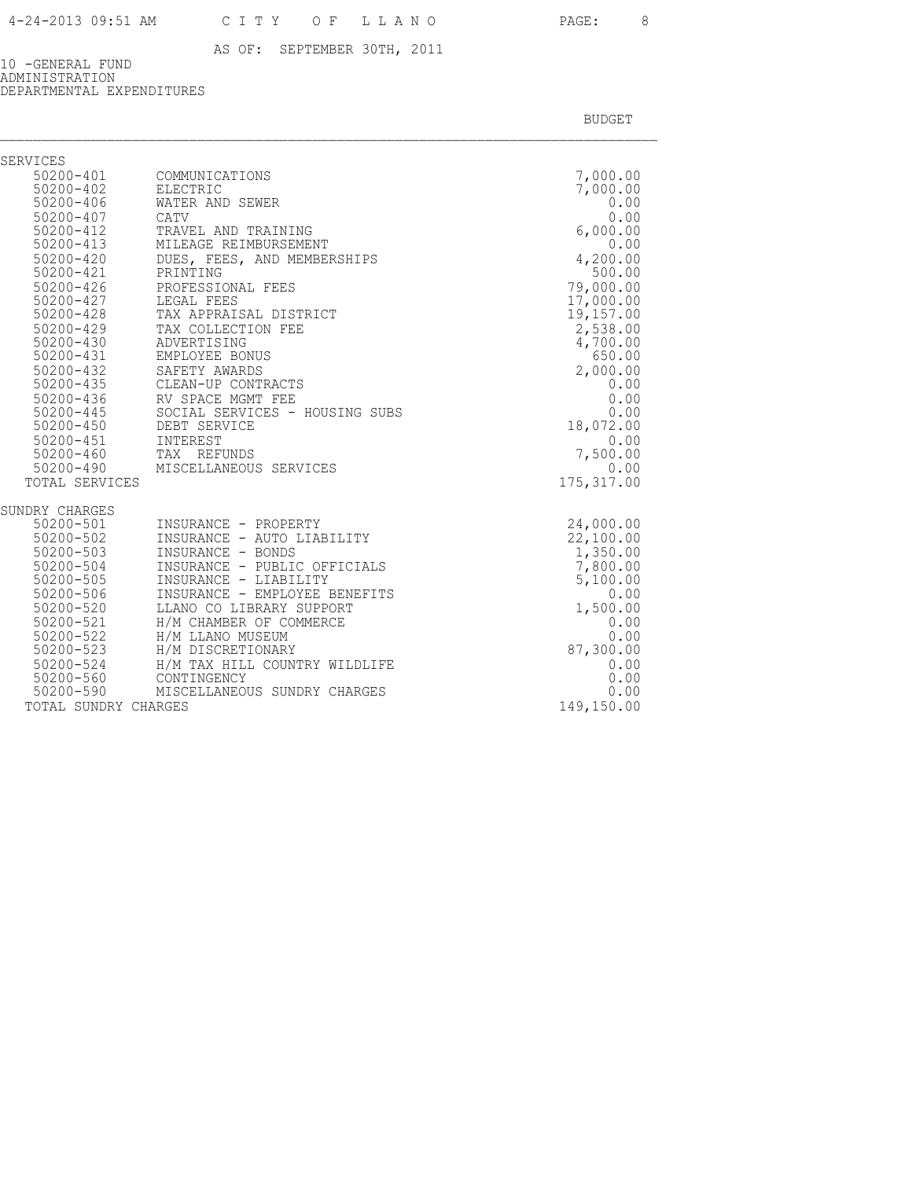# CITY OF LLANO

AS OF: SEPTEMBER 30TH, 2011

10 -GENERAL FUND
ADMINISTRATION
DEPARTMENTAL EXPENDITURES

| | | BUDGET |
|---|---|---|
| SERVICES | | |
| 50200-401 | COMMUNICATIONS | 7,000.00 |
| 50200-402 | ELECTRIC | 7,000.00 |
| 50200-406 | WATER AND SEWER | 0.00 |
| 50200-407 | CATV | 0.00 |
| 50200-412 | TRAVEL AND TRAINING | 6,000.00 |
| 50200-413 | MILEAGE REIMBURSEMENT | 0.00 |
| 50200-420 | DUES, FEES, AND MEMBERSHIPS | 4,200.00 |
| 50200-421 | PRINTING | 500.00 |
| 50200-426 | PROFESSIONAL FEES | 79,000.00 |
| 50200-427 | LEGAL FEES | 17,000.00 |
| 50200-428 | TAX APPRAISAL DISTRICT | 19,157.00 |
| 50200-429 | TAX COLLECTION FEE | 2,538.00 |
| 50200-430 | ADVERTISING | 4,700.00 |
| 50200-431 | EMPLOYEE BONUS | 650.00 |
| 50200-432 | SAFETY AWARDS | 2,000.00 |
| 50200-435 | CLEAN-UP CONTRACTS | 0.00 |
| 50200-436 | RV SPACE MGMT FEE | 0.00 |
| 50200-445 | SOCIAL SERVICES - HOUSING SUBS | 0.00 |
| 50200-450 | DEBT SERVICE | 18,072.00 |
| 50200-451 | INTEREST | 0.00 |
| 50200-460 | TAX REFUNDS | 7,500.00 |
| 50200-490 | MISCELLANEOUS SERVICES | 0.00 |
| TOTAL SERVICES | | 175,317.00 |
| SUNDRY CHARGES | | |
| 50200-501 | INSURANCE - PROPERTY | 24,000.00 |
| 50200-502 | INSURANCE - AUTO LIABILITY | 22,100.00 |
| 50200-503 | INSURANCE - BONDS | 1,350.00 |
| 50200-504 | INSURANCE - PUBLIC OFFICIALS | 7,800.00 |
| 50200-505 | INSURANCE - LIABILITY | 5,100.00 |
| 50200-506 | INSURANCE - EMPLOYEE BENEFITS | 0.00 |
| 50200-520 | LLANO CO LIBRARY SUPPORT | 1,500.00 |
| 50200-521 | H/M CHAMBER OF COMMERCE | 0.00 |
| 50200-522 | H/M LLANO MUSEUM | 0.00 |
| 50200-523 | H/M DISCRETIONARY | 87,300.00 |
| 50200-524 | H/M TAX HILL COUNTRY WILDLIFE | 0.00 |
| 50200-560 | CONTINGENCY | 0.00 |
| 50200-590 | MISCELLANEOUS SUNDRY CHARGES | 0.00 |
| TOTAL SUNDRY CHARGES | | 149,150.00 |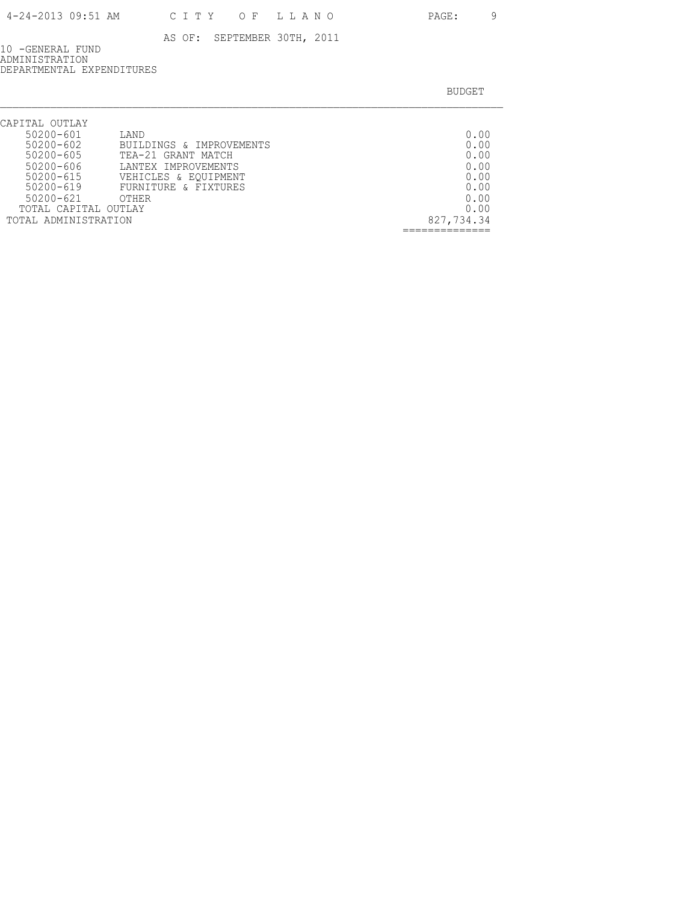AS OF: SEPTEMBER 30TH, 2011

10 -GENERAL FUND
ADMINISTRATION
DEPARTMENTAL EXPENDITURES

| | | BUDGET |
|---|---|---|
| CAPITAL OUTLAY | | |
| 50200-601 | LAND | 0.00 |
| 50200-602 | BUILDINGS & IMPROVEMENTS | 0.00 |
| 50200-605 | TEA-21 GRANT MATCH | 0.00 |
| 50200-606 | LANTEX IMPROVEMENTS | 0.00 |
| 50200-615 | VEHICLES & EQUIPMENT | 0.00 |
| 50200-619 | FURNITURE & FIXTURES | 0.00 |
| 50200-621 | OTHER | 0.00 |
| TOTAL CAPITAL OUTLAY | | 0.00 |
| TOTAL ADMINISTRATION | | 827,734.34 |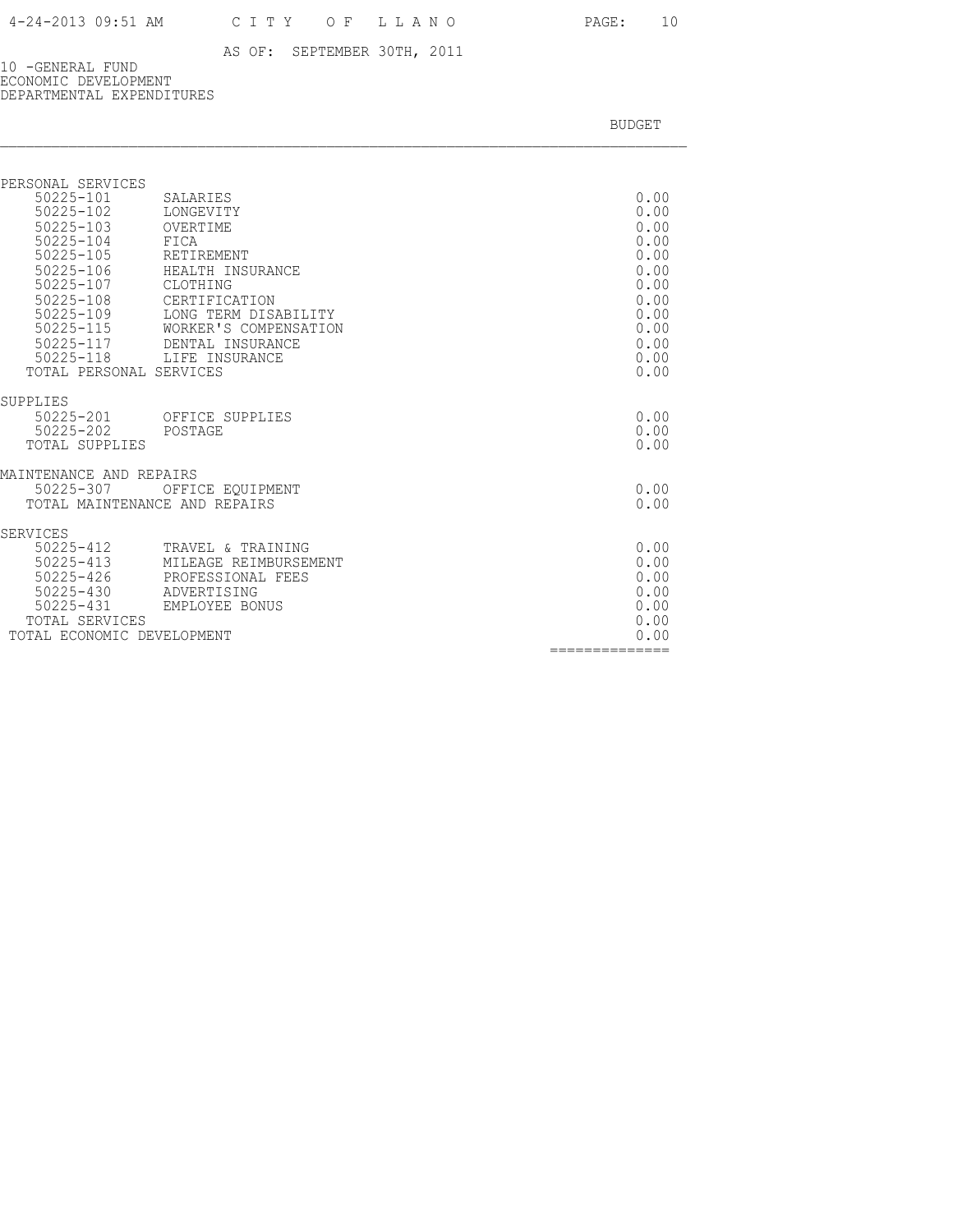AS OF: SEPTEMBER 30TH, 2011

10 -GENERAL FUND
ECONOMIC DEVELOPMENT
DEPARTMENTAL EXPENDITURES

| | | BUDGET |
|---|---|---|
| **PERSONAL SERVICES** | | |
| 50225-101 | SALARIES | 0.00 |
| 50225-102 | LONGEVITY | 0.00 |
| 50225-103 | OVERTIME | 0.00 |
| 50225-104 | FICA | 0.00 |
| 50225-105 | RETIREMENT | 0.00 |
| 50225-106 | HEALTH INSURANCE | 0.00 |
| 50225-107 | CLOTHING | 0.00 |
| 50225-108 | CERTIFICATION | 0.00 |
| 50225-109 | LONG TERM DISABILITY | 0.00 |
| 50225-115 | WORKER'S COMPENSATION | 0.00 |
| 50225-117 | DENTAL INSURANCE | 0.00 |
| 50225-118 | LIFE INSURANCE | 0.00 |
| TOTAL PERSONAL SERVICES | | 0.00 |
| **SUPPLIES** | | |
| 50225-201 | OFFICE SUPPLIES | 0.00 |
| 50225-202 | POSTAGE | 0.00 |
| TOTAL SUPPLIES | | 0.00 |
| **MAINTENANCE AND REPAIRS** | | |
| 50225-307 | OFFICE EQUIPMENT | 0.00 |
| TOTAL MAINTENANCE AND REPAIRS | | 0.00 |
| **SERVICES** | | |
| 50225-412 | TRAVEL & TRAINING | 0.00 |
| 50225-413 | MILEAGE REIMBURSEMENT | 0.00 |
| 50225-426 | PROFESSIONAL FEES | 0.00 |
| 50225-430 | ADVERTISING | 0.00 |
| 50225-431 | EMPLOYEE BONUS | 0.00 |
| TOTAL SERVICES | | 0.00 |
| TOTAL ECONOMIC DEVELOPMENT | | 0.00 |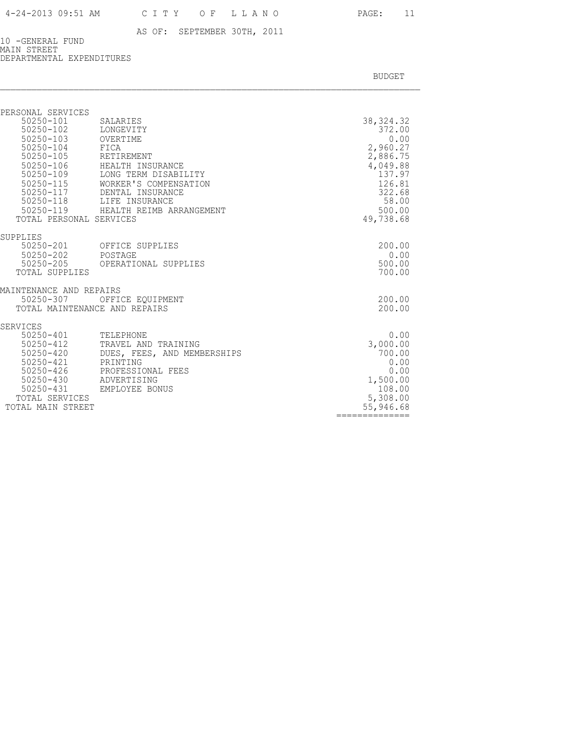AS OF: SEPTEMBER 30TH, 2011

10 -GENERAL FUND
MAIN STREET
DEPARTMENTAL EXPENDITURES

| | | BUDGET |
|---|---|---|
| **PERSONAL SERVICES** | | |
| 50250-101 | SALARIES | 38,324.32 |
| 50250-102 | LONGEVITY | 372.00 |
| 50250-103 | OVERTIME | 0.00 |
| 50250-104 | FICA | 2,960.27 |
| 50250-105 | RETIREMENT | 2,886.75 |
| 50250-106 | HEALTH INSURANCE | 4,049.88 |
| 50250-109 | LONG TERM DISABILITY | 137.97 |
| 50250-115 | WORKER'S COMPENSATION | 126.81 |
| 50250-117 | DENTAL INSURANCE | 322.68 |
| 50250-118 | LIFE INSURANCE | 58.00 |
| 50250-119 | HEALTH REIMB ARRANGEMENT | 500.00 |
| TOTAL PERSONAL SERVICES | | 49,738.68 |
| **SUPPLIES** | | |
| 50250-201 | OFFICE SUPPLIES | 200.00 |
| 50250-202 | POSTAGE | 0.00 |
| 50250-205 | OPERATIONAL SUPPLIES | 500.00 |
| TOTAL SUPPLIES | | 700.00 |
| **MAINTENANCE AND REPAIRS** | | |
| 50250-307 | OFFICE EQUIPMENT | 200.00 |
| TOTAL MAINTENANCE AND REPAIRS | | 200.00 |
| **SERVICES** | | |
| 50250-401 | TELEPHONE | 0.00 |
| 50250-412 | TRAVEL AND TRAINING | 3,000.00 |
| 50250-420 | DUES, FEES, AND MEMBERSHIPS | 700.00 |
| 50250-421 | PRINTING | 0.00 |
| 50250-426 | PROFESSIONAL FEES | 0.00 |
| 50250-430 | ADVERTISING | 1,500.00 |
| 50250-431 | EMPLOYEE BONUS | 108.00 |
| TOTAL SERVICES | | 5,308.00 |
| TOTAL MAIN STREET | | 55,946.68 |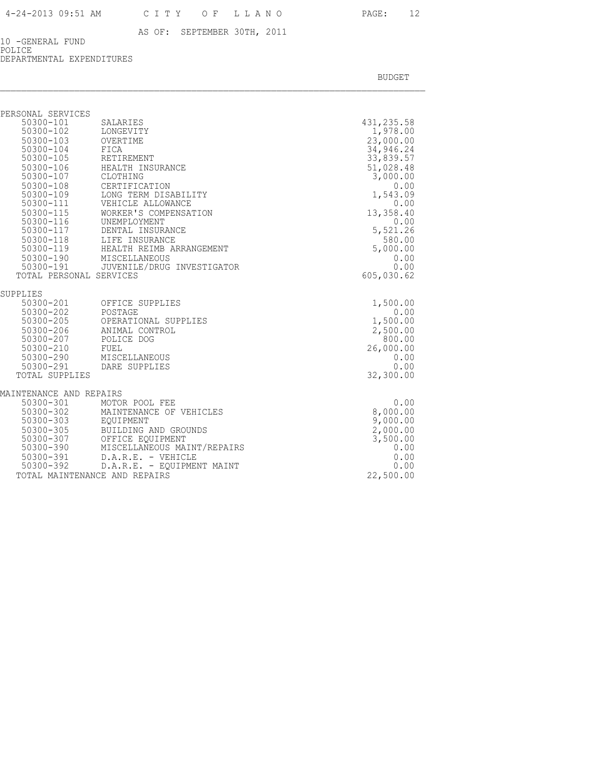AS OF: SEPTEMBER 30TH, 2011

10 -GENERAL FUND
POLICE
DEPARTMENTAL EXPENDITURES

| | | BUDGET |
|---|---|---|
| **PERSONAL SERVICES** | | |
| 50300-101 | SALARIES | 431,235.58 |
| 50300-102 | LONGEVITY | 1,978.00 |
| 50300-103 | OVERTIME | 23,000.00 |
| 50300-104 | FICA | 34,946.24 |
| 50300-105 | RETIREMENT | 33,839.57 |
| 50300-106 | HEALTH INSURANCE | 51,028.48 |
| 50300-107 | CLOTHING | 3,000.00 |
| 50300-108 | CERTIFICATION | 0.00 |
| 50300-109 | LONG TERM DISABILITY | 1,543.09 |
| 50300-111 | VEHICLE ALLOWANCE | 0.00 |
| 50300-115 | WORKER'S COMPENSATION | 13,358.40 |
| 50300-116 | UNEMPLOYMENT | 0.00 |
| 50300-117 | DENTAL INSURANCE | 5,521.26 |
| 50300-118 | LIFE INSURANCE | 580.00 |
| 50300-119 | HEALTH REIMB ARRANGEMENT | 5,000.00 |
| 50300-190 | MISCELLANEOUS | 0.00 |
| 50300-191 | JUVENILE/DRUG INVESTIGATOR | 0.00 |
| TOTAL PERSONAL SERVICES | | 605,030.62 |
| **SUPPLIES** | | |
| 50300-201 | OFFICE SUPPLIES | 1,500.00 |
| 50300-202 | POSTAGE | 0.00 |
| 50300-205 | OPERATIONAL SUPPLIES | 1,500.00 |
| 50300-206 | ANIMAL CONTROL | 2,500.00 |
| 50300-207 | POLICE DOG | 800.00 |
| 50300-210 | FUEL | 26,000.00 |
| 50300-290 | MISCELLANEOUS | 0.00 |
| 50300-291 | DARE SUPPLIES | 0.00 |
| TOTAL SUPPLIES | | 32,300.00 |
| **MAINTENANCE AND REPAIRS** | | |
| 50300-301 | MOTOR POOL FEE | 0.00 |
| 50300-302 | MAINTENANCE OF VEHICLES | 8,000.00 |
| 50300-303 | EQUIPMENT | 9,000.00 |
| 50300-305 | BUILDING AND GROUNDS | 2,000.00 |
| 50300-307 | OFFICE EQUIPMENT | 3,500.00 |
| 50300-390 | MISCELLANEOUS MAINT/REPAIRS | 0.00 |
| 50300-391 | D.A.R.E. - VEHICLE | 0.00 |
| 50300-392 | D.A.R.E. - EQUIPMENT MAINT | 0.00 |
| TOTAL MAINTENANCE AND REPAIRS | | 22,500.00 |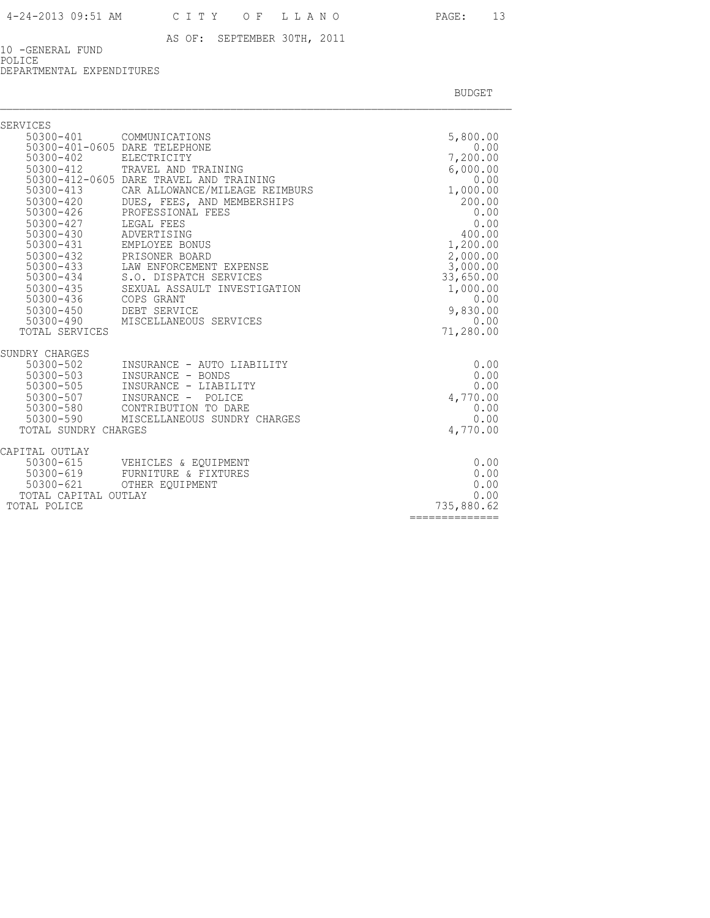AS OF: SEPTEMBER 30TH, 2011

10 -GENERAL FUND
POLICE
DEPARTMENTAL EXPENDITURES

| | | BUDGET |
|---|---|---|
| **SERVICES** | | |
| 50300-401 | COMMUNICATIONS | 5,800.00 |
| 50300-401-0605 | DARE TELEPHONE | 0.00 |
| 50300-402 | ELECTRICITY | 7,200.00 |
| 50300-412 | TRAVEL AND TRAINING | 6,000.00 |
| 50300-412-0605 | DARE TRAVEL AND TRAINING | 0.00 |
| 50300-413 | CAR ALLOWANCE/MILEAGE REIMBURS | 1,000.00 |
| 50300-420 | DUES, FEES, AND MEMBERSHIPS | 200.00 |
| 50300-426 | PROFESSIONAL FEES | 0.00 |
| 50300-427 | LEGAL FEES | 0.00 |
| 50300-430 | ADVERTISING | 400.00 |
| 50300-431 | EMPLOYEE BONUS | 1,200.00 |
| 50300-432 | PRISONER BOARD | 2,000.00 |
| 50300-433 | LAW ENFORCEMENT EXPENSE | 3,000.00 |
| 50300-434 | S.O. DISPATCH SERVICES | 33,650.00 |
| 50300-435 | SEXUAL ASSAULT INVESTIGATION | 1,000.00 |
| 50300-436 | COPS GRANT | 0.00 |
| 50300-450 | DEBT SERVICE | 9,830.00 |
| 50300-490 | MISCELLANEOUS SERVICES | 0.00 |
| TOTAL SERVICES | | 71,280.00 |
| **SUNDRY CHARGES** | | |
| 50300-502 | INSURANCE - AUTO LIABILITY | 0.00 |
| 50300-503 | INSURANCE - BONDS | 0.00 |
| 50300-505 | INSURANCE - LIABILITY | 0.00 |
| 50300-507 | INSURANCE - POLICE | 4,770.00 |
| 50300-580 | CONTRIBUTION TO DARE | 0.00 |
| 50300-590 | MISCELLANEOUS SUNDRY CHARGES | 0.00 |
| TOTAL SUNDRY CHARGES | | 4,770.00 |
| **CAPITAL OUTLAY** | | |
| 50300-615 | VEHICLES & EQUIPMENT | 0.00 |
| 50300-619 | FURNITURE & FIXTURES | 0.00 |
| 50300-621 | OTHER EQUIPMENT | 0.00 |
| TOTAL CAPITAL OUTLAY | | 0.00 |
| TOTAL POLICE | | 735,880.62 |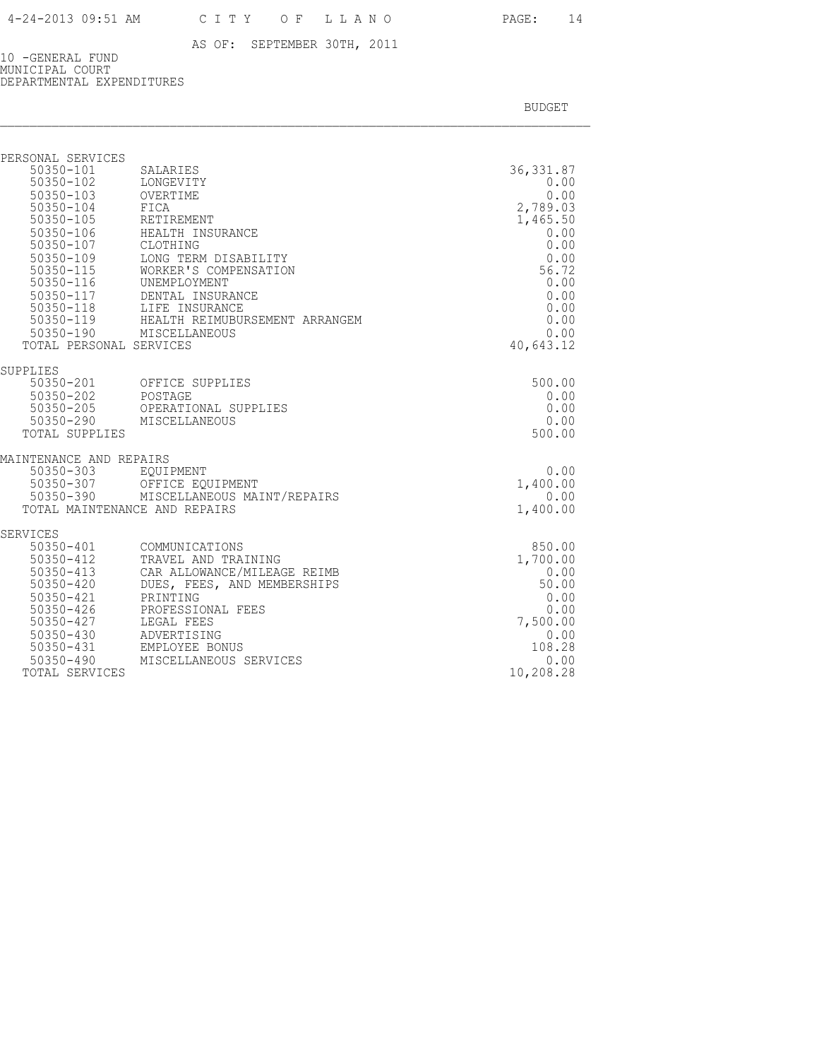AS OF: SEPTEMBER 30TH, 2011

10 -GENERAL FUND
MUNICIPAL COURT
DEPARTMENTAL EXPENDITURES

| | | BUDGET |
|---|---|---|
| **PERSONAL SERVICES** | | |
| 50350-101 | SALARIES | 36,331.87 |
| 50350-102 | LONGEVITY | 0.00 |
| 50350-103 | OVERTIME | 0.00 |
| 50350-104 | FICA | 2,789.03 |
| 50350-105 | RETIREMENT | 1,465.50 |
| 50350-106 | HEALTH INSURANCE | 0.00 |
| 50350-107 | CLOTHING | 0.00 |
| 50350-109 | LONG TERM DISABILITY | 0.00 |
| 50350-115 | WORKER'S COMPENSATION | 56.72 |
| 50350-116 | UNEMPLOYMENT | 0.00 |
| 50350-117 | DENTAL INSURANCE | 0.00 |
| 50350-118 | LIFE INSURANCE | 0.00 |
| 50350-119 | HEALTH REIMUBURSEMENT ARRANGEM | 0.00 |
| 50350-190 | MISCELLANEOUS | 0.00 |
| TOTAL PERSONAL SERVICES | | 40,643.12 |
| **SUPPLIES** | | |
| 50350-201 | OFFICE SUPPLIES | 500.00 |
| 50350-202 | POSTAGE | 0.00 |
| 50350-205 | OPERATIONAL SUPPLIES | 0.00 |
| 50350-290 | MISCELLANEOUS | 0.00 |
| TOTAL SUPPLIES | | 500.00 |
| **MAINTENANCE AND REPAIRS** | | |
| 50350-303 | EQUIPMENT | 0.00 |
| 50350-307 | OFFICE EQUIPMENT | 1,400.00 |
| 50350-390 | MISCELLANEOUS MAINT/REPAIRS | 0.00 |
| TOTAL MAINTENANCE AND REPAIRS | | 1,400.00 |
| **SERVICES** | | |
| 50350-401 | COMMUNICATIONS | 850.00 |
| 50350-412 | TRAVEL AND TRAINING | 1,700.00 |
| 50350-413 | CAR ALLOWANCE/MILEAGE REIMB | 0.00 |
| 50350-420 | DUES, FEES, AND MEMBERSHIPS | 50.00 |
| 50350-421 | PRINTING | 0.00 |
| 50350-426 | PROFESSIONAL FEES | 0.00 |
| 50350-427 | LEGAL FEES | 7,500.00 |
| 50350-430 | ADVERTISING | 0.00 |
| 50350-431 | EMPLOYEE BONUS | 108.28 |
| 50350-490 | MISCELLANEOUS SERVICES | 0.00 |
| TOTAL SERVICES | | 10,208.28 |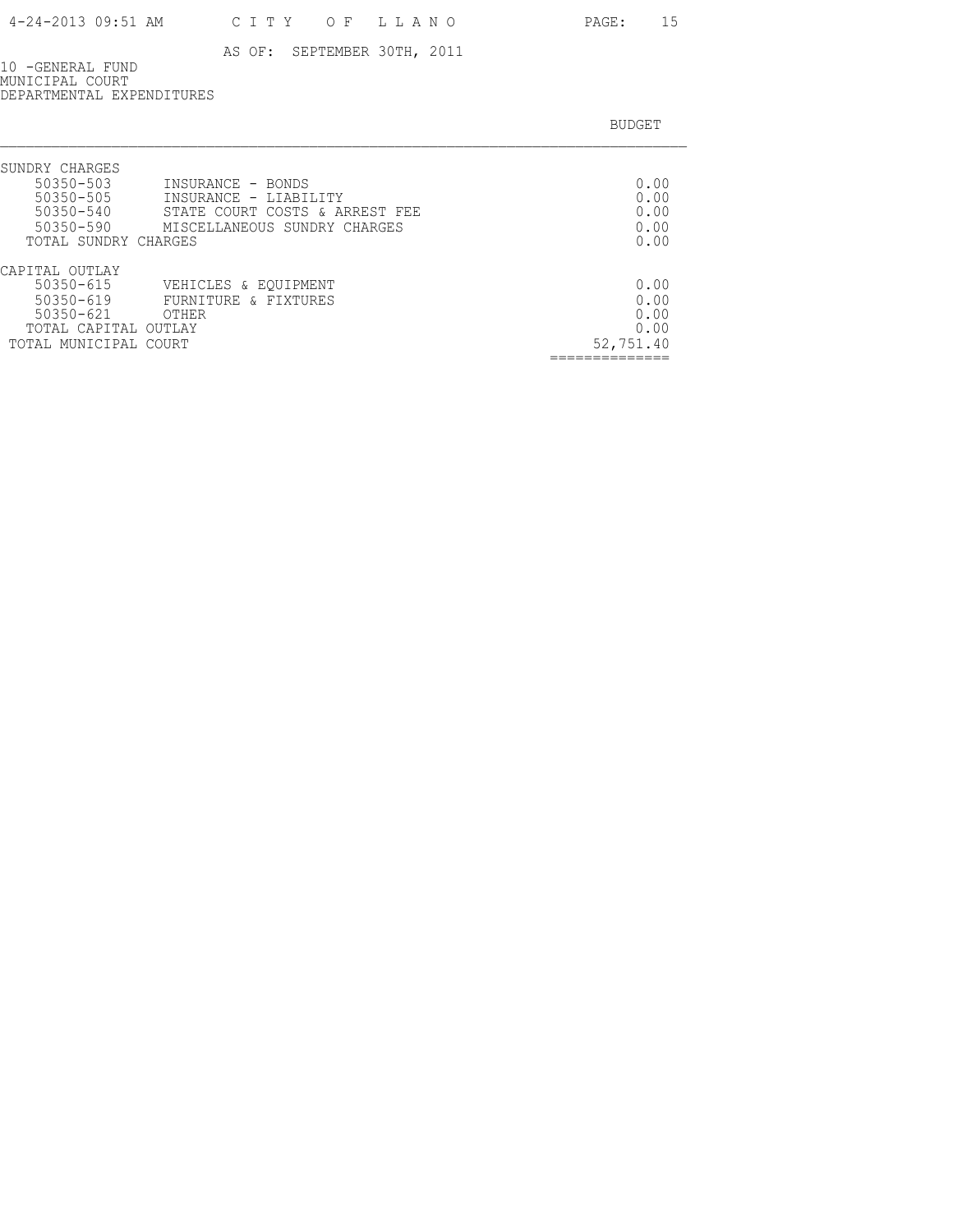AS OF: SEPTEMBER 30TH, 2011

10 -GENERAL FUND
MUNICIPAL COURT
DEPARTMENTAL EXPENDITURES

| | | BUDGET |
|---|---|---|
| **SUNDRY CHARGES** | | |
| 50350-503 | INSURANCE - BONDS | 0.00 |
| 50350-505 | INSURANCE - LIABILITY | 0.00 |
| 50350-540 | STATE COURT COSTS & ARREST FEE | 0.00 |
| 50350-590 | MISCELLANEOUS SUNDRY CHARGES | 0.00 |
| TOTAL SUNDRY CHARGES | | 0.00 |
| **CAPITAL OUTLAY** | | |
| 50350-615 | VEHICLES & EQUIPMENT | 0.00 |
| 50350-619 | FURNITURE & FIXTURES | 0.00 |
| 50350-621 | OTHER | 0.00 |
| TOTAL CAPITAL OUTLAY | | 0.00 |
| TOTAL MUNICIPAL COURT | | 52,751.40 |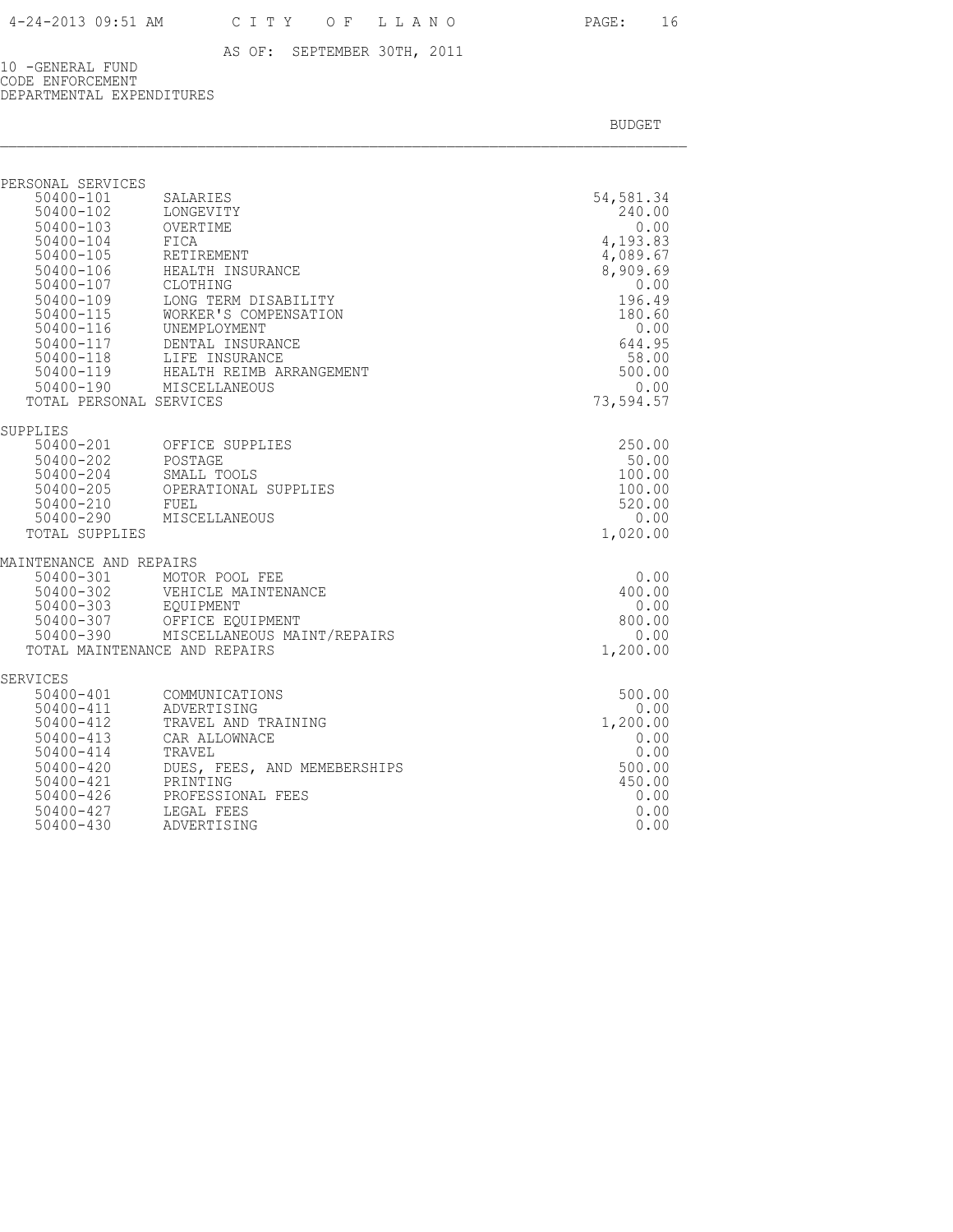AS OF: SEPTEMBER 30TH, 2011

10 -GENERAL FUND
CODE ENFORCEMENT
DEPARTMENTAL EXPENDITURES

| | | BUDGET |
|---|---|---|
| **PERSONAL SERVICES** | | |
| 50400-101 | SALARIES | 54,581.34 |
| 50400-102 | LONGEVITY | 240.00 |
| 50400-103 | OVERTIME | 0.00 |
| 50400-104 | FICA | 4,193.83 |
| 50400-105 | RETIREMENT | 4,089.67 |
| 50400-106 | HEALTH INSURANCE | 8,909.69 |
| 50400-107 | CLOTHING | 0.00 |
| 50400-109 | LONG TERM DISABILITY | 196.49 |
| 50400-115 | WORKER'S COMPENSATION | 180.60 |
| 50400-116 | UNEMPLOYMENT | 0.00 |
| 50400-117 | DENTAL INSURANCE | 644.95 |
| 50400-118 | LIFE INSURANCE | 58.00 |
| 50400-119 | HEALTH REIMB ARRANGEMENT | 500.00 |
| 50400-190 | MISCELLANEOUS | 0.00 |
| TOTAL PERSONAL SERVICES | | 73,594.57 |
| **SUPPLIES** | | |
| 50400-201 | OFFICE SUPPLIES | 250.00 |
| 50400-202 | POSTAGE | 50.00 |
| 50400-204 | SMALL TOOLS | 100.00 |
| 50400-205 | OPERATIONAL SUPPLIES | 100.00 |
| 50400-210 | FUEL | 520.00 |
| 50400-290 | MISCELLANEOUS | 0.00 |
| TOTAL SUPPLIES | | 1,020.00 |
| **MAINTENANCE AND REPAIRS** | | |
| 50400-301 | MOTOR POOL FEE | 0.00 |
| 50400-302 | VEHICLE MAINTENANCE | 400.00 |
| 50400-303 | EQUIPMENT | 0.00 |
| 50400-307 | OFFICE EQUIPMENT | 800.00 |
| 50400-390 | MISCELLANEOUS MAINT/REPAIRS | 0.00 |
| TOTAL MAINTENANCE AND REPAIRS | | 1,200.00 |
| **SERVICES** | | |
| 50400-401 | COMMUNICATIONS | 500.00 |
| 50400-411 | ADVERTISING | 0.00 |
| 50400-412 | TRAVEL AND TRAINING | 1,200.00 |
| 50400-413 | CAR ALLOWNACE | 0.00 |
| 50400-414 | TRAVEL | 0.00 |
| 50400-420 | DUES, FEES, AND MEMEBERSHIPS | 500.00 |
| 50400-421 | PRINTING | 450.00 |
| 50400-426 | PROFESSIONAL FEES | 0.00 |
| 50400-427 | LEGAL FEES | 0.00 |
| 50400-430 | ADVERTISING | 0.00 |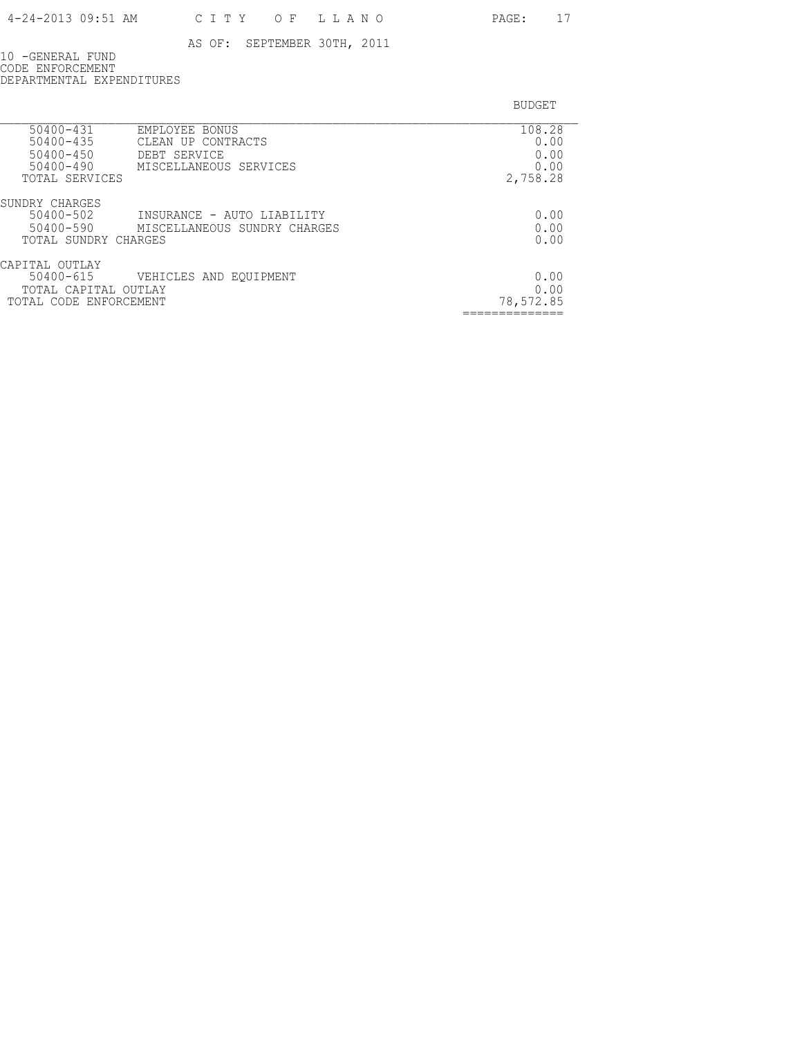AS OF: SEPTEMBER 30TH, 2011

10 -GENERAL FUND
CODE ENFORCEMENT
DEPARTMENTAL EXPENDITURES

| | | BUDGET |
|---|---|---|
| 50400-431 | EMPLOYEE BONUS | 108.28 |
| 50400-435 | CLEAN UP CONTRACTS | 0.00 |
| 50400-450 | DEBT SERVICE | 0.00 |
| 50400-490 | MISCELLANEOUS SERVICES | 0.00 |
| TOTAL SERVICES | | 2,758.28 |
| SUNDRY CHARGES | | |
| 50400-502 | INSURANCE - AUTO LIABILITY | 0.00 |
| 50400-590 | MISCELLANEOUS SUNDRY CHARGES | 0.00 |
| TOTAL SUNDRY CHARGES | | 0.00 |
| CAPITAL OUTLAY | | |
| 50400-615 | VEHICLES AND EQUIPMENT | 0.00 |
| TOTAL CAPITAL OUTLAY | | 0.00 |
| TOTAL CODE ENFORCEMENT | | 78,572.85 |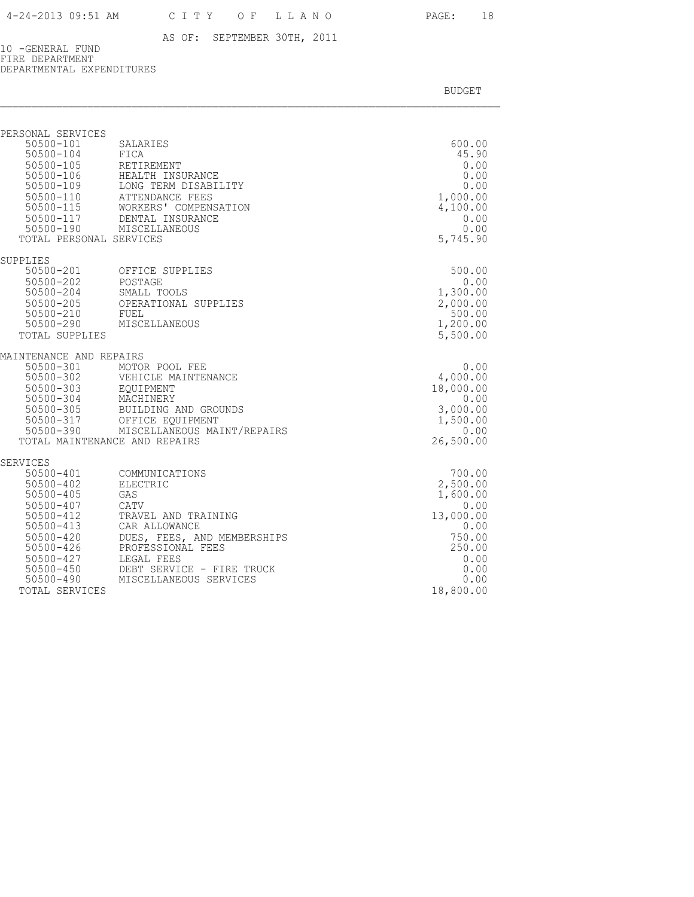AS OF: SEPTEMBER 30TH, 2011

10 -GENERAL FUND
FIRE DEPARTMENT
DEPARTMENTAL EXPENDITURES

| | | BUDGET |
|---|---|---|
| **PERSONAL SERVICES** | | |
| 50500-101 | SALARIES | 600.00 |
| 50500-104 | FICA | 45.90 |
| 50500-105 | RETIREMENT | 0.00 |
| 50500-106 | HEALTH INSURANCE | 0.00 |
| 50500-109 | LONG TERM DISABILITY | 0.00 |
| 50500-110 | ATTENDANCE FEES | 1,000.00 |
| 50500-115 | WORKERS' COMPENSATION | 4,100.00 |
| 50500-117 | DENTAL INSURANCE | 0.00 |
| 50500-190 | MISCELLANEOUS | 0.00 |
| TOTAL PERSONAL SERVICES | | 5,745.90 |
| **SUPPLIES** | | |
| 50500-201 | OFFICE SUPPLIES | 500.00 |
| 50500-202 | POSTAGE | 0.00 |
| 50500-204 | SMALL TOOLS | 1,300.00 |
| 50500-205 | OPERATIONAL SUPPLIES | 2,000.00 |
| 50500-210 | FUEL | 500.00 |
| 50500-290 | MISCELLANEOUS | 1,200.00 |
| TOTAL SUPPLIES | | 5,500.00 |
| **MAINTENANCE AND REPAIRS** | | |
| 50500-301 | MOTOR POOL FEE | 0.00 |
| 50500-302 | VEHICLE MAINTENANCE | 4,000.00 |
| 50500-303 | EQUIPMENT | 18,000.00 |
| 50500-304 | MACHINERY | 0.00 |
| 50500-305 | BUILDING AND GROUNDS | 3,000.00 |
| 50500-317 | OFFICE EQUIPMENT | 1,500.00 |
| 50500-390 | MISCELLANEOUS MAINT/REPAIRS | 0.00 |
| TOTAL MAINTENANCE AND REPAIRS | | 26,500.00 |
| **SERVICES** | | |
| 50500-401 | COMMUNICATIONS | 700.00 |
| 50500-402 | ELECTRIC | 2,500.00 |
| 50500-405 | GAS | 1,600.00 |
| 50500-407 | CATV | 0.00 |
| 50500-412 | TRAVEL AND TRAINING | 13,000.00 |
| 50500-413 | CAR ALLOWANCE | 0.00 |
| 50500-420 | DUES, FEES, AND MEMBERSHIPS | 750.00 |
| 50500-426 | PROFESSIONAL FEES | 250.00 |
| 50500-427 | LEGAL FEES | 0.00 |
| 50500-450 | DEBT SERVICE - FIRE TRUCK | 0.00 |
| 50500-490 | MISCELLANEOUS SERVICES | 0.00 |
| TOTAL SERVICES | | 18,800.00 |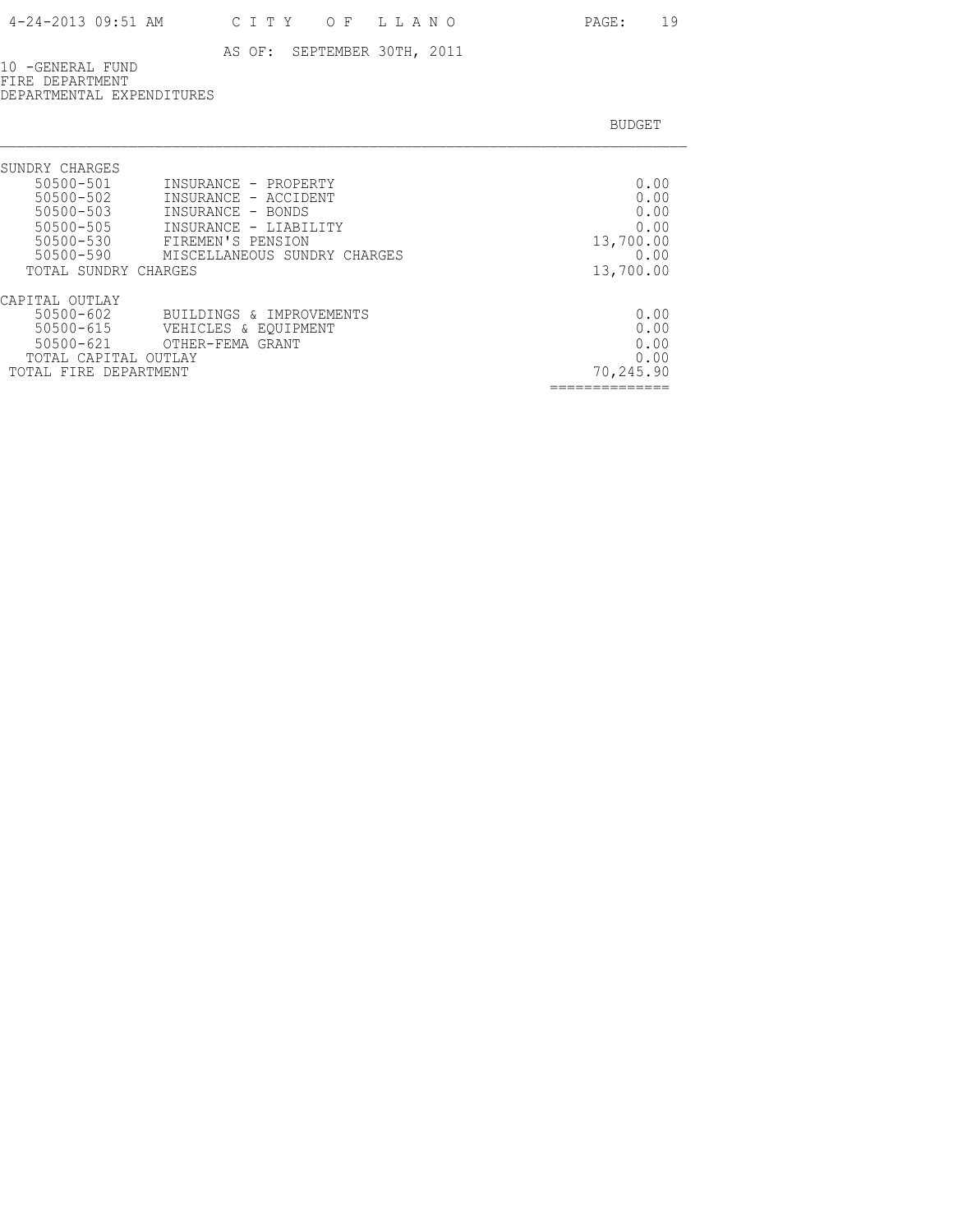CITY OF LLANO

AS OF: SEPTEMBER 30TH, 2011

10 -GENERAL FUND
FIRE DEPARTMENT
DEPARTMENTAL EXPENDITURES

| | | BUDGET |
|---|---|---|
| SUNDRY CHARGES | | |
| 50500-501 | INSURANCE - PROPERTY | 0.00 |
| 50500-502 | INSURANCE - ACCIDENT | 0.00 |
| 50500-503 | INSURANCE - BONDS | 0.00 |
| 50500-505 | INSURANCE - LIABILITY | 0.00 |
| 50500-530 | FIREMEN'S PENSION | 13,700.00 |
| 50500-590 | MISCELLANEOUS SUNDRY CHARGES | 0.00 |
| TOTAL SUNDRY CHARGES | | 13,700.00 |
| CAPITAL OUTLAY | | |
| 50500-602 | BUILDINGS & IMPROVEMENTS | 0.00 |
| 50500-615 | VEHICLES & EQUIPMENT | 0.00 |
| 50500-621 | OTHER-FEMA GRANT | 0.00 |
| TOTAL CAPITAL OUTLAY | | 0.00 |
| TOTAL FIRE DEPARTMENT | | 70,245.90 |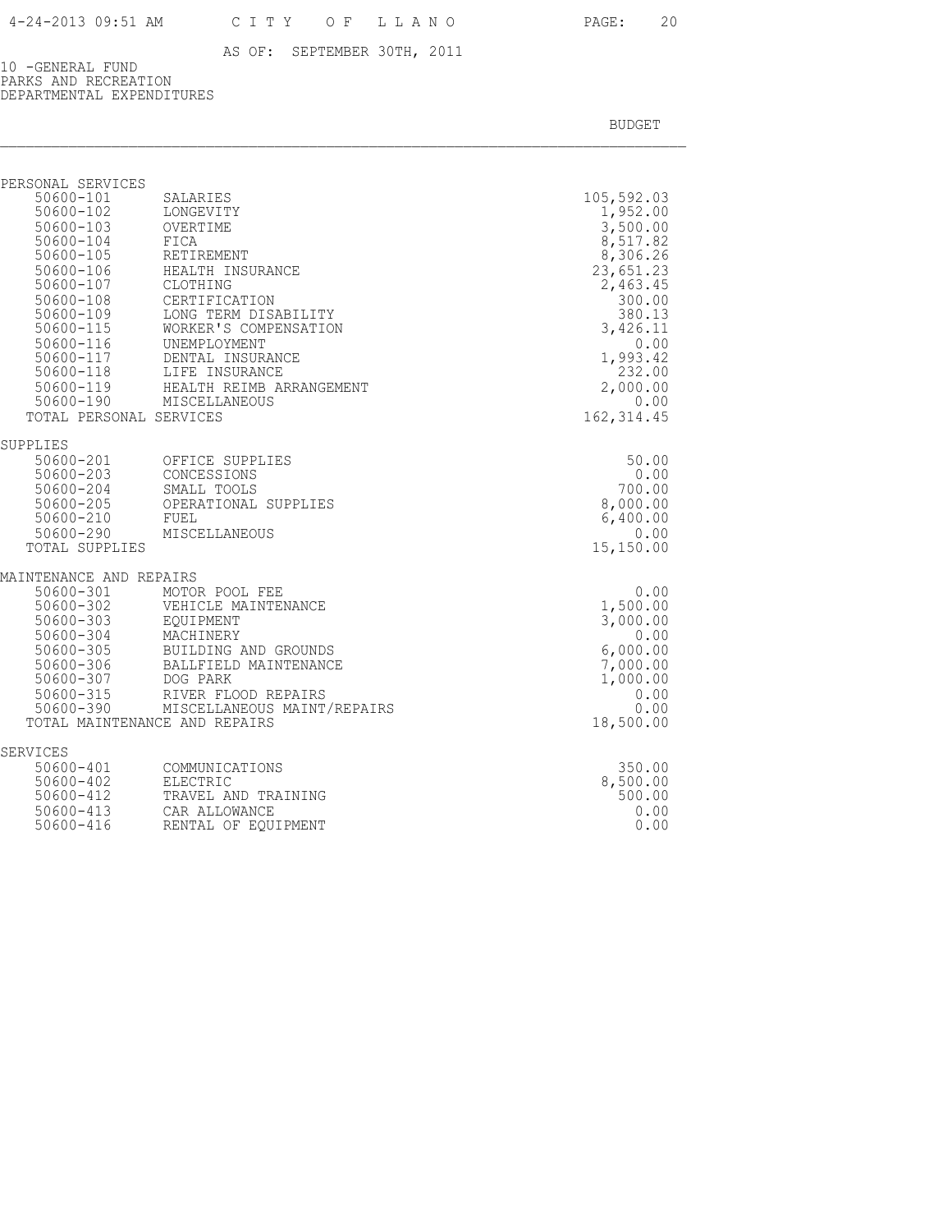AS OF: SEPTEMBER 30TH, 2011

10 -GENERAL FUND
PARKS AND RECREATION
DEPARTMENTAL EXPENDITURES

| | | BUDGET |
|---|---|---|
| **PERSONAL SERVICES** | | |
| 50600-101 | SALARIES | 105,592.03 |
| 50600-102 | LONGEVITY | 1,952.00 |
| 50600-103 | OVERTIME | 3,500.00 |
| 50600-104 | FICA | 8,517.82 |
| 50600-105 | RETIREMENT | 8,306.26 |
| 50600-106 | HEALTH INSURANCE | 23,651.23 |
| 50600-107 | CLOTHING | 2,463.45 |
| 50600-108 | CERTIFICATION | 300.00 |
| 50600-109 | LONG TERM DISABILITY | 380.13 |
| 50600-115 | WORKER'S COMPENSATION | 3,426.11 |
| 50600-116 | UNEMPLOYMENT | 0.00 |
| 50600-117 | DENTAL INSURANCE | 1,993.42 |
| 50600-118 | LIFE INSURANCE | 232.00 |
| 50600-119 | HEALTH REIMB ARRANGEMENT | 2,000.00 |
| 50600-190 | MISCELLANEOUS | 0.00 |
| TOTAL PERSONAL SERVICES | | 162,314.45 |
| **SUPPLIES** | | |
| 50600-201 | OFFICE SUPPLIES | 50.00 |
| 50600-203 | CONCESSIONS | 0.00 |
| 50600-204 | SMALL TOOLS | 700.00 |
| 50600-205 | OPERATIONAL SUPPLIES | 8,000.00 |
| 50600-210 | FUEL | 6,400.00 |
| 50600-290 | MISCELLANEOUS | 0.00 |
| TOTAL SUPPLIES | | 15,150.00 |
| **MAINTENANCE AND REPAIRS** | | |
| 50600-301 | MOTOR POOL FEE | 0.00 |
| 50600-302 | VEHICLE MAINTENANCE | 1,500.00 |
| 50600-303 | EQUIPMENT | 3,000.00 |
| 50600-304 | MACHINERY | 0.00 |
| 50600-305 | BUILDING AND GROUNDS | 6,000.00 |
| 50600-306 | BALLFIELD MAINTENANCE | 7,000.00 |
| 50600-307 | DOG PARK | 1,000.00 |
| 50600-315 | RIVER FLOOD REPAIRS | 0.00 |
| 50600-390 | MISCELLANEOUS MAINT/REPAIRS | 0.00 |
| TOTAL MAINTENANCE AND REPAIRS | | 18,500.00 |
| **SERVICES** | | |
| 50600-401 | COMMUNICATIONS | 350.00 |
| 50600-402 | ELECTRIC | 8,500.00 |
| 50600-412 | TRAVEL AND TRAINING | 500.00 |
| 50600-413 | CAR ALLOWANCE | 0.00 |
| 50600-416 | RENTAL OF EQUIPMENT | 0.00 |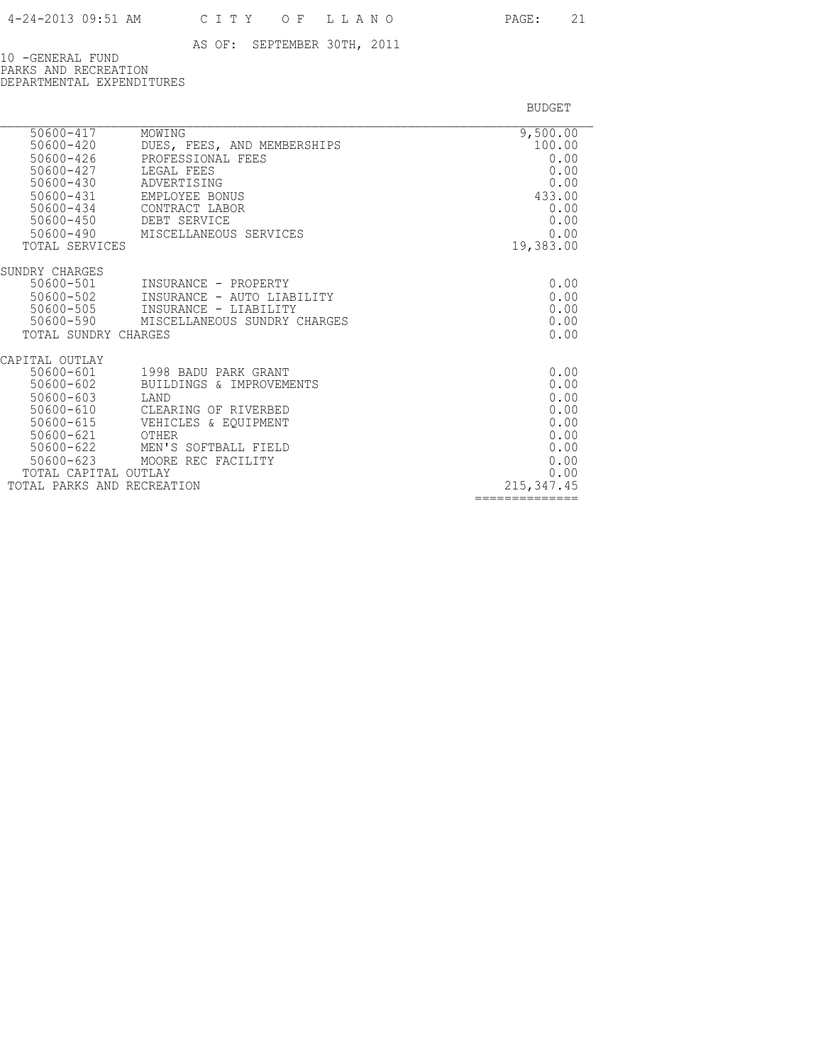AS OF: SEPTEMBER 30TH, 2011

10 -GENERAL FUND
PARKS AND RECREATION
DEPARTMENTAL EXPENDITURES

| | | BUDGET |
|---|---|---|
| 50600-417 | MOWING | 9,500.00 |
| 50600-420 | DUES, FEES, AND MEMBERSHIPS | 100.00 |
| 50600-426 | PROFESSIONAL FEES | 0.00 |
| 50600-427 | LEGAL FEES | 0.00 |
| 50600-430 | ADVERTISING | 0.00 |
| 50600-431 | EMPLOYEE BONUS | 433.00 |
| 50600-434 | CONTRACT LABOR | 0.00 |
| 50600-450 | DEBT SERVICE | 0.00 |
| 50600-490 | MISCELLANEOUS SERVICES | 0.00 |
| TOTAL SERVICES | | 19,383.00 |
| SUNDRY CHARGES | | |
| 50600-501 | INSURANCE - PROPERTY | 0.00 |
| 50600-502 | INSURANCE - AUTO LIABILITY | 0.00 |
| 50600-505 | INSURANCE - LIABILITY | 0.00 |
| 50600-590 | MISCELLANEOUS SUNDRY CHARGES | 0.00 |
| TOTAL SUNDRY CHARGES | | 0.00 |
| CAPITAL OUTLAY | | |
| 50600-601 | 1998 BADU PARK GRANT | 0.00 |
| 50600-602 | BUILDINGS & IMPROVEMENTS | 0.00 |
| 50600-603 | LAND | 0.00 |
| 50600-610 | CLEARING OF RIVERBED | 0.00 |
| 50600-615 | VEHICLES & EQUIPMENT | 0.00 |
| 50600-621 | OTHER | 0.00 |
| 50600-622 | MEN'S SOFTBALL FIELD | 0.00 |
| 50600-623 | MOORE REC FACILITY | 0.00 |
| TOTAL CAPITAL OUTLAY | | 0.00 |
| TOTAL PARKS AND RECREATION | | 215,347.45 |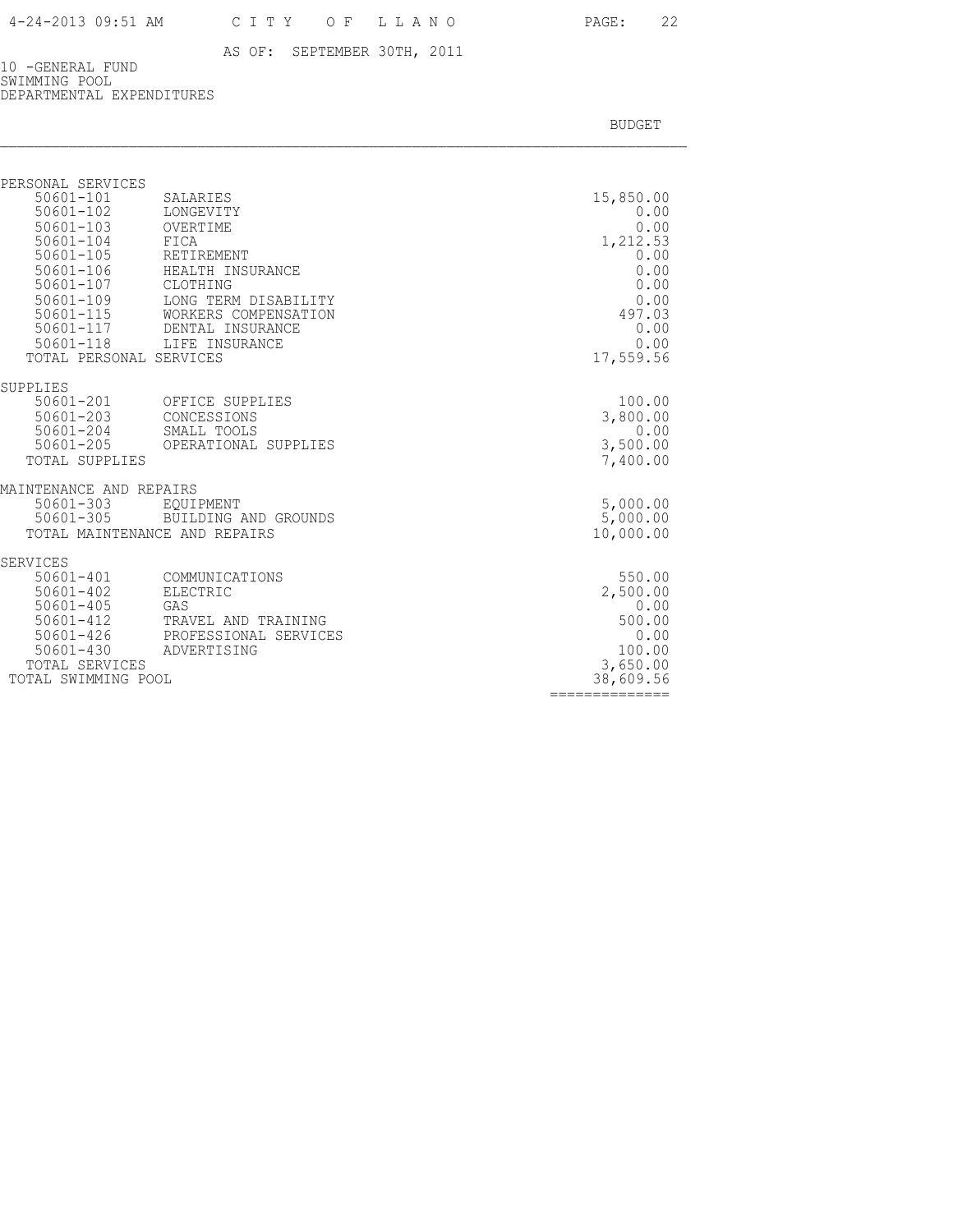AS OF: SEPTEMBER 30TH, 2011

10 -GENERAL FUND
SWIMMING POOL
DEPARTMENTAL EXPENDITURES

| | | BUDGET |
|---|---|---|
| **PERSONAL SERVICES** | | |
| 50601-101 | SALARIES | 15,850.00 |
| 50601-102 | LONGEVITY | 0.00 |
| 50601-103 | OVERTIME | 0.00 |
| 50601-104 | FICA | 1,212.53 |
| 50601-105 | RETIREMENT | 0.00 |
| 50601-106 | HEALTH INSURANCE | 0.00 |
| 50601-107 | CLOTHING | 0.00 |
| 50601-109 | LONG TERM DISABILITY | 0.00 |
| 50601-115 | WORKERS COMPENSATION | 497.03 |
| 50601-117 | DENTAL INSURANCE | 0.00 |
| 50601-118 | LIFE INSURANCE | 0.00 |
| TOTAL PERSONAL SERVICES | | 17,559.56 |
| **SUPPLIES** | | |
| 50601-201 | OFFICE SUPPLIES | 100.00 |
| 50601-203 | CONCESSIONS | 3,800.00 |
| 50601-204 | SMALL TOOLS | 0.00 |
| 50601-205 | OPERATIONAL SUPPLIES | 3,500.00 |
| TOTAL SUPPLIES | | 7,400.00 |
| **MAINTENANCE AND REPAIRS** | | |
| 50601-303 | EQUIPMENT | 5,000.00 |
| 50601-305 | BUILDING AND GROUNDS | 5,000.00 |
| TOTAL MAINTENANCE AND REPAIRS | | 10,000.00 |
| **SERVICES** | | |
| 50601-401 | COMMUNICATIONS | 550.00 |
| 50601-402 | ELECTRIC | 2,500.00 |
| 50601-405 | GAS | 0.00 |
| 50601-412 | TRAVEL AND TRAINING | 500.00 |
| 50601-426 | PROFESSIONAL SERVICES | 0.00 |
| 50601-430 | ADVERTISING | 100.00 |
| TOTAL SERVICES | | 3,650.00 |
| TOTAL SWIMMING POOL | | 38,609.56 |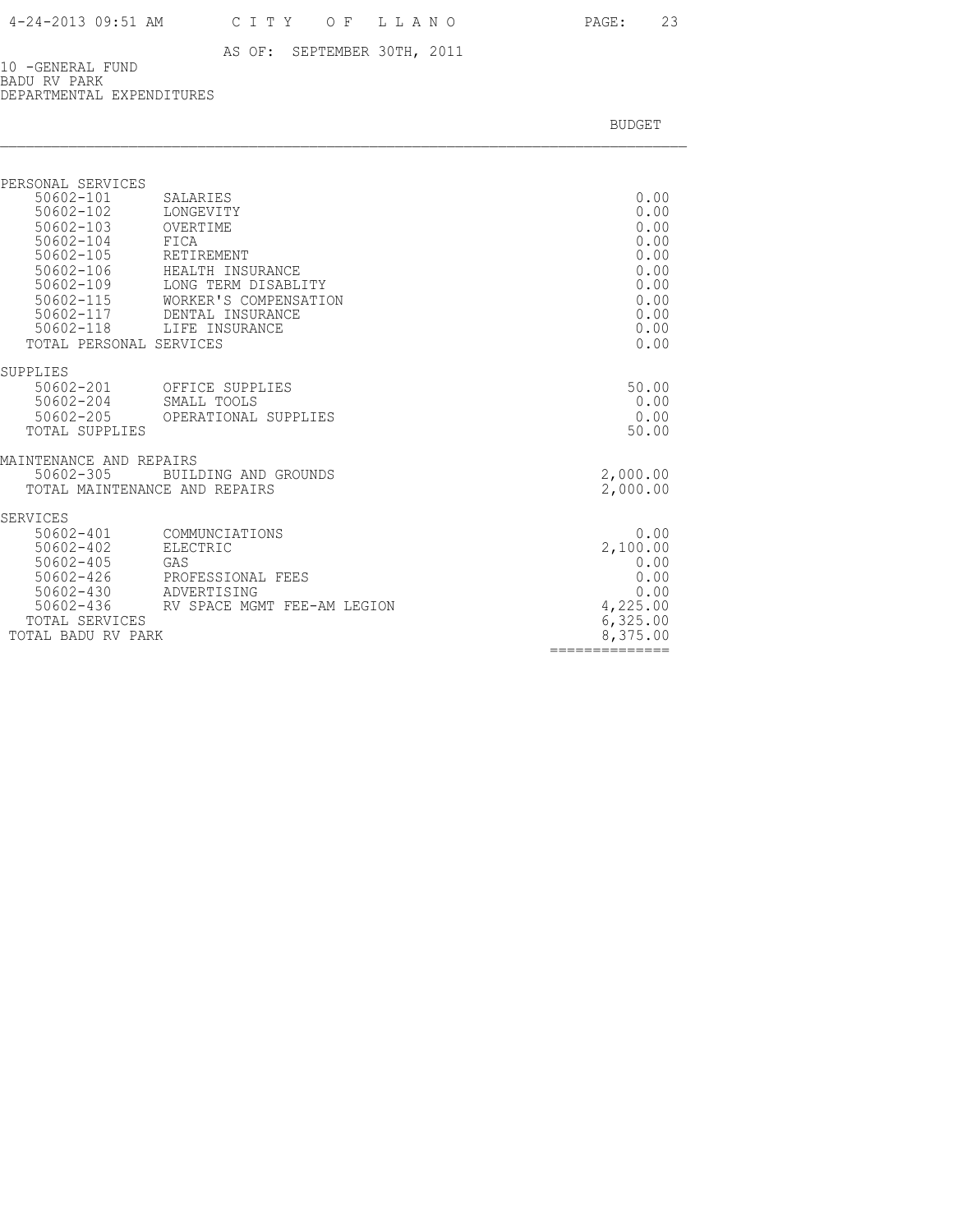AS OF: SEPTEMBER 30TH, 2011

10 -GENERAL FUND
BADU RV PARK
DEPARTMENTAL EXPENDITURES

| | | BUDGET |
|---|---|---|
| **PERSONAL SERVICES** | | |
| 50602-101 | SALARIES | 0.00 |
| 50602-102 | LONGEVITY | 0.00 |
| 50602-103 | OVERTIME | 0.00 |
| 50602-104 | FICA | 0.00 |
| 50602-105 | RETIREMENT | 0.00 |
| 50602-106 | HEALTH INSURANCE | 0.00 |
| 50602-109 | LONG TERM DISABLITY | 0.00 |
| 50602-115 | WORKER'S COMPENSATION | 0.00 |
| 50602-117 | DENTAL INSURANCE | 0.00 |
| 50602-118 | LIFE INSURANCE | 0.00 |
| TOTAL PERSONAL SERVICES | | 0.00 |
| **SUPPLIES** | | |
| 50602-201 | OFFICE SUPPLIES | 50.00 |
| 50602-204 | SMALL TOOLS | 0.00 |
| 50602-205 | OPERATIONAL SUPPLIES | 0.00 |
| TOTAL SUPPLIES | | 50.00 |
| **MAINTENANCE AND REPAIRS** | | |
| 50602-305 | BUILDING AND GROUNDS | 2,000.00 |
| TOTAL MAINTENANCE AND REPAIRS | | 2,000.00 |
| **SERVICES** | | |
| 50602-401 | COMMUNCIATIONS | 0.00 |
| 50602-402 | ELECTRIC | 2,100.00 |
| 50602-405 | GAS | 0.00 |
| 50602-426 | PROFESSIONAL FEES | 0.00 |
| 50602-430 | ADVERTISING | 0.00 |
| 50602-436 | RV SPACE MGMT FEE-AM LEGION | 4,225.00 |
| TOTAL SERVICES | | 6,325.00 |
| TOTAL BADU RV PARK | | 8,375.00 |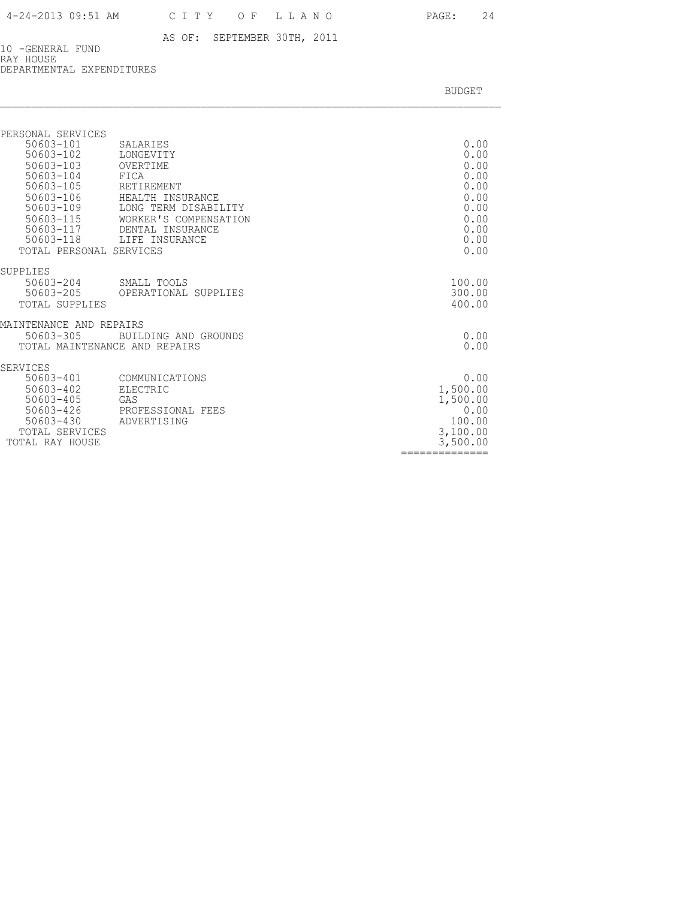AS OF: SEPTEMBER 30TH, 2011

10 -GENERAL FUND
RAY HOUSE
DEPARTMENTAL EXPENDITURES

| | | BUDGET |
|---|---|---|
| **PERSONAL SERVICES** | | |
| 50603-101 | SALARIES | 0.00 |
| 50603-102 | LONGEVITY | 0.00 |
| 50603-103 | OVERTIME | 0.00 |
| 50603-104 | FICA | 0.00 |
| 50603-105 | RETIREMENT | 0.00 |
| 50603-106 | HEALTH INSURANCE | 0.00 |
| 50603-109 | LONG TERM DISABILITY | 0.00 |
| 50603-115 | WORKER'S COMPENSATION | 0.00 |
| 50603-117 | DENTAL INSURANCE | 0.00 |
| 50603-118 | LIFE INSURANCE | 0.00 |
| TOTAL PERSONAL SERVICES | | 0.00 |
| **SUPPLIES** | | |
| 50603-204 | SMALL TOOLS | 100.00 |
| 50603-205 | OPERATIONAL SUPPLIES | 300.00 |
| TOTAL SUPPLIES | | 400.00 |
| **MAINTENANCE AND REPAIRS** | | |
| 50603-305 | BUILDING AND GROUNDS | 0.00 |
| TOTAL MAINTENANCE AND REPAIRS | | 0.00 |
| **SERVICES** | | |
| 50603-401 | COMMUNICATIONS | 0.00 |
| 50603-402 | ELECTRIC | 1,500.00 |
| 50603-405 | GAS | 1,500.00 |
| 50603-426 | PROFESSIONAL FEES | 0.00 |
| 50603-430 | ADVERTISING | 100.00 |
| TOTAL SERVICES | | 3,100.00 |
| TOTAL RAY HOUSE | | 3,500.00 |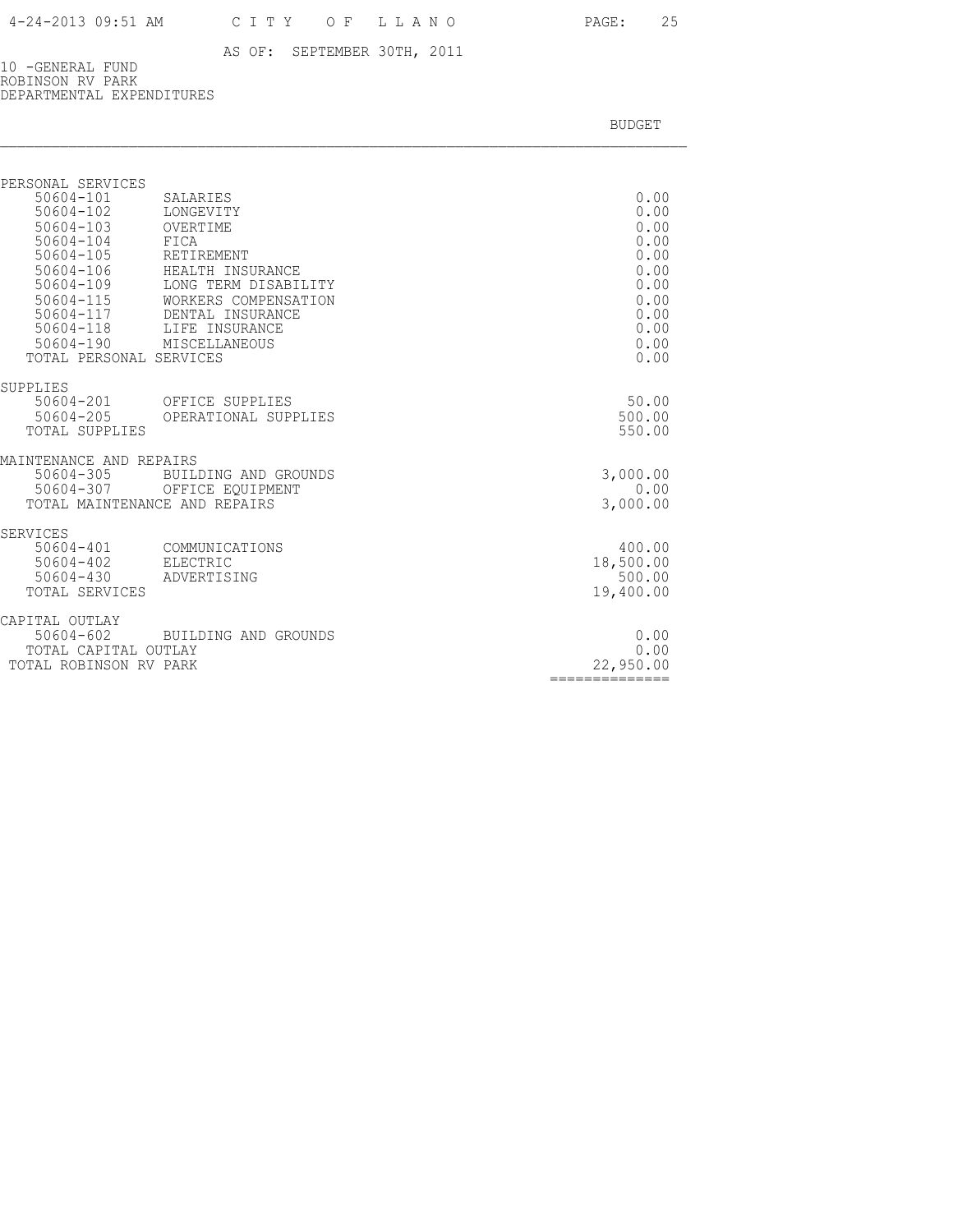AS OF: SEPTEMBER 30TH, 2011

10 -GENERAL FUND
ROBINSON RV PARK
DEPARTMENTAL EXPENDITURES

| | | BUDGET |
|---|---|---|
| **PERSONAL SERVICES** | | |
| 50604-101 | SALARIES | 0.00 |
| 50604-102 | LONGEVITY | 0.00 |
| 50604-103 | OVERTIME | 0.00 |
| 50604-104 | FICA | 0.00 |
| 50604-105 | RETIREMENT | 0.00 |
| 50604-106 | HEALTH INSURANCE | 0.00 |
| 50604-109 | LONG TERM DISABILITY | 0.00 |
| 50604-115 | WORKERS COMPENSATION | 0.00 |
| 50604-117 | DENTAL INSURANCE | 0.00 |
| 50604-118 | LIFE INSURANCE | 0.00 |
| 50604-190 | MISCELLANEOUS | 0.00 |
| TOTAL PERSONAL SERVICES | | 0.00 |
| **SUPPLIES** | | |
| 50604-201 | OFFICE SUPPLIES | 50.00 |
| 50604-205 | OPERATIONAL SUPPLIES | 500.00 |
| TOTAL SUPPLIES | | 550.00 |
| **MAINTENANCE AND REPAIRS** | | |
| 50604-305 | BUILDING AND GROUNDS | 3,000.00 |
| 50604-307 | OFFICE EQUIPMENT | 0.00 |
| TOTAL MAINTENANCE AND REPAIRS | | 3,000.00 |
| **SERVICES** | | |
| 50604-401 | COMMUNICATIONS | 400.00 |
| 50604-402 | ELECTRIC | 18,500.00 |
| 50604-430 | ADVERTISING | 500.00 |
| TOTAL SERVICES | | 19,400.00 |
| **CAPITAL OUTLAY** | | |
| 50604-602 | BUILDING AND GROUNDS | 0.00 |
| TOTAL CAPITAL OUTLAY | | 0.00 |
| TOTAL ROBINSON RV PARK | | 22,950.00 |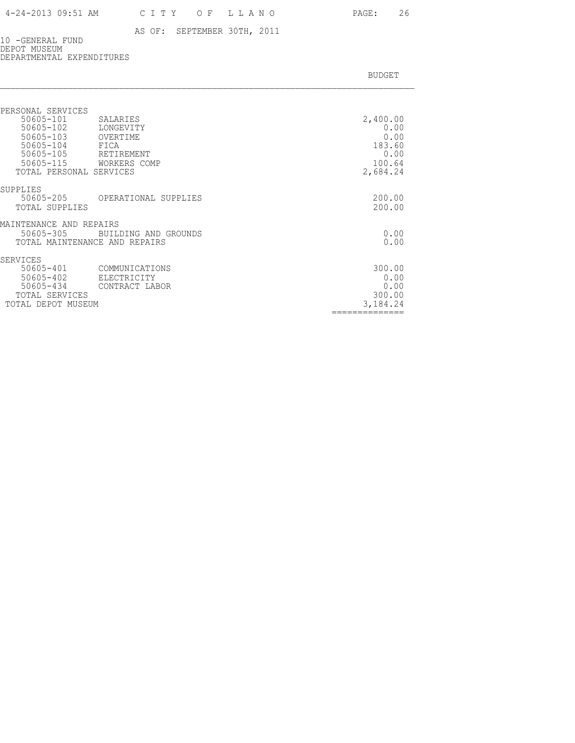AS OF: SEPTEMBER 30TH, 2011

10 -GENERAL FUND
DEPOT MUSEUM
DEPARTMENTAL EXPENDITURES

| | | BUDGET |
|---|---|---|
| **PERSONAL SERVICES** | | |
| 50605-101 | SALARIES | 2,400.00 |
| 50605-102 | LONGEVITY | 0.00 |
| 50605-103 | OVERTIME | 0.00 |
| 50605-104 | FICA | 183.60 |
| 50605-105 | RETIREMENT | 0.00 |
| 50605-115 | WORKERS COMP | 100.64 |
| TOTAL PERSONAL SERVICES | | 2,684.24 |
| **SUPPLIES** | | |
| 50605-205 | OPERATIONAL SUPPLIES | 200.00 |
| TOTAL SUPPLIES | | 200.00 |
| **MAINTENANCE AND REPAIRS** | | |
| 50605-305 | BUILDING AND GROUNDS | 0.00 |
| TOTAL MAINTENANCE AND REPAIRS | | 0.00 |
| **SERVICES** | | |
| 50605-401 | COMMUNICATIONS | 300.00 |
| 50605-402 | ELECTRICITY | 0.00 |
| 50605-434 | CONTRACT LABOR | 0.00 |
| TOTAL SERVICES | | 300.00 |
| TOTAL DEPOT MUSEUM | | 3,184.24 |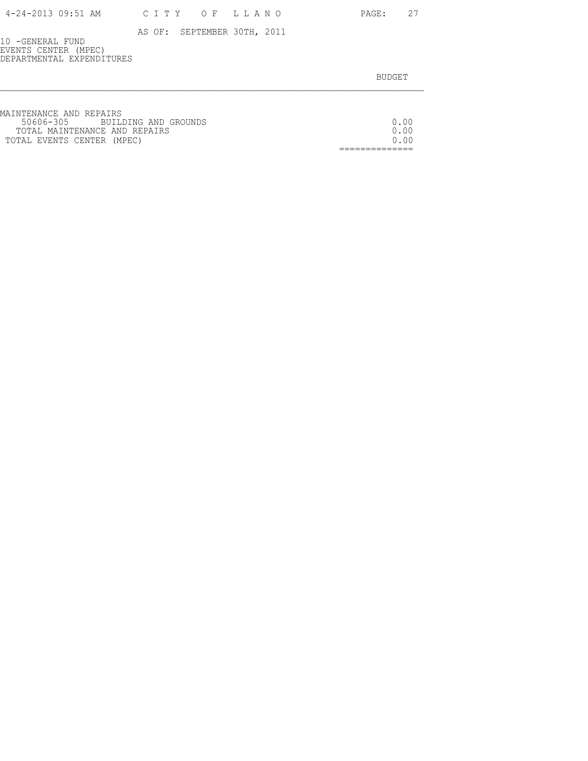AS OF: SEPTEMBER 30TH, 2011

10 -GENERAL FUND
EVENTS CENTER (MPEC)
DEPARTMENTAL EXPENDITURES

| | BUDGET |
|---|---|
| MAINTENANCE AND REPAIRS | |
| 50606-305 BUILDING AND GROUNDS | 0.00 |
| TOTAL MAINTENANCE AND REPAIRS | 0.00 |
| TOTAL EVENTS CENTER (MPEC) | 0.00 |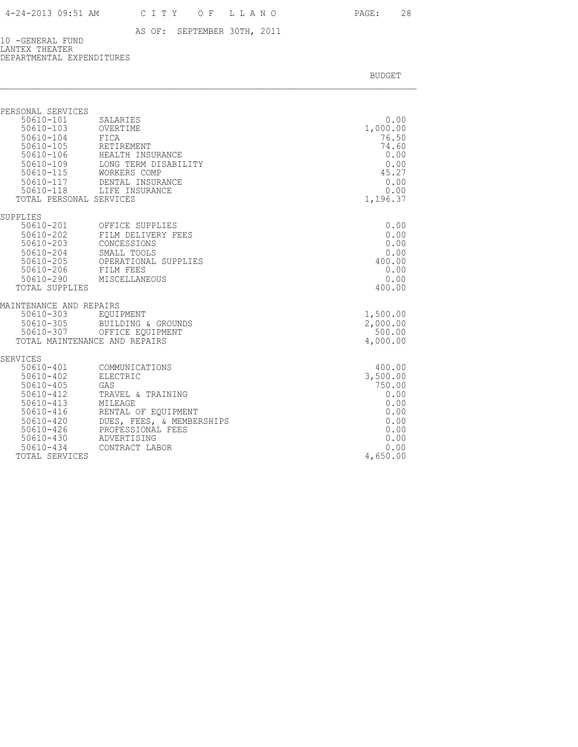# CITY OF LLANO

AS OF: SEPTEMBER 30TH, 2011

10 -GENERAL FUND
LANTEX THEATER
DEPARTMENTAL EXPENDITURES

| | | BUDGET |
|---|---|---|
| **PERSONAL SERVICES** | | |
| 50610-101 | SALARIES | 0.00 |
| 50610-103 | OVERTIME | 1,000.00 |
| 50610-104 | FICA | 76.50 |
| 50610-105 | RETIREMENT | 74.60 |
| 50610-106 | HEALTH INSURANCE | 0.00 |
| 50610-109 | LONG TERM DISABILITY | 0.00 |
| 50610-115 | WORKERS COMP | 45.27 |
| 50610-117 | DENTAL INSURANCE | 0.00 |
| 50610-118 | LIFE INSURANCE | 0.00 |
| TOTAL PERSONAL SERVICES | | 1,196.37 |
| **SUPPLIES** | | |
| 50610-201 | OFFICE SUPPLIES | 0.00 |
| 50610-202 | FILM DELIVERY FEES | 0.00 |
| 50610-203 | CONCESSIONS | 0.00 |
| 50610-204 | SMALL TOOLS | 0.00 |
| 50610-205 | OPERATIONAL SUPPLIES | 400.00 |
| 50610-206 | FILM FEES | 0.00 |
| 50610-290 | MISCELLANEOUS | 0.00 |
| TOTAL SUPPLIES | | 400.00 |
| **MAINTENANCE AND REPAIRS** | | |
| 50610-303 | EQUIPMENT | 1,500.00 |
| 50610-305 | BUILDING & GROUNDS | 2,000.00 |
| 50610-307 | OFFICE EQUIPMENT | 500.00 |
| TOTAL MAINTENANCE AND REPAIRS | | 4,000.00 |
| **SERVICES** | | |
| 50610-401 | COMMUNICATIONS | 400.00 |
| 50610-402 | ELECTRIC | 3,500.00 |
| 50610-405 | GAS | 750.00 |
| 50610-412 | TRAVEL & TRAINING | 0.00 |
| 50610-413 | MILEAGE | 0.00 |
| 50610-416 | RENTAL OF EQUIPMENT | 0.00 |
| 50610-420 | DUES, FEES, & MEMBERSHIPS | 0.00 |
| 50610-426 | PROFESSIONAL FEES | 0.00 |
| 50610-430 | ADVERTISING | 0.00 |
| 50610-434 | CONTRACT LABOR | 0.00 |
| TOTAL SERVICES | | 4,650.00 |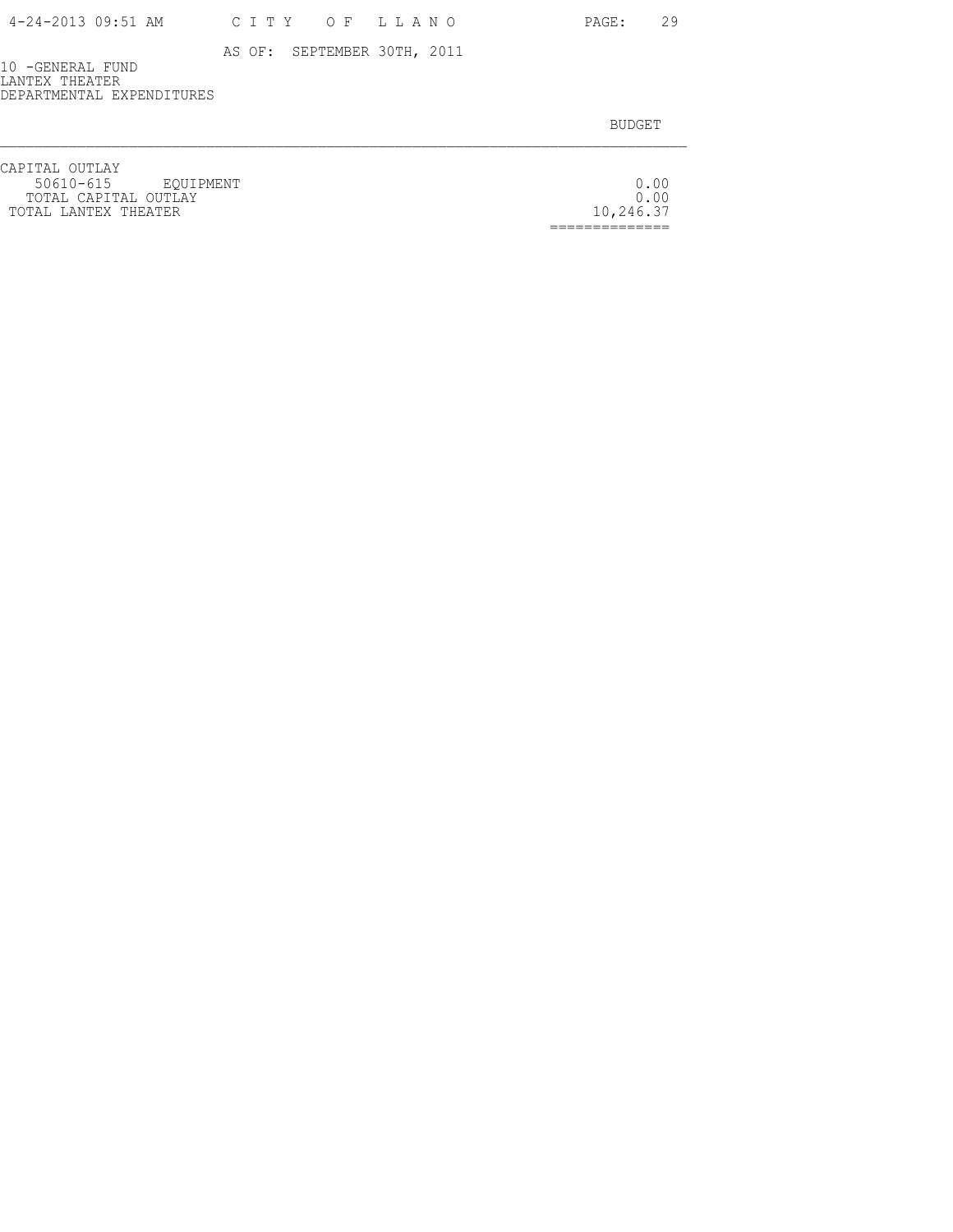AS OF: SEPTEMBER 30TH, 2011

10 -GENERAL FUND
LANTEX THEATER
DEPARTMENTAL EXPENDITURES

| | BUDGET |
|---|---|
| CAPITAL OUTLAY | |
| 50610-615 EQUIPMENT | 0.00 |
| TOTAL CAPITAL OUTLAY | 0.00 |
| TOTAL LANTEX THEATER | 10,246.37 |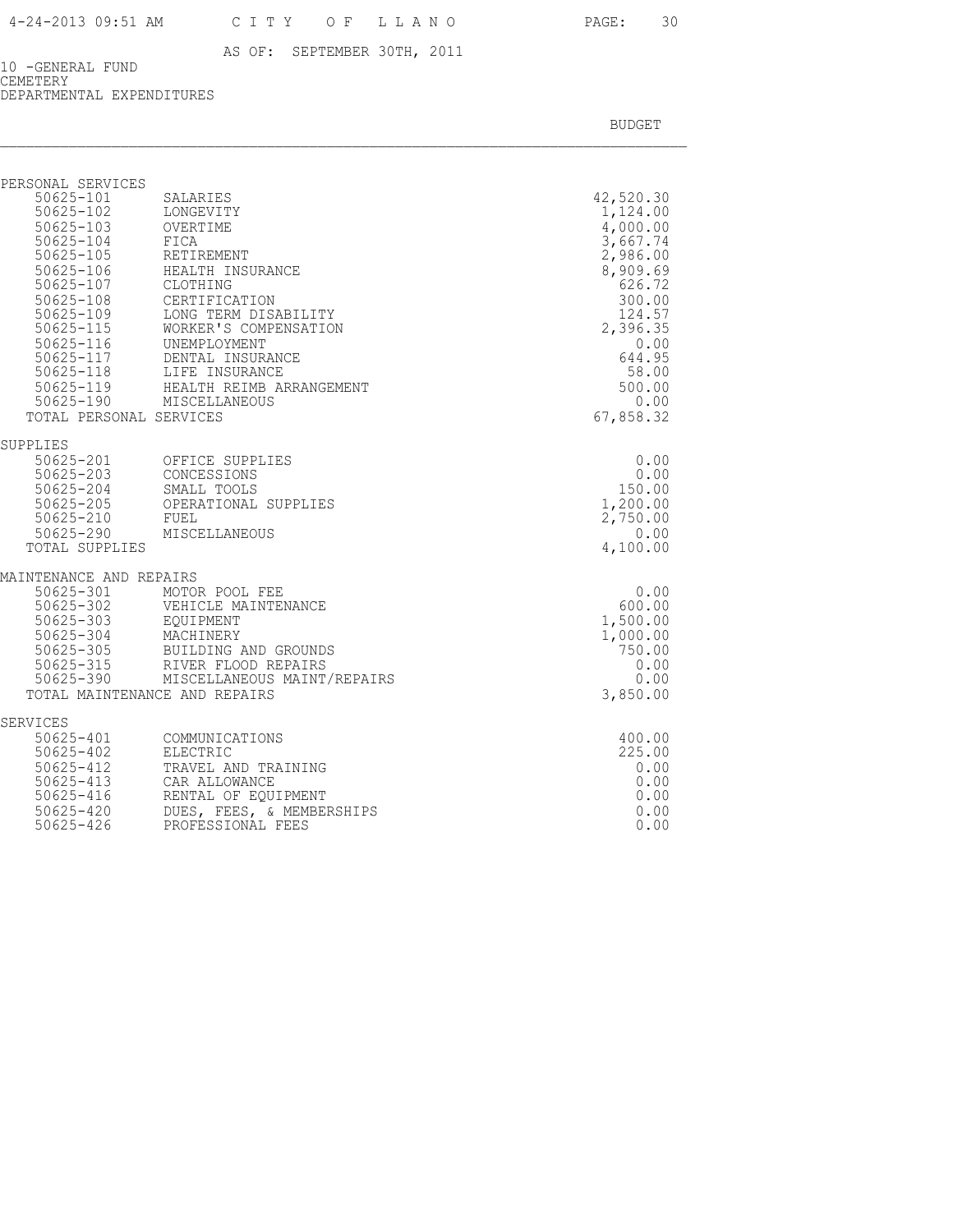CITY OF LLANO

AS OF: SEPTEMBER 30TH, 2011

10 -GENERAL FUND
CEMETERY
DEPARTMENTAL EXPENDITURES

| | | BUDGET |
|---|---|---|
| **PERSONAL SERVICES** | | |
| 50625-101 | SALARIES | 42,520.30 |
| 50625-102 | LONGEVITY | 1,124.00 |
| 50625-103 | OVERTIME | 4,000.00 |
| 50625-104 | FICA | 3,667.74 |
| 50625-105 | RETIREMENT | 2,986.00 |
| 50625-106 | HEALTH INSURANCE | 8,909.69 |
| 50625-107 | CLOTHING | 626.72 |
| 50625-108 | CERTIFICATION | 300.00 |
| 50625-109 | LONG TERM DISABILITY | 124.57 |
| 50625-115 | WORKER'S COMPENSATION | 2,396.35 |
| 50625-116 | UNEMPLOYMENT | 0.00 |
| 50625-117 | DENTAL INSURANCE | 644.95 |
| 50625-118 | LIFE INSURANCE | 58.00 |
| 50625-119 | HEALTH REIMB ARRANGEMENT | 500.00 |
| 50625-190 | MISCELLANEOUS | 0.00 |
| TOTAL PERSONAL SERVICES | | 67,858.32 |
| **SUPPLIES** | | |
| 50625-201 | OFFICE SUPPLIES | 0.00 |
| 50625-203 | CONCESSIONS | 0.00 |
| 50625-204 | SMALL TOOLS | 150.00 |
| 50625-205 | OPERATIONAL SUPPLIES | 1,200.00 |
| 50625-210 | FUEL | 2,750.00 |
| 50625-290 | MISCELLANEOUS | 0.00 |
| TOTAL SUPPLIES | | 4,100.00 |
| **MAINTENANCE AND REPAIRS** | | |
| 50625-301 | MOTOR POOL FEE | 0.00 |
| 50625-302 | VEHICLE MAINTENANCE | 600.00 |
| 50625-303 | EQUIPMENT | 1,500.00 |
| 50625-304 | MACHINERY | 1,000.00 |
| 50625-305 | BUILDING AND GROUNDS | 750.00 |
| 50625-315 | RIVER FLOOD REPAIRS | 0.00 |
| 50625-390 | MISCELLANEOUS MAINT/REPAIRS | 0.00 |
| TOTAL MAINTENANCE AND REPAIRS | | 3,850.00 |
| **SERVICES** | | |
| 50625-401 | COMMUNICATIONS | 400.00 |
| 50625-402 | ELECTRIC | 225.00 |
| 50625-412 | TRAVEL AND TRAINING | 0.00 |
| 50625-413 | CAR ALLOWANCE | 0.00 |
| 50625-416 | RENTAL OF EQUIPMENT | 0.00 |
| 50625-420 | DUES, FEES, & MEMBERSHIPS | 0.00 |
| 50625-426 | PROFESSIONAL FEES | 0.00 |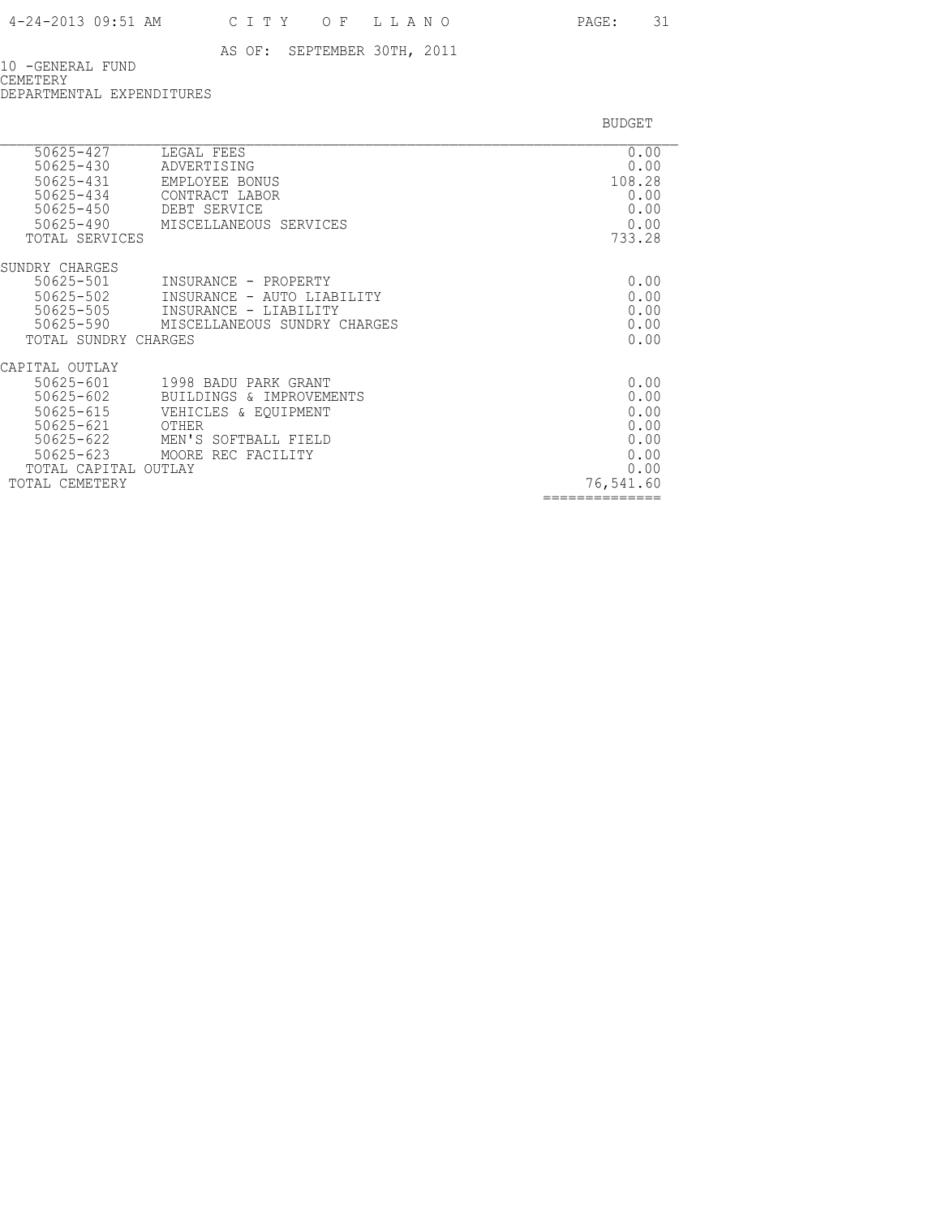AS OF: SEPTEMBER 30TH, 2011

10 -GENERAL FUND
CEMETERY
DEPARTMENTAL EXPENDITURES

| | | BUDGET |
|---|---|---|
| 50625-427 | LEGAL FEES | 0.00 |
| 50625-430 | ADVERTISING | 0.00 |
| 50625-431 | EMPLOYEE BONUS | 108.28 |
| 50625-434 | CONTRACT LABOR | 0.00 |
| 50625-450 | DEBT SERVICE | 0.00 |
| 50625-490 | MISCELLANEOUS SERVICES | 0.00 |
| TOTAL SERVICES | | 733.28 |
| SUNDRY CHARGES | | |
| 50625-501 | INSURANCE - PROPERTY | 0.00 |
| 50625-502 | INSURANCE - AUTO LIABILITY | 0.00 |
| 50625-505 | INSURANCE - LIABILITY | 0.00 |
| 50625-590 | MISCELLANEOUS SUNDRY CHARGES | 0.00 |
| TOTAL SUNDRY CHARGES | | 0.00 |
| CAPITAL OUTLAY | | |
| 50625-601 | 1998 BADU PARK GRANT | 0.00 |
| 50625-602 | BUILDINGS & IMPROVEMENTS | 0.00 |
| 50625-615 | VEHICLES & EQUIPMENT | 0.00 |
| 50625-621 | OTHER | 0.00 |
| 50625-622 | MEN'S SOFTBALL FIELD | 0.00 |
| 50625-623 | MOORE REC FACILITY | 0.00 |
| TOTAL CAPITAL OUTLAY | | 0.00 |
| TOTAL CEMETERY | | 76,541.60 |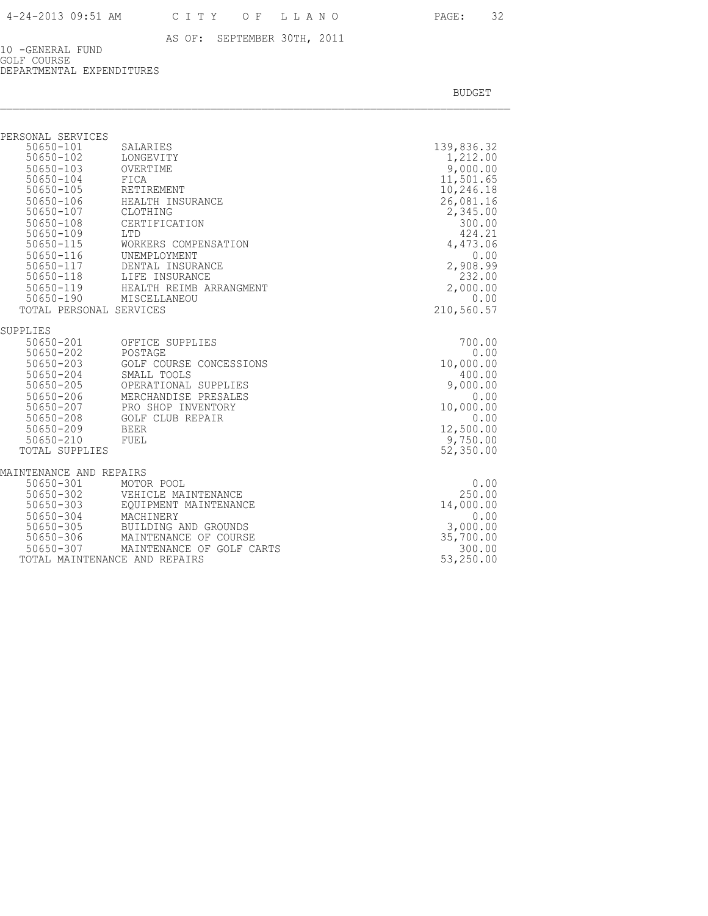AS OF: SEPTEMBER 30TH, 2011

10 -GENERAL FUND
GOLF COURSE
DEPARTMENTAL EXPENDITURES

| | | BUDGET |
|---|---|---|
| **PERSONAL SERVICES** | | |
| 50650-101 | SALARIES | 139,836.32 |
| 50650-102 | LONGEVITY | 1,212.00 |
| 50650-103 | OVERTIME | 9,000.00 |
| 50650-104 | FICA | 11,501.65 |
| 50650-105 | RETIREMENT | 10,246.18 |
| 50650-106 | HEALTH INSURANCE | 26,081.16 |
| 50650-107 | CLOTHING | 2,345.00 |
| 50650-108 | CERTIFICATION | 300.00 |
| 50650-109 | LTD | 424.21 |
| 50650-115 | WORKERS COMPENSATION | 4,473.06 |
| 50650-116 | UNEMPLOYMENT | 0.00 |
| 50650-117 | DENTAL INSURANCE | 2,908.99 |
| 50650-118 | LIFE INSURANCE | 232.00 |
| 50650-119 | HEALTH REIMB ARRANGMENT | 2,000.00 |
| 50650-190 | MISCELLANEOU | 0.00 |
| TOTAL PERSONAL SERVICES | | 210,560.57 |
| **SUPPLIES** | | |
| 50650-201 | OFFICE SUPPLIES | 700.00 |
| 50650-202 | POSTAGE | 0.00 |
| 50650-203 | GOLF COURSE CONCESSIONS | 10,000.00 |
| 50650-204 | SMALL TOOLS | 400.00 |
| 50650-205 | OPERATIONAL SUPPLIES | 9,000.00 |
| 50650-206 | MERCHANDISE PRESALES | 0.00 |
| 50650-207 | PRO SHOP INVENTORY | 10,000.00 |
| 50650-208 | GOLF CLUB REPAIR | 0.00 |
| 50650-209 | BEER | 12,500.00 |
| 50650-210 | FUEL | 9,750.00 |
| TOTAL SUPPLIES | | 52,350.00 |
| **MAINTENANCE AND REPAIRS** | | |
| 50650-301 | MOTOR POOL | 0.00 |
| 50650-302 | VEHICLE MAINTENANCE | 250.00 |
| 50650-303 | EQUIPMENT MAINTENANCE | 14,000.00 |
| 50650-304 | MACHINERY | 0.00 |
| 50650-305 | BUILDING AND GROUNDS | 3,000.00 |
| 50650-306 | MAINTENANCE OF COURSE | 35,700.00 |
| 50650-307 | MAINTENANCE OF GOLF CARTS | 300.00 |
| TOTAL MAINTENANCE AND REPAIRS | | 53,250.00 |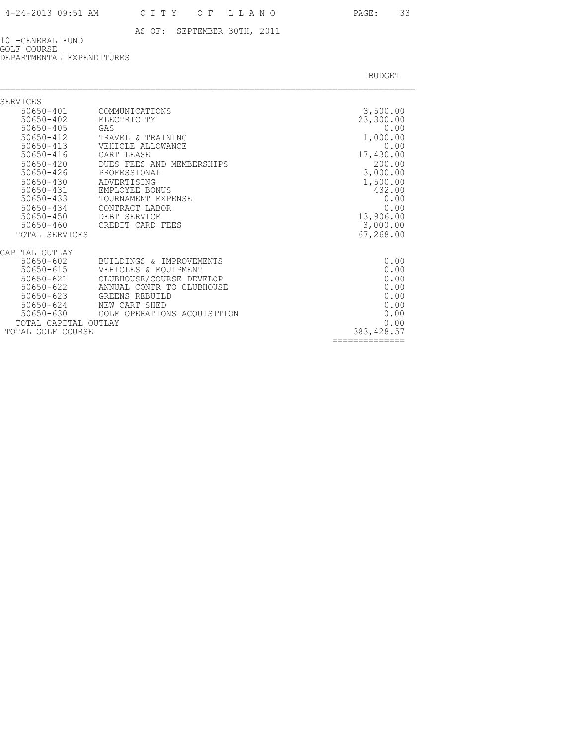CITY OF LLANO

AS OF: SEPTEMBER 30TH, 2011

10 -GENERAL FUND
GOLF COURSE
DEPARTMENTAL EXPENDITURES

| | | BUDGET |
|---|---|---|
| **SERVICES** | | |
| 50650-401 | COMMUNICATIONS | 3,500.00 |
| 50650-402 | ELECTRICITY | 23,300.00 |
| 50650-405 | GAS | 0.00 |
| 50650-412 | TRAVEL & TRAINING | 1,000.00 |
| 50650-413 | VEHICLE ALLOWANCE | 0.00 |
| 50650-416 | CART LEASE | 17,430.00 |
| 50650-420 | DUES FEES AND MEMBERSHIPS | 200.00 |
| 50650-426 | PROFESSIONAL | 3,000.00 |
| 50650-430 | ADVERTISING | 1,500.00 |
| 50650-431 | EMPLOYEE BONUS | 432.00 |
| 50650-433 | TOURNAMENT EXPENSE | 0.00 |
| 50650-434 | CONTRACT LABOR | 0.00 |
| 50650-450 | DEBT SERVICE | 13,906.00 |
| 50650-460 | CREDIT CARD FEES | 3,000.00 |
| TOTAL SERVICES | | 67,268.00 |
| **CAPITAL OUTLAY** | | |
| 50650-602 | BUILDINGS & IMPROVEMENTS | 0.00 |
| 50650-615 | VEHICLES & EQUIPMENT | 0.00 |
| 50650-621 | CLUBHOUSE/COURSE DEVELOP | 0.00 |
| 50650-622 | ANNUAL CONTR TO CLUBHOUSE | 0.00 |
| 50650-623 | GREENS REBUILD | 0.00 |
| 50650-624 | NEW CART SHED | 0.00 |
| 50650-630 | GOLF OPERATIONS ACQUISITION | 0.00 |
| TOTAL CAPITAL OUTLAY | | 0.00 |
| TOTAL GOLF COURSE | | 383,428.57 |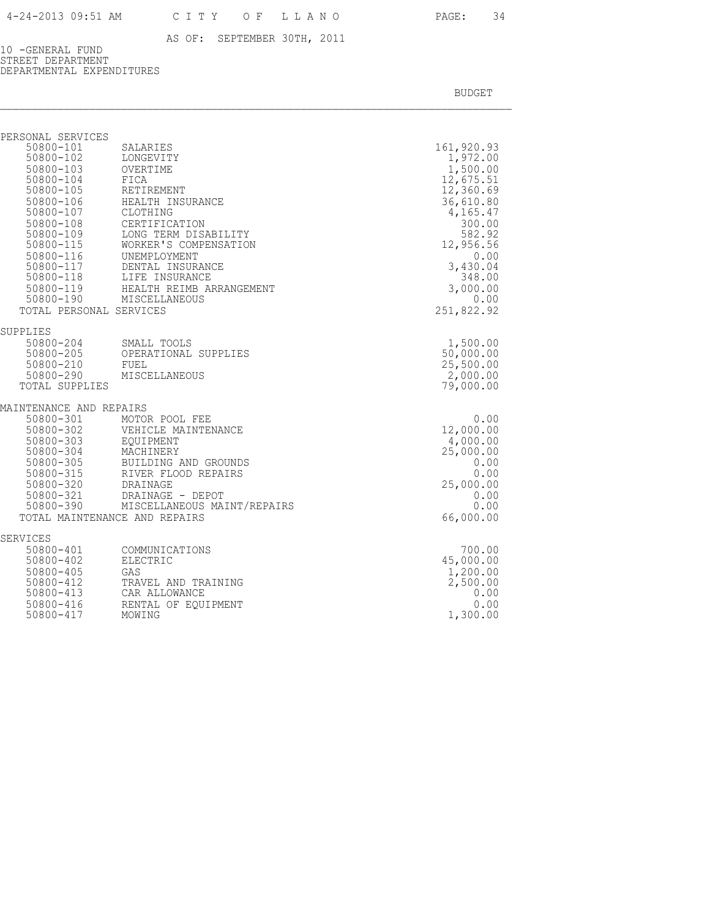AS OF: SEPTEMBER 30TH, 2011

10 -GENERAL FUND
STREET DEPARTMENT
DEPARTMENTAL EXPENDITURES

| | | BUDGET |
|---|---|---|
| **PERSONAL SERVICES** | | |
| 50800-101 | SALARIES | 161,920.93 |
| 50800-102 | LONGEVITY | 1,972.00 |
| 50800-103 | OVERTIME | 1,500.00 |
| 50800-104 | FICA | 12,675.51 |
| 50800-105 | RETIREMENT | 12,360.69 |
| 50800-106 | HEALTH INSURANCE | 36,610.80 |
| 50800-107 | CLOTHING | 4,165.47 |
| 50800-108 | CERTIFICATION | 300.00 |
| 50800-109 | LONG TERM DISABILITY | 582.92 |
| 50800-115 | WORKER'S COMPENSATION | 12,956.56 |
| 50800-116 | UNEMPLOYMENT | 0.00 |
| 50800-117 | DENTAL INSURANCE | 3,430.04 |
| 50800-118 | LIFE INSURANCE | 348.00 |
| 50800-119 | HEALTH REIMB ARRANGEMENT | 3,000.00 |
| 50800-190 | MISCELLANEOUS | 0.00 |
| TOTAL PERSONAL SERVICES | | 251,822.92 |
| **SUPPLIES** | | |
| 50800-204 | SMALL TOOLS | 1,500.00 |
| 50800-205 | OPERATIONAL SUPPLIES | 50,000.00 |
| 50800-210 | FUEL | 25,500.00 |
| 50800-290 | MISCELLANEOUS | 2,000.00 |
| TOTAL SUPPLIES | | 79,000.00 |
| **MAINTENANCE AND REPAIRS** | | |
| 50800-301 | MOTOR POOL FEE | 0.00 |
| 50800-302 | VEHICLE MAINTENANCE | 12,000.00 |
| 50800-303 | EQUIPMENT | 4,000.00 |
| 50800-304 | MACHINERY | 25,000.00 |
| 50800-305 | BUILDING AND GROUNDS | 0.00 |
| 50800-315 | RIVER FLOOD REPAIRS | 0.00 |
| 50800-320 | DRAINAGE | 25,000.00 |
| 50800-321 | DRAINAGE - DEPOT | 0.00 |
| 50800-390 | MISCELLANEOUS MAINT/REPAIRS | 0.00 |
| TOTAL MAINTENANCE AND REPAIRS | | 66,000.00 |
| **SERVICES** | | |
| 50800-401 | COMMUNICATIONS | 700.00 |
| 50800-402 | ELECTRIC | 45,000.00 |
| 50800-405 | GAS | 1,200.00 |
| 50800-412 | TRAVEL AND TRAINING | 2,500.00 |
| 50800-413 | CAR ALLOWANCE | 0.00 |
| 50800-416 | RENTAL OF EQUIPMENT | 0.00 |
| 50800-417 | MOWING | 1,300.00 |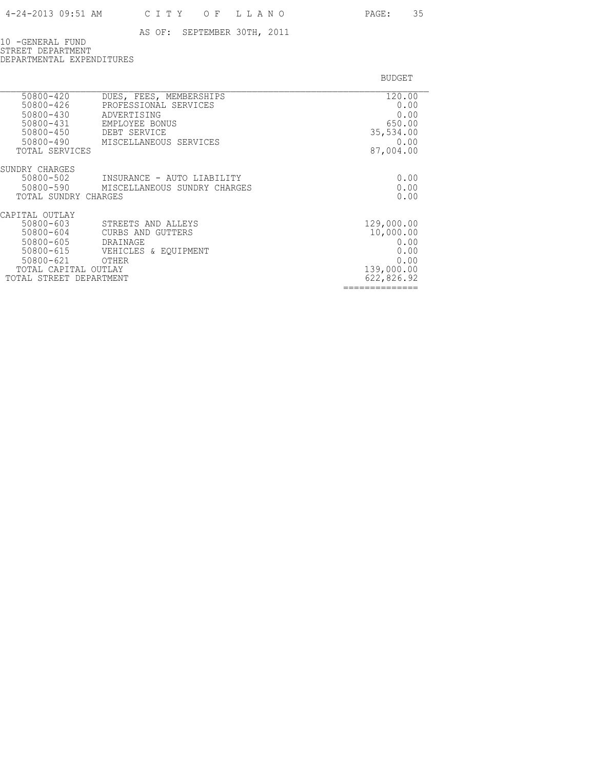AS OF: SEPTEMBER 30TH, 2011

10 -GENERAL FUND
STREET DEPARTMENT
DEPARTMENTAL EXPENDITURES

| | | BUDGET |
|---|---|---|
| 50800-420 | DUES, FEES, MEMBERSHIPS | 120.00 |
| 50800-426 | PROFESSIONAL SERVICES | 0.00 |
| 50800-430 | ADVERTISING | 0.00 |
| 50800-431 | EMPLOYEE BONUS | 650.00 |
| 50800-450 | DEBT SERVICE | 35,534.00 |
| 50800-490 | MISCELLANEOUS SERVICES | 0.00 |
| TOTAL SERVICES | | 87,004.00 |
| SUNDRY CHARGES | | |
| 50800-502 | INSURANCE - AUTO LIABILITY | 0.00 |
| 50800-590 | MISCELLANEOUS SUNDRY CHARGES | 0.00 |
| TOTAL SUNDRY CHARGES | | 0.00 |
| CAPITAL OUTLAY | | |
| 50800-603 | STREETS AND ALLEYS | 129,000.00 |
| 50800-604 | CURBS AND GUTTERS | 10,000.00 |
| 50800-605 | DRAINAGE | 0.00 |
| 50800-615 | VEHICLES & EQUIPMENT | 0.00 |
| 50800-621 | OTHER | 0.00 |
| TOTAL CAPITAL OUTLAY | | 139,000.00 |
| TOTAL STREET DEPARTMENT | | 622,826.92 |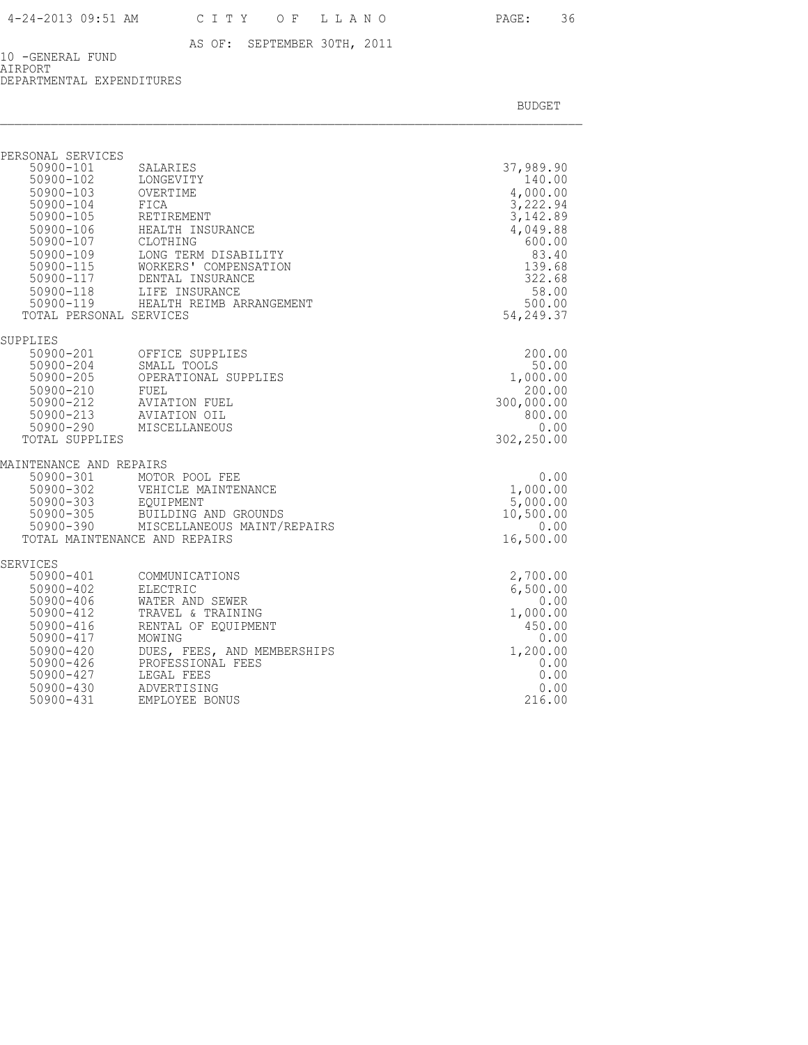AS OF: SEPTEMBER 30TH, 2011

10 -GENERAL FUND
AIRPORT
DEPARTMENTAL EXPENDITURES

| | | BUDGET |
|---|---|---|
| **PERSONAL SERVICES** | | |
| 50900-101 | SALARIES | 37,989.90 |
| 50900-102 | LONGEVITY | 140.00 |
| 50900-103 | OVERTIME | 4,000.00 |
| 50900-104 | FICA | 3,222.94 |
| 50900-105 | RETIREMENT | 3,142.89 |
| 50900-106 | HEALTH INSURANCE | 4,049.88 |
| 50900-107 | CLOTHING | 600.00 |
| 50900-109 | LONG TERM DISABILITY | 83.40 |
| 50900-115 | WORKERS' COMPENSATION | 139.68 |
| 50900-117 | DENTAL INSURANCE | 322.68 |
| 50900-118 | LIFE INSURANCE | 58.00 |
| 50900-119 | HEALTH REIMB ARRANGEMENT | 500.00 |
| TOTAL PERSONAL SERVICES | | 54,249.37 |
| **SUPPLIES** | | |
| 50900-201 | OFFICE SUPPLIES | 200.00 |
| 50900-204 | SMALL TOOLS | 50.00 |
| 50900-205 | OPERATIONAL SUPPLIES | 1,000.00 |
| 50900-210 | FUEL | 200.00 |
| 50900-212 | AVIATION FUEL | 300,000.00 |
| 50900-213 | AVIATION OIL | 800.00 |
| 50900-290 | MISCELLANEOUS | 0.00 |
| TOTAL SUPPLIES | | 302,250.00 |
| **MAINTENANCE AND REPAIRS** | | |
| 50900-301 | MOTOR POOL FEE | 0.00 |
| 50900-302 | VEHICLE MAINTENANCE | 1,000.00 |
| 50900-303 | EQUIPMENT | 5,000.00 |
| 50900-305 | BUILDING AND GROUNDS | 10,500.00 |
| 50900-390 | MISCELLANEOUS MAINT/REPAIRS | 0.00 |
| TOTAL MAINTENANCE AND REPAIRS | | 16,500.00 |
| **SERVICES** | | |
| 50900-401 | COMMUNICATIONS | 2,700.00 |
| 50900-402 | ELECTRIC | 6,500.00 |
| 50900-406 | WATER AND SEWER | 0.00 |
| 50900-412 | TRAVEL & TRAINING | 1,000.00 |
| 50900-416 | RENTAL OF EQUIPMENT | 450.00 |
| 50900-417 | MOWING | 0.00 |
| 50900-420 | DUES, FEES, AND MEMBERSHIPS | 1,200.00 |
| 50900-426 | PROFESSIONAL FEES | 0.00 |
| 50900-427 | LEGAL FEES | 0.00 |
| 50900-430 | ADVERTISING | 0.00 |
| 50900-431 | EMPLOYEE BONUS | 216.00 |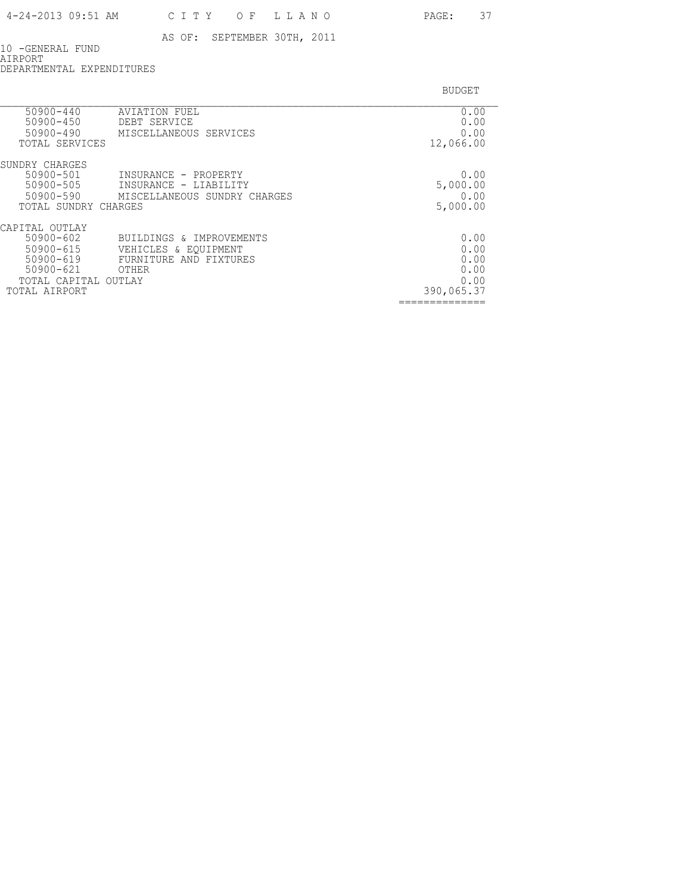AS OF: SEPTEMBER 30TH, 2011

10 -GENERAL FUND
AIRPORT
DEPARTMENTAL EXPENDITURES

| | | BUDGET |
|---|---|---|
| 50900-440 | AVIATION FUEL | 0.00 |
| 50900-450 | DEBT SERVICE | 0.00 |
| 50900-490 | MISCELLANEOUS SERVICES | 0.00 |
| TOTAL SERVICES | | 12,066.00 |
| SUNDRY CHARGES | | |
| 50900-501 | INSURANCE - PROPERTY | 0.00 |
| 50900-505 | INSURANCE - LIABILITY | 5,000.00 |
| 50900-590 | MISCELLANEOUS SUNDRY CHARGES | 0.00 |
| TOTAL SUNDRY CHARGES | | 5,000.00 |
| CAPITAL OUTLAY | | |
| 50900-602 | BUILDINGS & IMPROVEMENTS | 0.00 |
| 50900-615 | VEHICLES & EQUIPMENT | 0.00 |
| 50900-619 | FURNITURE AND FIXTURES | 0.00 |
| 50900-621 | OTHER | 0.00 |
| TOTAL CAPITAL OUTLAY | | 0.00 |
| TOTAL AIRPORT | | 390,065.37 |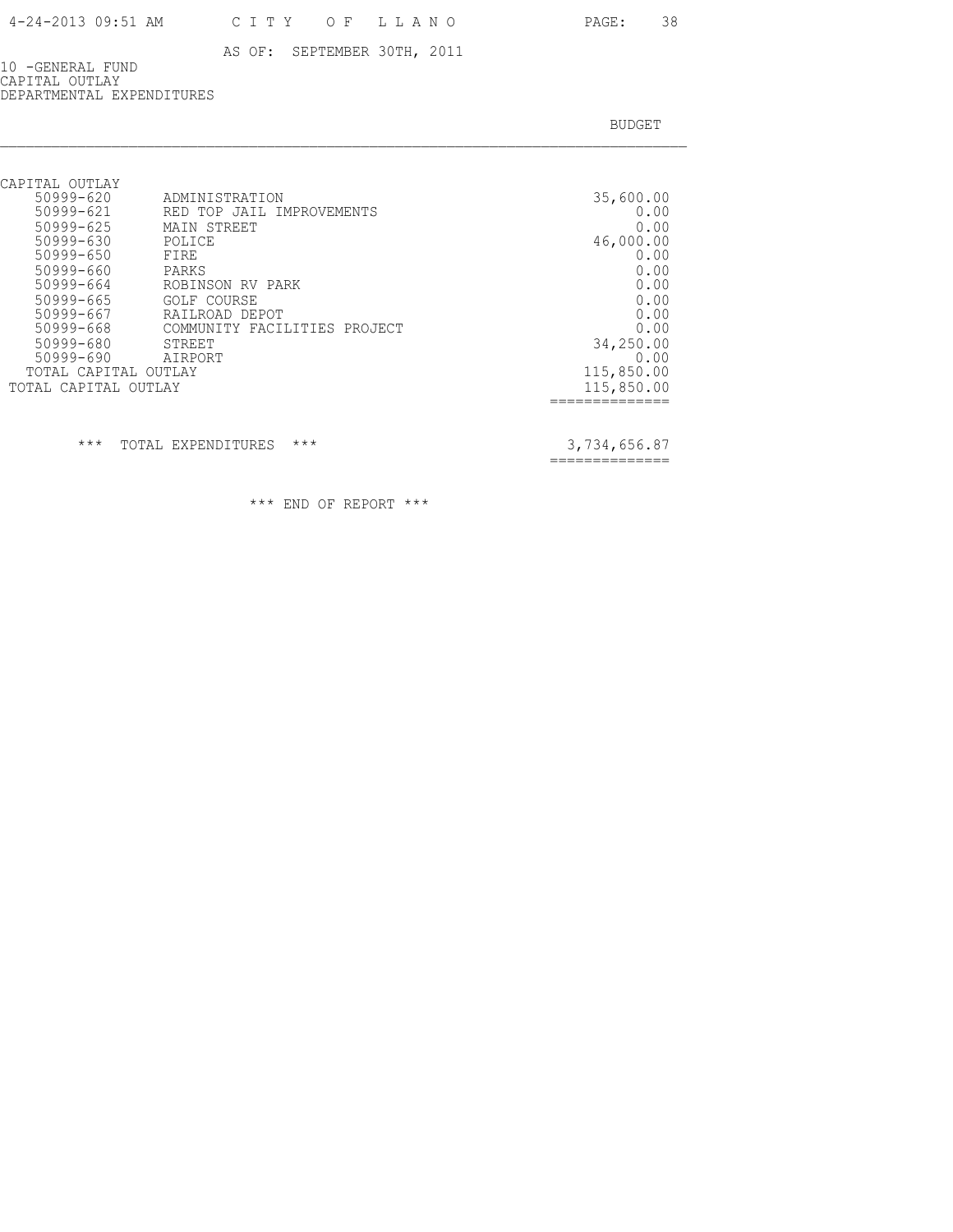AS OF: SEPTEMBER 30TH, 2011

10 -GENERAL FUND
CAPITAL OUTLAY
DEPARTMENTAL EXPENDITURES

| | | BUDGET |
|---|---|---|
| CAPITAL OUTLAY | | |
| 50999-620 | ADMINISTRATION | 35,600.00 |
| 50999-621 | RED TOP JAIL IMPROVEMENTS | 0.00 |
| 50999-625 | MAIN STREET | 0.00 |
| 50999-630 | POLICE | 46,000.00 |
| 50999-650 | FIRE | 0.00 |
| 50999-660 | PARKS | 0.00 |
| 50999-664 | ROBINSON RV PARK | 0.00 |
| 50999-665 | GOLF COURSE | 0.00 |
| 50999-667 | RAILROAD DEPOT | 0.00 |
| 50999-668 | COMMUNITY FACILITIES PROJECT | 0.00 |
| 50999-680 | STREET | 34,250.00 |
| 50999-690 | AIRPORT | 0.00 |
| TOTAL CAPITAL OUTLAY | | 115,850.00 |
| TOTAL CAPITAL OUTLAY | | 115,850.00 |
| *** TOTAL EXPENDITURES *** | | 3,734,656.87 |

*** END OF REPORT ***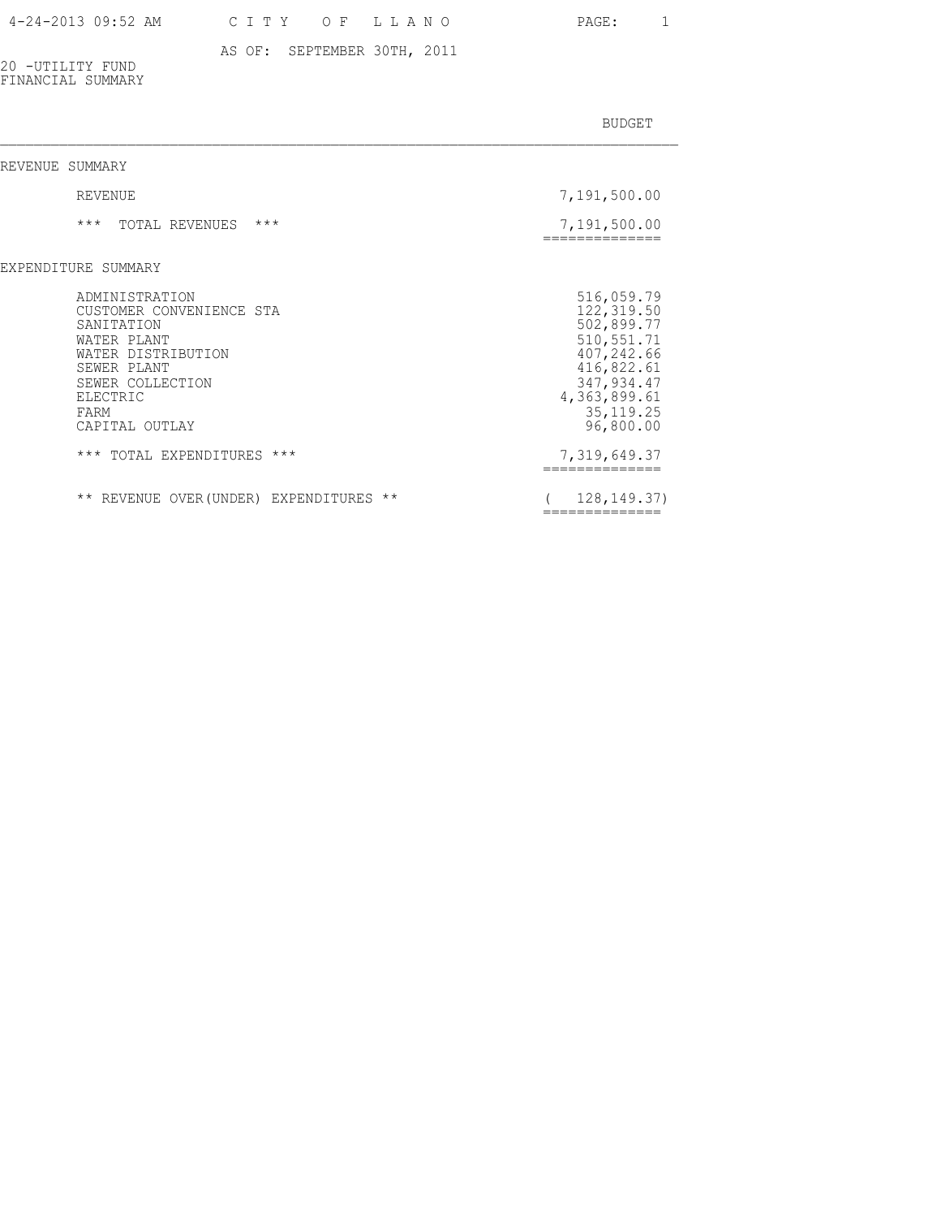# CITY OF LLANO

AS OF: SEPTEMBER 30TH, 2011

20 -UTILITY FUND
FINANCIAL SUMMARY

| | BUDGET |
|---|---:|
| **REVENUE SUMMARY** | |
| REVENUE | 7,191,500.00 |
| *** TOTAL REVENUES *** | 7,191,500.00 |
| **EXPENDITURE SUMMARY** | |
| ADMINISTRATION | 516,059.79 |
| CUSTOMER CONVENIENCE STA | 122,319.50 |
| SANITATION | 502,899.77 |
| WATER PLANT | 510,551.71 |
| WATER DISTRIBUTION | 407,242.66 |
| SEWER PLANT | 416,822.61 |
| SEWER COLLECTION | 347,934.47 |
| ELECTRIC | 4,363,899.61 |
| FARM | 35,119.25 |
| CAPITAL OUTLAY | 96,800.00 |
| *** TOTAL EXPENDITURES *** | 7,319,649.37 |
| ** REVENUE OVER(UNDER) EXPENDITURES ** | ( 128,149.37) |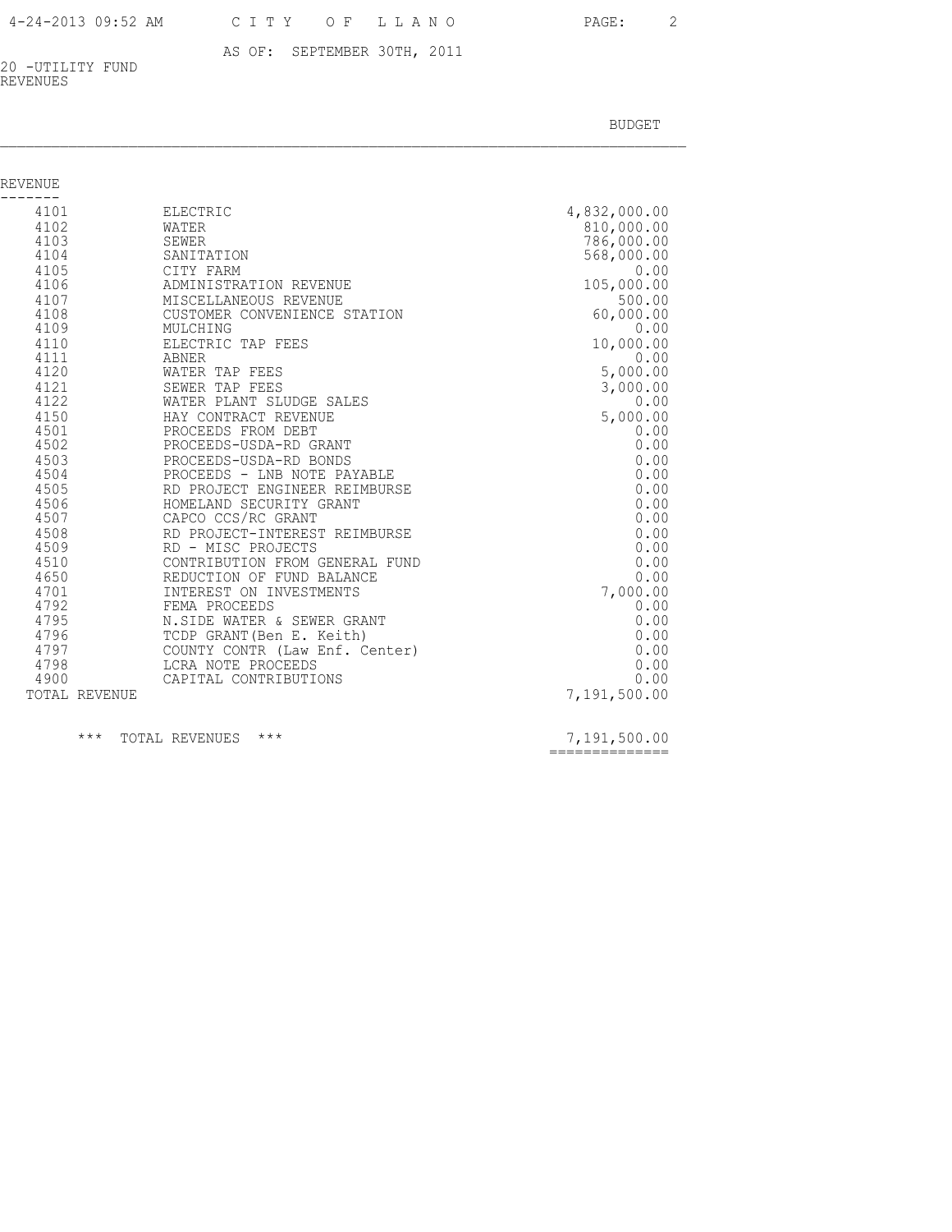AS OF: SEPTEMBER 30TH, 2011

20 -UTILITY FUND
REVENUES

| | | BUDGET |
|---|---|---|
| **REVENUE** | | |
| 4101 | ELECTRIC | 4,832,000.00 |
| 4102 | WATER | 810,000.00 |
| 4103 | SEWER | 786,000.00 |
| 4104 | SANITATION | 568,000.00 |
| 4105 | CITY FARM | 0.00 |
| 4106 | ADMINISTRATION REVENUE | 105,000.00 |
| 4107 | MISCELLANEOUS REVENUE | 500.00 |
| 4108 | CUSTOMER CONVENIENCE STATION | 60,000.00 |
| 4109 | MULCHING | 0.00 |
| 4110 | ELECTRIC TAP FEES | 10,000.00 |
| 4111 | ABNER | 0.00 |
| 4120 | WATER TAP FEES | 5,000.00 |
| 4121 | SEWER TAP FEES | 3,000.00 |
| 4122 | WATER PLANT SLUDGE SALES | 0.00 |
| 4150 | HAY CONTRACT REVENUE | 5,000.00 |
| 4501 | PROCEEDS FROM DEBT | 0.00 |
| 4502 | PROCEEDS-USDA-RD GRANT | 0.00 |
| 4503 | PROCEEDS-USDA-RD BONDS | 0.00 |
| 4504 | PROCEEDS - LNB NOTE PAYABLE | 0.00 |
| 4505 | RD PROJECT ENGINEER REIMBURSE | 0.00 |
| 4506 | HOMELAND SECURITY GRANT | 0.00 |
| 4507 | CAPCO CCS/RC GRANT | 0.00 |
| 4508 | RD PROJECT-INTEREST REIMBURSE | 0.00 |
| 4509 | RD - MISC PROJECTS | 0.00 |
| 4510 | CONTRIBUTION FROM GENERAL FUND | 0.00 |
| 4650 | REDUCTION OF FUND BALANCE | 0.00 |
| 4701 | INTEREST ON INVESTMENTS | 7,000.00 |
| 4792 | FEMA PROCEEDS | 0.00 |
| 4795 | N.SIDE WATER & SEWER GRANT | 0.00 |
| 4796 | TCDP GRANT(Ben E. Keith) | 0.00 |
| 4797 | COUNTY CONTR (Law Enf. Center) | 0.00 |
| 4798 | LCRA NOTE PROCEEDS | 0.00 |
| 4900 | CAPITAL CONTRIBUTIONS | 0.00 |
| TOTAL REVENUE | | 7,191,500.00 |
| | | |
| *** TOTAL REVENUES *** | | 7,191,500.00 |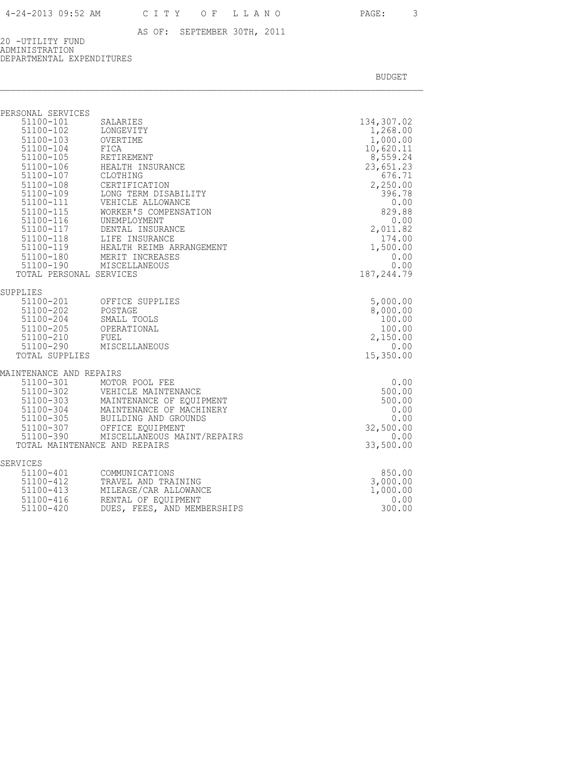AS OF: SEPTEMBER 30TH, 2011

20 -UTILITY FUND
ADMINISTRATION
DEPARTMENTAL EXPENDITURES

| | | BUDGET |
|---|---|---|
| **PERSONAL SERVICES** | | |
| 51100-101 | SALARIES | 134,307.02 |
| 51100-102 | LONGEVITY | 1,268.00 |
| 51100-103 | OVERTIME | 1,000.00 |
| 51100-104 | FICA | 10,620.11 |
| 51100-105 | RETIREMENT | 8,559.24 |
| 51100-106 | HEALTH INSURANCE | 23,651.23 |
| 51100-107 | CLOTHING | 676.71 |
| 51100-108 | CERTIFICATION | 2,250.00 |
| 51100-109 | LONG TERM DISABILITY | 396.78 |
| 51100-111 | VEHICLE ALLOWANCE | 0.00 |
| 51100-115 | WORKER'S COMPENSATION | 829.88 |
| 51100-116 | UNEMPLOYMENT | 0.00 |
| 51100-117 | DENTAL INSURANCE | 2,011.82 |
| 51100-118 | LIFE INSURANCE | 174.00 |
| 51100-119 | HEALTH REIMB ARRANGEMENT | 1,500.00 |
| 51100-180 | MERIT INCREASES | 0.00 |
| 51100-190 | MISCELLANEOUS | 0.00 |
| TOTAL PERSONAL SERVICES | | 187,244.79 |
| **SUPPLIES** | | |
| 51100-201 | OFFICE SUPPLIES | 5,000.00 |
| 51100-202 | POSTAGE | 8,000.00 |
| 51100-204 | SMALL TOOLS | 100.00 |
| 51100-205 | OPERATIONAL | 100.00 |
| 51100-210 | FUEL | 2,150.00 |
| 51100-290 | MISCELLANEOUS | 0.00 |
| TOTAL SUPPLIES | | 15,350.00 |
| **MAINTENANCE AND REPAIRS** | | |
| 51100-301 | MOTOR POOL FEE | 0.00 |
| 51100-302 | VEHICLE MAINTENANCE | 500.00 |
| 51100-303 | MAINTENANCE OF EQUIPMENT | 500.00 |
| 51100-304 | MAINTENANCE OF MACHINERY | 0.00 |
| 51100-305 | BUILDING AND GROUNDS | 0.00 |
| 51100-307 | OFFICE EQUIPMENT | 32,500.00 |
| 51100-390 | MISCELLANEOUS MAINT/REPAIRS | 0.00 |
| TOTAL MAINTENANCE AND REPAIRS | | 33,500.00 |
| **SERVICES** | | |
| 51100-401 | COMMUNICATIONS | 850.00 |
| 51100-412 | TRAVEL AND TRAINING | 3,000.00 |
| 51100-413 | MILEAGE/CAR ALLOWANCE | 1,000.00 |
| 51100-416 | RENTAL OF EQUIPMENT | 0.00 |
| 51100-420 | DUES, FEES, AND MEMBERSHIPS | 300.00 |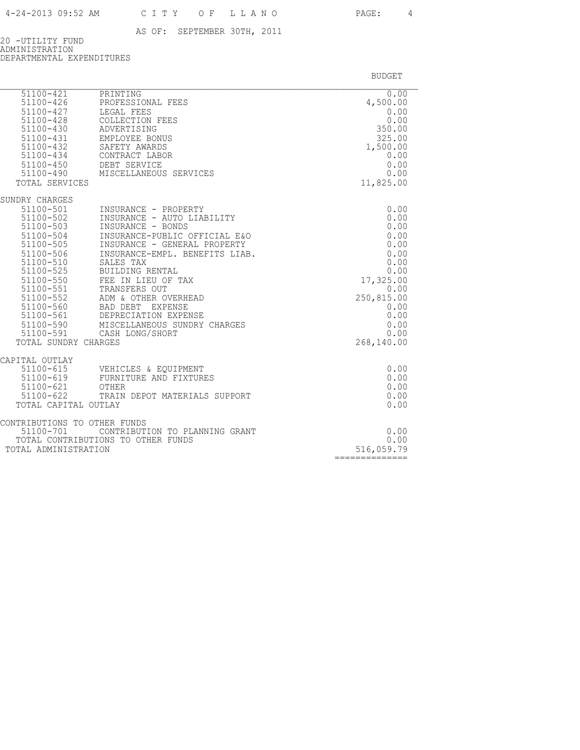AS OF: SEPTEMBER 30TH, 2011

20 -UTILITY FUND
ADMINISTRATION
DEPARTMENTAL EXPENDITURES

| | | BUDGET |
|---|---|---|
| 51100-421 | PRINTING | 0.00 |
| 51100-426 | PROFESSIONAL FEES | 4,500.00 |
| 51100-427 | LEGAL FEES | 0.00 |
| 51100-428 | COLLECTION FEES | 0.00 |
| 51100-430 | ADVERTISING | 350.00 |
| 51100-431 | EMPLOYEE BONUS | 325.00 |
| 51100-432 | SAFETY AWARDS | 1,500.00 |
| 51100-434 | CONTRACT LABOR | 0.00 |
| 51100-450 | DEBT SERVICE | 0.00 |
| 51100-490 | MISCELLANEOUS SERVICES | 0.00 |
| TOTAL SERVICES | | 11,825.00 |
| SUNDRY CHARGES | | |
| 51100-501 | INSURANCE - PROPERTY | 0.00 |
| 51100-502 | INSURANCE - AUTO LIABILITY | 0.00 |
| 51100-503 | INSURANCE - BONDS | 0.00 |
| 51100-504 | INSURANCE-PUBLIC OFFICIAL E&O | 0.00 |
| 51100-505 | INSURANCE - GENERAL PROPERTY | 0.00 |
| 51100-506 | INSURANCE-EMPL. BENEFITS LIAB. | 0.00 |
| 51100-510 | SALES TAX | 0.00 |
| 51100-525 | BUILDING RENTAL | 0.00 |
| 51100-550 | FEE IN LIEU OF TAX | 17,325.00 |
| 51100-551 | TRANSFERS OUT | 0.00 |
| 51100-552 | ADM & OTHER OVERHEAD | 250,815.00 |
| 51100-560 | BAD DEBT EXPENSE | 0.00 |
| 51100-561 | DEPRECIATION EXPENSE | 0.00 |
| 51100-590 | MISCELLANEOUS SUNDRY CHARGES | 0.00 |
| 51100-591 | CASH LONG/SHORT | 0.00 |
| TOTAL SUNDRY CHARGES | | 268,140.00 |
| CAPITAL OUTLAY | | |
| 51100-615 | VEHICLES & EQUIPMENT | 0.00 |
| 51100-619 | FURNITURE AND FIXTURES | 0.00 |
| 51100-621 | OTHER | 0.00 |
| 51100-622 | TRAIN DEPOT MATERIALS SUPPORT | 0.00 |
| TOTAL CAPITAL OUTLAY | | 0.00 |
| CONTRIBUTIONS TO OTHER FUNDS | | |
| 51100-701 | CONTRIBUTION TO PLANNING GRANT | 0.00 |
| TOTAL CONTRIBUTIONS TO OTHER FUNDS | | 0.00 |
| TOTAL ADMINISTRATION | | 516,059.79 |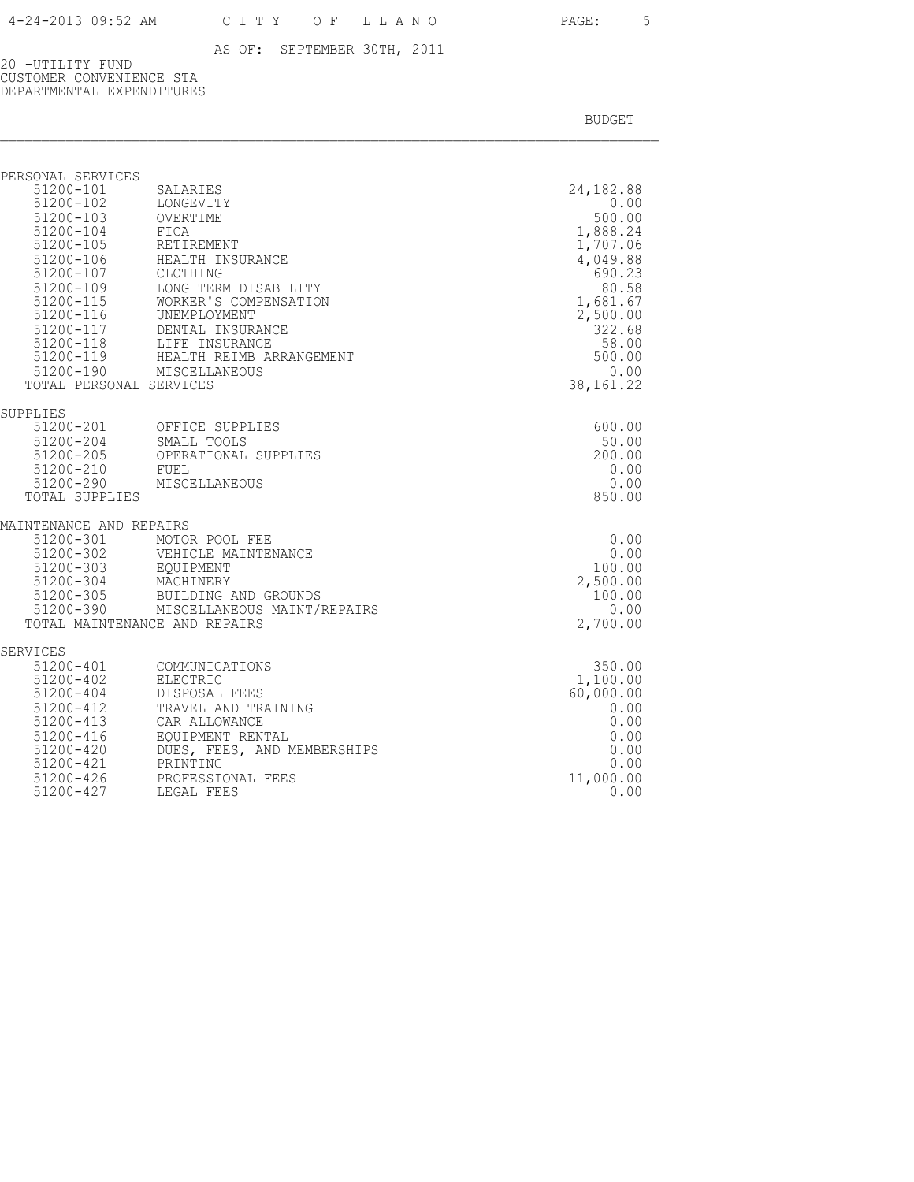AS OF: SEPTEMBER 30TH, 2011

20 -UTILITY FUND
CUSTOMER CONVENIENCE STA
DEPARTMENTAL EXPENDITURES

| | | BUDGET |
|---|---|---|
| **PERSONAL SERVICES** | | |
| 51200-101 | SALARIES | 24,182.88 |
| 51200-102 | LONGEVITY | 0.00 |
| 51200-103 | OVERTIME | 500.00 |
| 51200-104 | FICA | 1,888.24 |
| 51200-105 | RETIREMENT | 1,707.06 |
| 51200-106 | HEALTH INSURANCE | 4,049.88 |
| 51200-107 | CLOTHING | 690.23 |
| 51200-109 | LONG TERM DISABILITY | 80.58 |
| 51200-115 | WORKER'S COMPENSATION | 1,681.67 |
| 51200-116 | UNEMPLOYMENT | 2,500.00 |
| 51200-117 | DENTAL INSURANCE | 322.68 |
| 51200-118 | LIFE INSURANCE | 58.00 |
| 51200-119 | HEALTH REIMB ARRANGEMENT | 500.00 |
| 51200-190 | MISCELLANEOUS | 0.00 |
| TOTAL PERSONAL SERVICES | | 38,161.22 |
| **SUPPLIES** | | |
| 51200-201 | OFFICE SUPPLIES | 600.00 |
| 51200-204 | SMALL TOOLS | 50.00 |
| 51200-205 | OPERATIONAL SUPPLIES | 200.00 |
| 51200-210 | FUEL | 0.00 |
| 51200-290 | MISCELLANEOUS | 0.00 |
| TOTAL SUPPLIES | | 850.00 |
| **MAINTENANCE AND REPAIRS** | | |
| 51200-301 | MOTOR POOL FEE | 0.00 |
| 51200-302 | VEHICLE MAINTENANCE | 0.00 |
| 51200-303 | EQUIPMENT | 100.00 |
| 51200-304 | MACHINERY | 2,500.00 |
| 51200-305 | BUILDING AND GROUNDS | 100.00 |
| 51200-390 | MISCELLANEOUS MAINT/REPAIRS | 0.00 |
| TOTAL MAINTENANCE AND REPAIRS | | 2,700.00 |
| **SERVICES** | | |
| 51200-401 | COMMUNICATIONS | 350.00 |
| 51200-402 | ELECTRIC | 1,100.00 |
| 51200-404 | DISPOSAL FEES | 60,000.00 |
| 51200-412 | TRAVEL AND TRAINING | 0.00 |
| 51200-413 | CAR ALLOWANCE | 0.00 |
| 51200-416 | EQUIPMENT RENTAL | 0.00 |
| 51200-420 | DUES, FEES, AND MEMBERSHIPS | 0.00 |
| 51200-421 | PRINTING | 0.00 |
| 51200-426 | PROFESSIONAL FEES | 11,000.00 |
| 51200-427 | LEGAL FEES | 0.00 |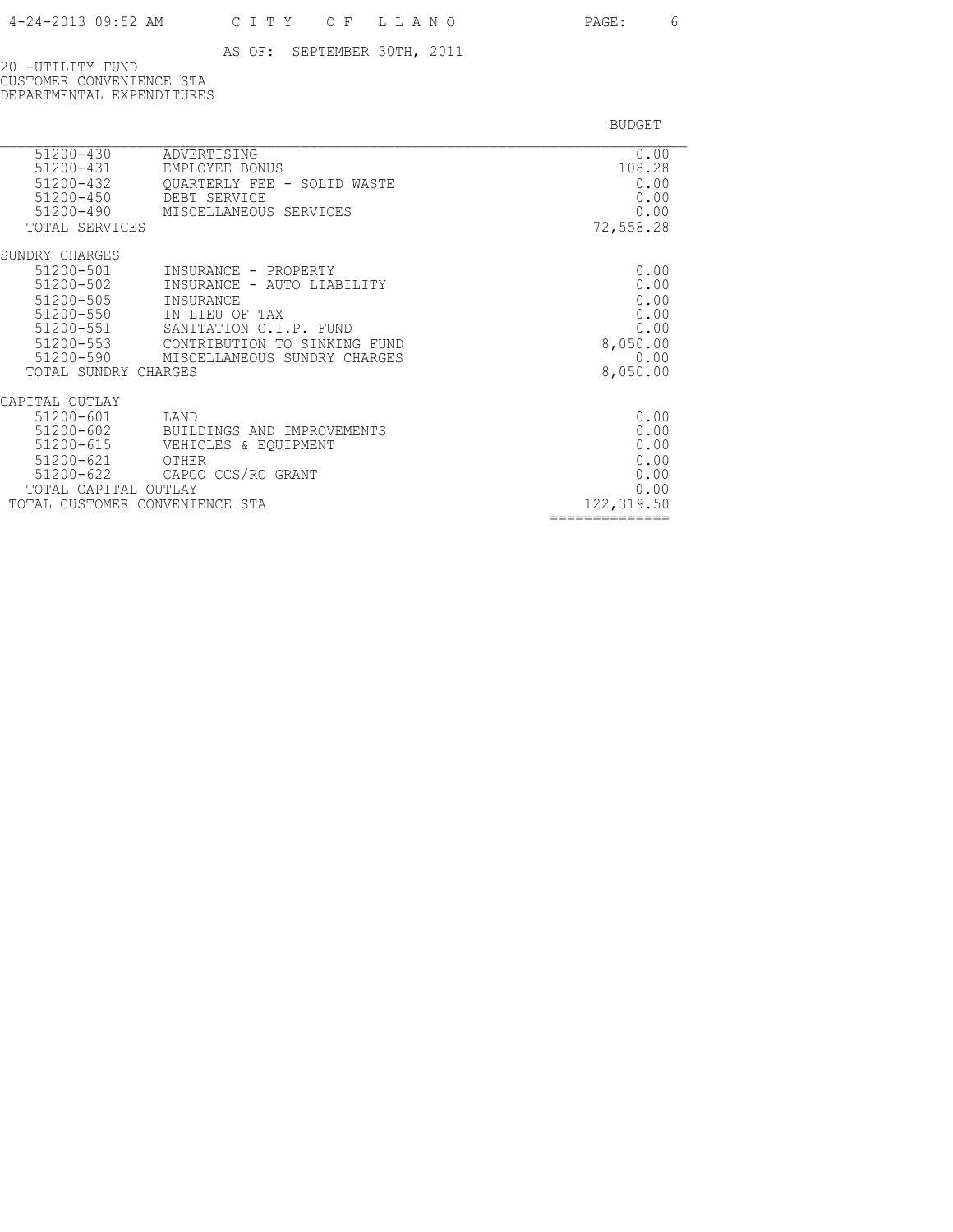AS OF: SEPTEMBER 30TH, 2011

20 -UTILITY FUND
CUSTOMER CONVENIENCE STA
DEPARTMENTAL EXPENDITURES

| | | BUDGET |
|---|---|---|
| 51200-430 | ADVERTISING | 0.00 |
| 51200-431 | EMPLOYEE BONUS | 108.28 |
| 51200-432 | QUARTERLY FEE - SOLID WASTE | 0.00 |
| 51200-450 | DEBT SERVICE | 0.00 |
| 51200-490 | MISCELLANEOUS SERVICES | 0.00 |
| TOTAL SERVICES | | 72,558.28 |
| SUNDRY CHARGES | | |
| 51200-501 | INSURANCE - PROPERTY | 0.00 |
| 51200-502 | INSURANCE - AUTO LIABILITY | 0.00 |
| 51200-505 | INSURANCE | 0.00 |
| 51200-550 | IN LIEU OF TAX | 0.00 |
| 51200-551 | SANITATION C.I.P. FUND | 0.00 |
| 51200-553 | CONTRIBUTION TO SINKING FUND | 8,050.00 |
| 51200-590 | MISCELLANEOUS SUNDRY CHARGES | 0.00 |
| TOTAL SUNDRY CHARGES | | 8,050.00 |
| CAPITAL OUTLAY | | |
| 51200-601 | LAND | 0.00 |
| 51200-602 | BUILDINGS AND IMPROVEMENTS | 0.00 |
| 51200-615 | VEHICLES & EQUIPMENT | 0.00 |
| 51200-621 | OTHER | 0.00 |
| 51200-622 | CAPCO CCS/RC GRANT | 0.00 |
| TOTAL CAPITAL OUTLAY | | 0.00 |
| TOTAL CUSTOMER CONVENIENCE STA | | 122,319.50 |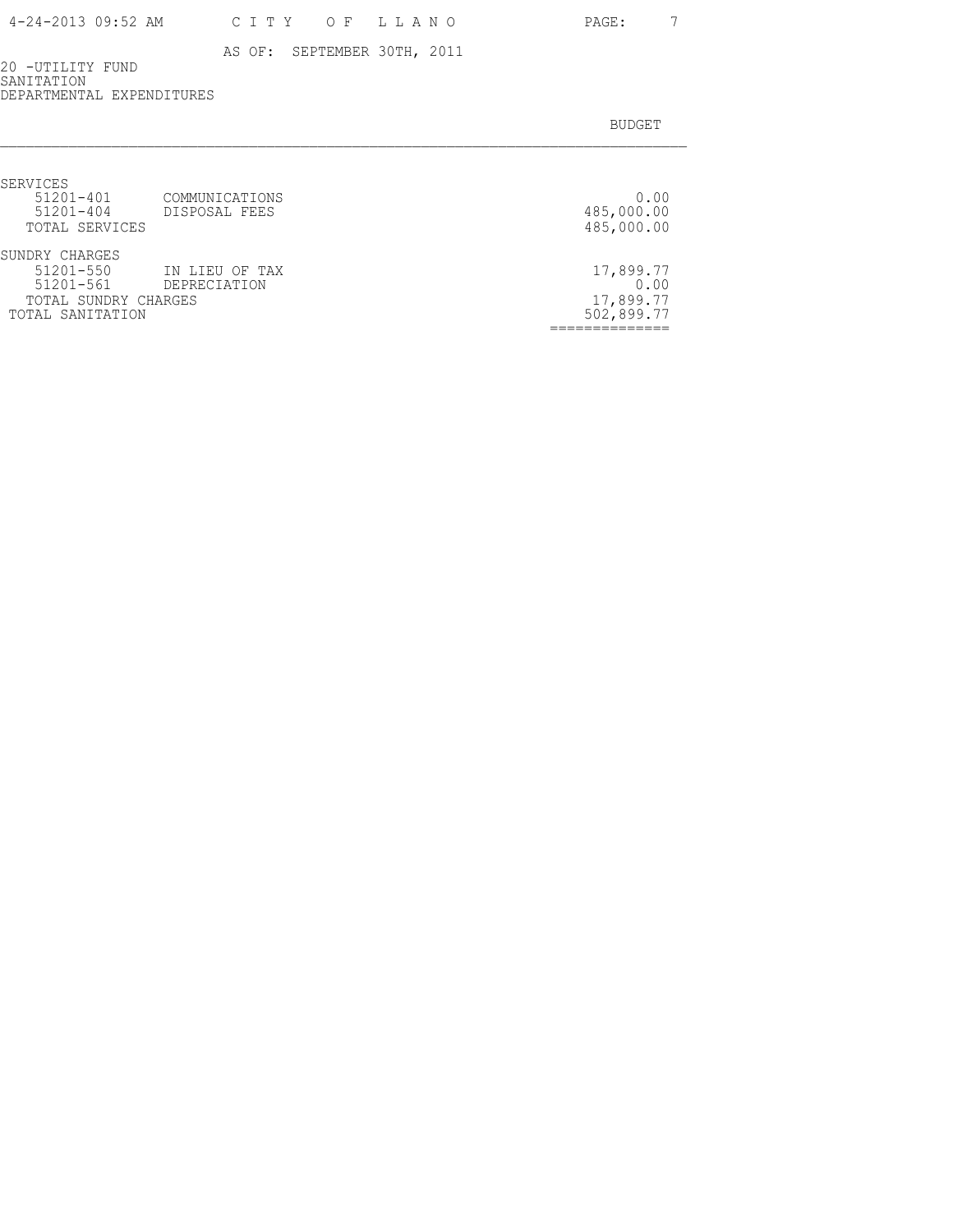AS OF: SEPTEMBER 30TH, 2011

20 -UTILITY FUND
SANITATION
DEPARTMENTAL EXPENDITURES

| | | BUDGET |
|---|---|---|
| **SERVICES** | | |
| 51201-401 | COMMUNICATIONS | 0.00 |
| 51201-404 | DISPOSAL FEES | 485,000.00 |
| TOTAL SERVICES | | 485,000.00 |
| **SUNDRY CHARGES** | | |
| 51201-550 | IN LIEU OF TAX | 17,899.77 |
| 51201-561 | DEPRECIATION | 0.00 |
| TOTAL SUNDRY CHARGES | | 17,899.77 |
| TOTAL SANITATION | | 502,899.77 |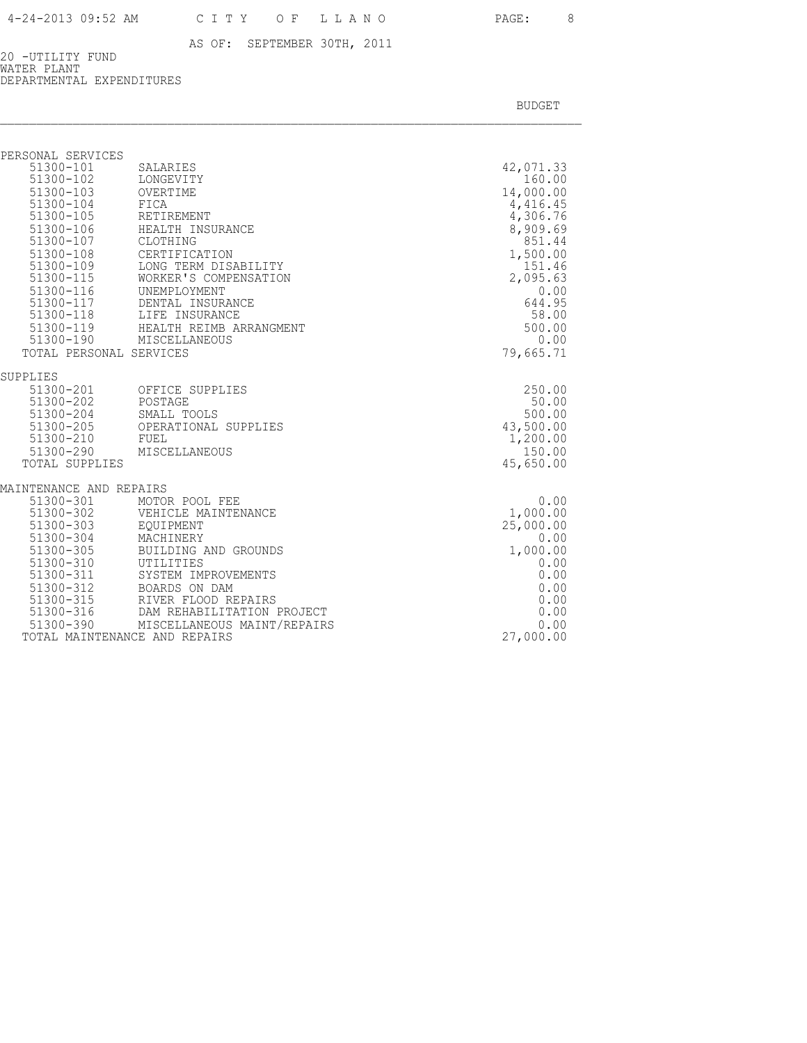CITY OF LLANO

AS OF: SEPTEMBER 30TH, 2011

20 -UTILITY FUND
WATER PLANT
DEPARTMENTAL EXPENDITURES

| | | BUDGET |
|---|---|---|
| **PERSONAL SERVICES** | | |
| 51300-101 | SALARIES | 42,071.33 |
| 51300-102 | LONGEVITY | 160.00 |
| 51300-103 | OVERTIME | 14,000.00 |
| 51300-104 | FICA | 4,416.45 |
| 51300-105 | RETIREMENT | 4,306.76 |
| 51300-106 | HEALTH INSURANCE | 8,909.69 |
| 51300-107 | CLOTHING | 851.44 |
| 51300-108 | CERTIFICATION | 1,500.00 |
| 51300-109 | LONG TERM DISABILITY | 151.46 |
| 51300-115 | WORKER'S COMPENSATION | 2,095.63 |
| 51300-116 | UNEMPLOYMENT | 0.00 |
| 51300-117 | DENTAL INSURANCE | 644.95 |
| 51300-118 | LIFE INSURANCE | 58.00 |
| 51300-119 | HEALTH REIMB ARRANGMENT | 500.00 |
| 51300-190 | MISCELLANEOUS | 0.00 |
| TOTAL PERSONAL SERVICES | | 79,665.71 |
| **SUPPLIES** | | |
| 51300-201 | OFFICE SUPPLIES | 250.00 |
| 51300-202 | POSTAGE | 50.00 |
| 51300-204 | SMALL TOOLS | 500.00 |
| 51300-205 | OPERATIONAL SUPPLIES | 43,500.00 |
| 51300-210 | FUEL | 1,200.00 |
| 51300-290 | MISCELLANEOUS | 150.00 |
| TOTAL SUPPLIES | | 45,650.00 |
| **MAINTENANCE AND REPAIRS** | | |
| 51300-301 | MOTOR POOL FEE | 0.00 |
| 51300-302 | VEHICLE MAINTENANCE | 1,000.00 |
| 51300-303 | EQUIPMENT | 25,000.00 |
| 51300-304 | MACHINERY | 0.00 |
| 51300-305 | BUILDING AND GROUNDS | 1,000.00 |
| 51300-310 | UTILITIES | 0.00 |
| 51300-311 | SYSTEM IMPROVEMENTS | 0.00 |
| 51300-312 | BOARDS ON DAM | 0.00 |
| 51300-315 | RIVER FLOOD REPAIRS | 0.00 |
| 51300-316 | DAM REHABILITATION PROJECT | 0.00 |
| 51300-390 | MISCELLANEOUS MAINT/REPAIRS | 0.00 |
| TOTAL MAINTENANCE AND REPAIRS | | 27,000.00 |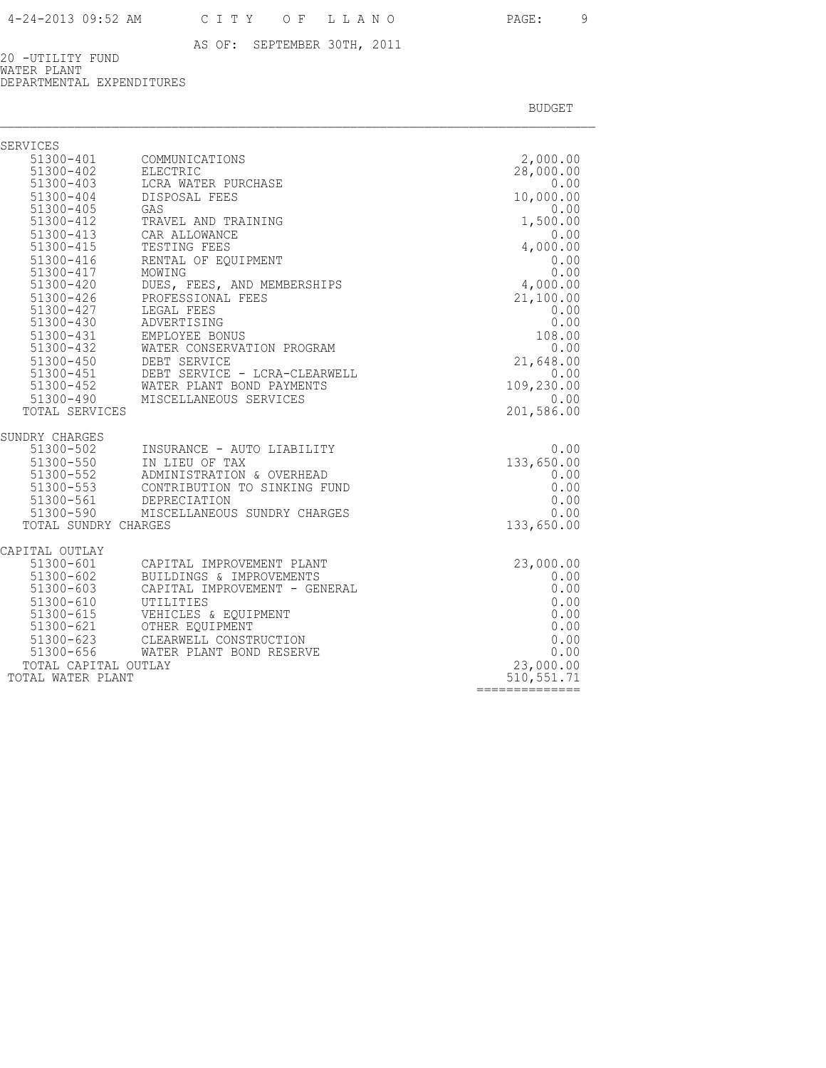AS OF: SEPTEMBER 30TH, 2011

20 -UTILITY FUND
WATER PLANT
DEPARTMENTAL EXPENDITURES

| | | BUDGET |
|---|---|---|
| **SERVICES** | | |
| 51300-401 | COMMUNICATIONS | 2,000.00 |
| 51300-402 | ELECTRIC | 28,000.00 |
| 51300-403 | LCRA WATER PURCHASE | 0.00 |
| 51300-404 | DISPOSAL FEES | 10,000.00 |
| 51300-405 | GAS | 0.00 |
| 51300-412 | TRAVEL AND TRAINING | 1,500.00 |
| 51300-413 | CAR ALLOWANCE | 0.00 |
| 51300-415 | TESTING FEES | 4,000.00 |
| 51300-416 | RENTAL OF EQUIPMENT | 0.00 |
| 51300-417 | MOWING | 0.00 |
| 51300-420 | DUES, FEES, AND MEMBERSHIPS | 4,000.00 |
| 51300-426 | PROFESSIONAL FEES | 21,100.00 |
| 51300-427 | LEGAL FEES | 0.00 |
| 51300-430 | ADVERTISING | 0.00 |
| 51300-431 | EMPLOYEE BONUS | 108.00 |
| 51300-432 | WATER CONSERVATION PROGRAM | 0.00 |
| 51300-450 | DEBT SERVICE | 21,648.00 |
| 51300-451 | DEBT SERVICE - LCRA-CLEARWELL | 0.00 |
| 51300-452 | WATER PLANT BOND PAYMENTS | 109,230.00 |
| 51300-490 | MISCELLANEOUS SERVICES | 0.00 |
| TOTAL SERVICES | | 201,586.00 |
| **SUNDRY CHARGES** | | |
| 51300-502 | INSURANCE - AUTO LIABILITY | 0.00 |
| 51300-550 | IN LIEU OF TAX | 133,650.00 |
| 51300-552 | ADMINISTRATION & OVERHEAD | 0.00 |
| 51300-553 | CONTRIBUTION TO SINKING FUND | 0.00 |
| 51300-561 | DEPRECIATION | 0.00 |
| 51300-590 | MISCELLANEOUS SUNDRY CHARGES | 0.00 |
| TOTAL SUNDRY CHARGES | | 133,650.00 |
| **CAPITAL OUTLAY** | | |
| 51300-601 | CAPITAL IMPROVEMENT PLANT | 23,000.00 |
| 51300-602 | BUILDINGS & IMPROVEMENTS | 0.00 |
| 51300-603 | CAPITAL IMPROVEMENT - GENERAL | 0.00 |
| 51300-610 | UTILITIES | 0.00 |
| 51300-615 | VEHICLES & EQUIPMENT | 0.00 |
| 51300-621 | OTHER EQUIPMENT | 0.00 |
| 51300-623 | CLEARWELL CONSTRUCTION | 0.00 |
| 51300-656 | WATER PLANT BOND RESERVE | 0.00 |
| TOTAL CAPITAL OUTLAY | | 23,000.00 |
| TOTAL WATER PLANT | | 510,551.71 |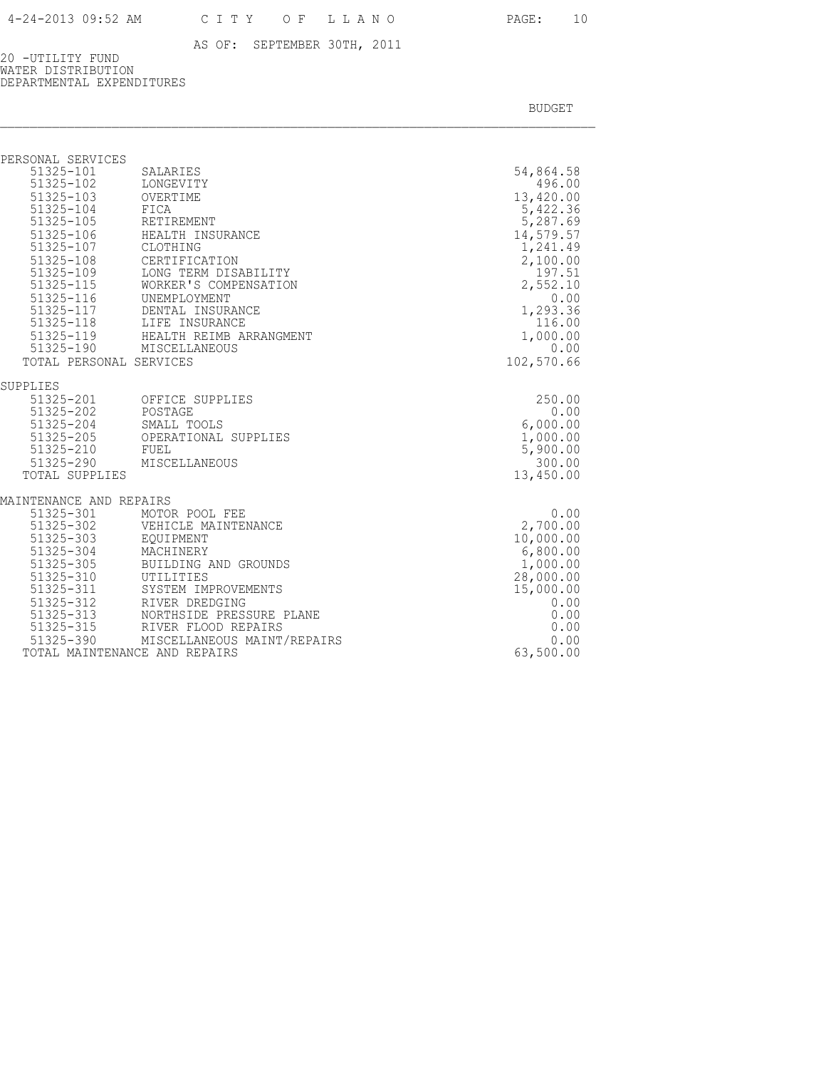AS OF: SEPTEMBER 30TH, 2011

20 -UTILITY FUND
WATER DISTRIBUTION
DEPARTMENTAL EXPENDITURES

| | | BUDGET |
|---|---|---|
| **PERSONAL SERVICES** | | |
| 51325-101 | SALARIES | 54,864.58 |
| 51325-102 | LONGEVITY | 496.00 |
| 51325-103 | OVERTIME | 13,420.00 |
| 51325-104 | FICA | 5,422.36 |
| 51325-105 | RETIREMENT | 5,287.69 |
| 51325-106 | HEALTH INSURANCE | 14,579.57 |
| 51325-107 | CLOTHING | 1,241.49 |
| 51325-108 | CERTIFICATION | 2,100.00 |
| 51325-109 | LONG TERM DISABILITY | 197.51 |
| 51325-115 | WORKER'S COMPENSATION | 2,552.10 |
| 51325-116 | UNEMPLOYMENT | 0.00 |
| 51325-117 | DENTAL INSURANCE | 1,293.36 |
| 51325-118 | LIFE INSURANCE | 116.00 |
| 51325-119 | HEALTH REIMB ARRANGMENT | 1,000.00 |
| 51325-190 | MISCELLANEOUS | 0.00 |
| TOTAL PERSONAL SERVICES | | 102,570.66 |
| **SUPPLIES** | | |
| 51325-201 | OFFICE SUPPLIES | 250.00 |
| 51325-202 | POSTAGE | 0.00 |
| 51325-204 | SMALL TOOLS | 6,000.00 |
| 51325-205 | OPERATIONAL SUPPLIES | 1,000.00 |
| 51325-210 | FUEL | 5,900.00 |
| 51325-290 | MISCELLANEOUS | 300.00 |
| TOTAL SUPPLIES | | 13,450.00 |
| **MAINTENANCE AND REPAIRS** | | |
| 51325-301 | MOTOR POOL FEE | 0.00 |
| 51325-302 | VEHICLE MAINTENANCE | 2,700.00 |
| 51325-303 | EQUIPMENT | 10,000.00 |
| 51325-304 | MACHINERY | 6,800.00 |
| 51325-305 | BUILDING AND GROUNDS | 1,000.00 |
| 51325-310 | UTILITIES | 28,000.00 |
| 51325-311 | SYSTEM IMPROVEMENTS | 15,000.00 |
| 51325-312 | RIVER DREDGING | 0.00 |
| 51325-313 | NORTHSIDE PRESSURE PLANE | 0.00 |
| 51325-315 | RIVER FLOOD REPAIRS | 0.00 |
| 51325-390 | MISCELLANEOUS MAINT/REPAIRS | 0.00 |
| TOTAL MAINTENANCE AND REPAIRS | | 63,500.00 |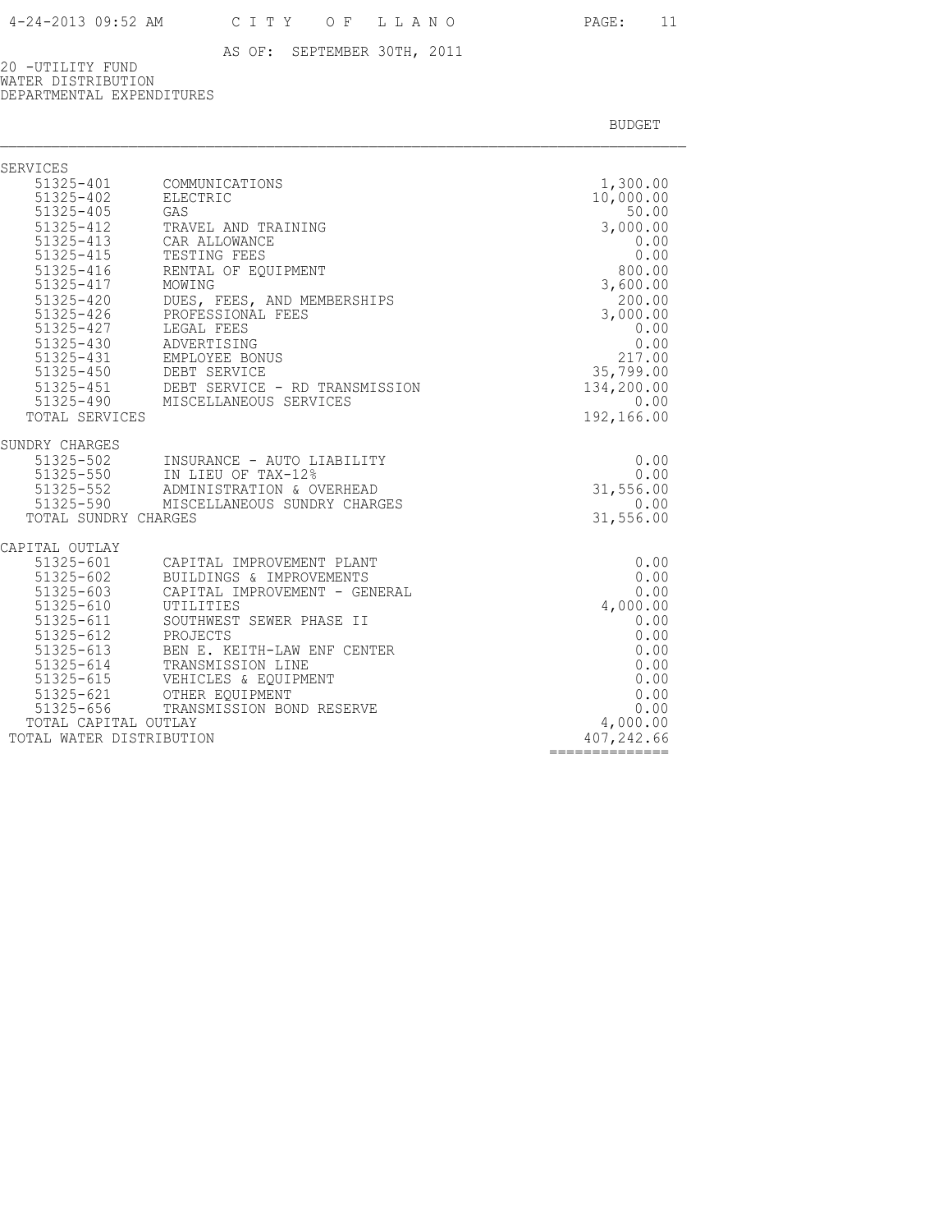AS OF: SEPTEMBER 30TH, 2011

20 -UTILITY FUND
WATER DISTRIBUTION
DEPARTMENTAL EXPENDITURES

| | | BUDGET |
|---|---|---|
| **SERVICES** | | |
| 51325-401 | COMMUNICATIONS | 1,300.00 |
| 51325-402 | ELECTRIC | 10,000.00 |
| 51325-405 | GAS | 50.00 |
| 51325-412 | TRAVEL AND TRAINING | 3,000.00 |
| 51325-413 | CAR ALLOWANCE | 0.00 |
| 51325-415 | TESTING FEES | 0.00 |
| 51325-416 | RENTAL OF EQUIPMENT | 800.00 |
| 51325-417 | MOWING | 3,600.00 |
| 51325-420 | DUES, FEES, AND MEMBERSHIPS | 200.00 |
| 51325-426 | PROFESSIONAL FEES | 3,000.00 |
| 51325-427 | LEGAL FEES | 0.00 |
| 51325-430 | ADVERTISING | 0.00 |
| 51325-431 | EMPLOYEE BONUS | 217.00 |
| 51325-450 | DEBT SERVICE | 35,799.00 |
| 51325-451 | DEBT SERVICE - RD TRANSMISSION | 134,200.00 |
| 51325-490 | MISCELLANEOUS SERVICES | 0.00 |
| TOTAL SERVICES | | 192,166.00 |
| **SUNDRY CHARGES** | | |
| 51325-502 | INSURANCE - AUTO LIABILITY | 0.00 |
| 51325-550 | IN LIEU OF TAX-12% | 0.00 |
| 51325-552 | ADMINISTRATION & OVERHEAD | 31,556.00 |
| 51325-590 | MISCELLANEOUS SUNDRY CHARGES | 0.00 |
| TOTAL SUNDRY CHARGES | | 31,556.00 |
| **CAPITAL OUTLAY** | | |
| 51325-601 | CAPITAL IMPROVEMENT PLANT | 0.00 |
| 51325-602 | BUILDINGS & IMPROVEMENTS | 0.00 |
| 51325-603 | CAPITAL IMPROVEMENT - GENERAL | 0.00 |
| 51325-610 | UTILITIES | 4,000.00 |
| 51325-611 | SOUTHWEST SEWER PHASE II | 0.00 |
| 51325-612 | PROJECTS | 0.00 |
| 51325-613 | BEN E. KEITH-LAW ENF CENTER | 0.00 |
| 51325-614 | TRANSMISSION LINE | 0.00 |
| 51325-615 | VEHICLES & EQUIPMENT | 0.00 |
| 51325-621 | OTHER EQUIPMENT | 0.00 |
| 51325-656 | TRANSMISSION BOND RESERVE | 0.00 |
| TOTAL CAPITAL OUTLAY | | 4,000.00 |
| TOTAL WATER DISTRIBUTION | | 407,242.66 |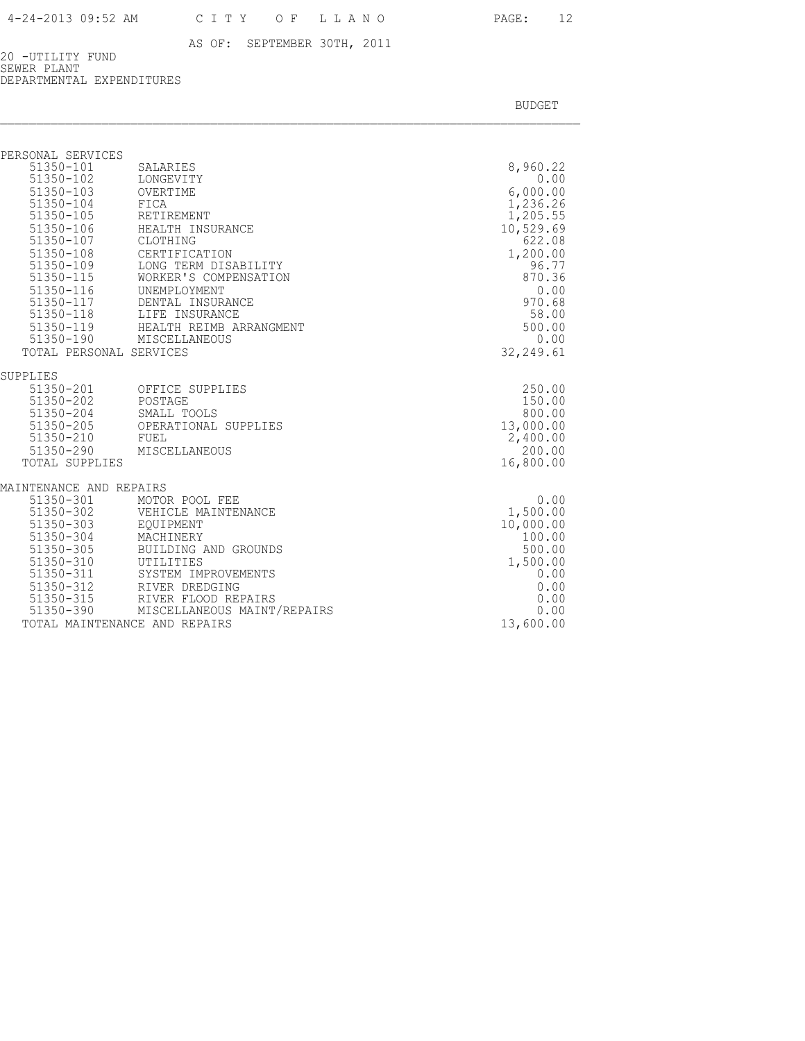AS OF: SEPTEMBER 30TH, 2011

20 -UTILITY FUND
SEWER PLANT
DEPARTMENTAL EXPENDITURES

| | | BUDGET |
|---|---|---|
| **PERSONAL SERVICES** | | |
| 51350-101 | SALARIES | 8,960.22 |
| 51350-102 | LONGEVITY | 0.00 |
| 51350-103 | OVERTIME | 6,000.00 |
| 51350-104 | FICA | 1,236.26 |
| 51350-105 | RETIREMENT | 1,205.55 |
| 51350-106 | HEALTH INSURANCE | 10,529.69 |
| 51350-107 | CLOTHING | 622.08 |
| 51350-108 | CERTIFICATION | 1,200.00 |
| 51350-109 | LONG TERM DISABILITY | 96.77 |
| 51350-115 | WORKER'S COMPENSATION | 870.36 |
| 51350-116 | UNEMPLOYMENT | 0.00 |
| 51350-117 | DENTAL INSURANCE | 970.68 |
| 51350-118 | LIFE INSURANCE | 58.00 |
| 51350-119 | HEALTH REIMB ARRANGMENT | 500.00 |
| 51350-190 | MISCELLANEOUS | 0.00 |
| TOTAL PERSONAL SERVICES | | 32,249.61 |
| **SUPPLIES** | | |
| 51350-201 | OFFICE SUPPLIES | 250.00 |
| 51350-202 | POSTAGE | 150.00 |
| 51350-204 | SMALL TOOLS | 800.00 |
| 51350-205 | OPERATIONAL SUPPLIES | 13,000.00 |
| 51350-210 | FUEL | 2,400.00 |
| 51350-290 | MISCELLANEOUS | 200.00 |
| TOTAL SUPPLIES | | 16,800.00 |
| **MAINTENANCE AND REPAIRS** | | |
| 51350-301 | MOTOR POOL FEE | 0.00 |
| 51350-302 | VEHICLE MAINTENANCE | 1,500.00 |
| 51350-303 | EQUIPMENT | 10,000.00 |
| 51350-304 | MACHINERY | 100.00 |
| 51350-305 | BUILDING AND GROUNDS | 500.00 |
| 51350-310 | UTILITIES | 1,500.00 |
| 51350-311 | SYSTEM IMPROVEMENTS | 0.00 |
| 51350-312 | RIVER DREDGING | 0.00 |
| 51350-315 | RIVER FLOOD REPAIRS | 0.00 |
| 51350-390 | MISCELLANEOUS MAINT/REPAIRS | 0.00 |
| TOTAL MAINTENANCE AND REPAIRS | | 13,600.00 |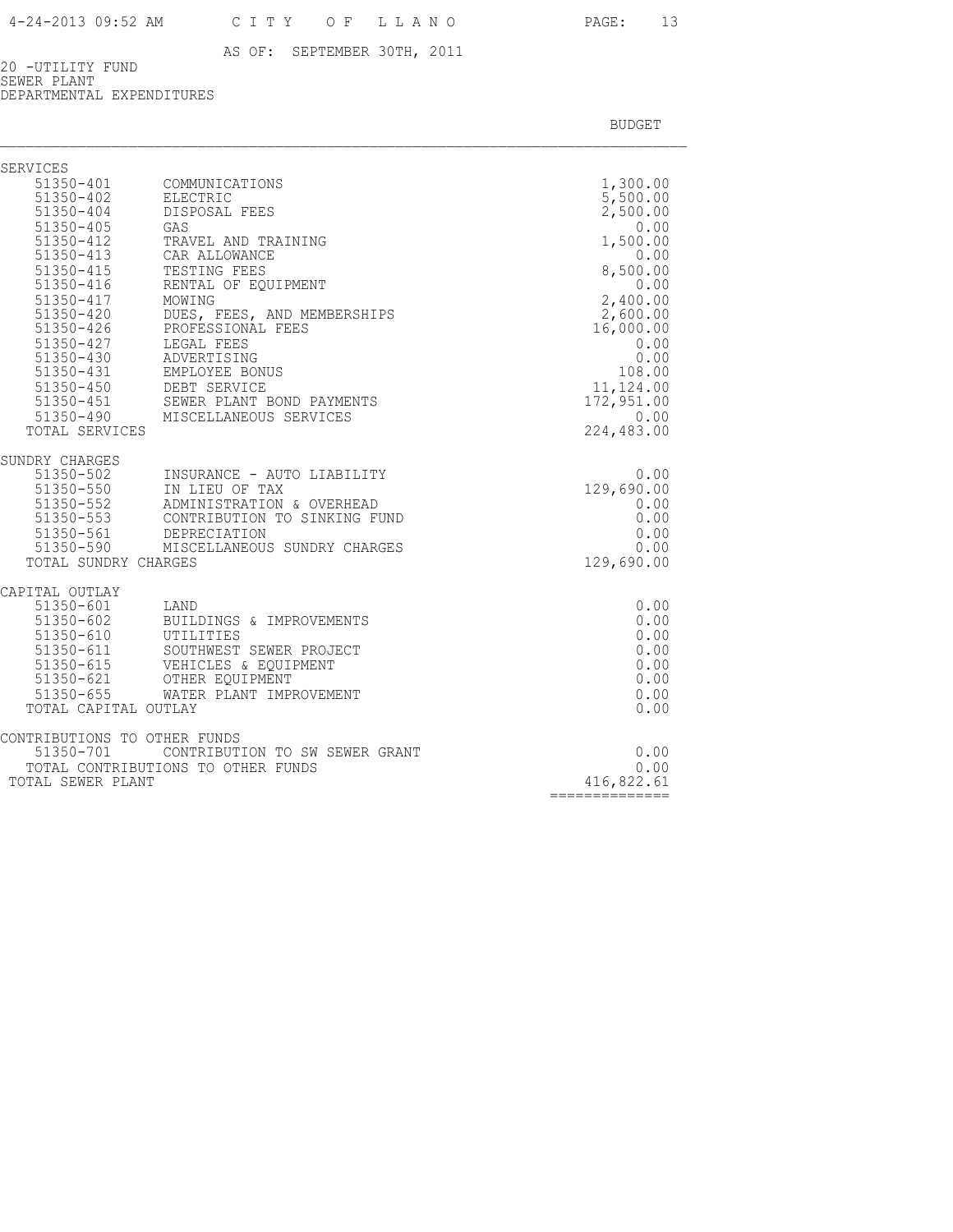AS OF: SEPTEMBER 30TH, 2011

20 -UTILITY FUND
SEWER PLANT
DEPARTMENTAL EXPENDITURES

| | | BUDGET |
|---|---|---|
| **SERVICES** | | |
| 51350-401 | COMMUNICATIONS | 1,300.00 |
| 51350-402 | ELECTRIC | 5,500.00 |
| 51350-404 | DISPOSAL FEES | 2,500.00 |
| 51350-405 | GAS | 0.00 |
| 51350-412 | TRAVEL AND TRAINING | 1,500.00 |
| 51350-413 | CAR ALLOWANCE | 0.00 |
| 51350-415 | TESTING FEES | 8,500.00 |
| 51350-416 | RENTAL OF EQUIPMENT | 0.00 |
| 51350-417 | MOWING | 2,400.00 |
| 51350-420 | DUES, FEES, AND MEMBERSHIPS | 2,600.00 |
| 51350-426 | PROFESSIONAL FEES | 16,000.00 |
| 51350-427 | LEGAL FEES | 0.00 |
| 51350-430 | ADVERTISING | 0.00 |
| 51350-431 | EMPLOYEE BONUS | 108.00 |
| 51350-450 | DEBT SERVICE | 11,124.00 |
| 51350-451 | SEWER PLANT BOND PAYMENTS | 172,951.00 |
| 51350-490 | MISCELLANEOUS SERVICES | 0.00 |
| TOTAL SERVICES | | 224,483.00 |
| **SUNDRY CHARGES** | | |
| 51350-502 | INSURANCE - AUTO LIABILITY | 0.00 |
| 51350-550 | IN LIEU OF TAX | 129,690.00 |
| 51350-552 | ADMINISTRATION & OVERHEAD | 0.00 |
| 51350-553 | CONTRIBUTION TO SINKING FUND | 0.00 |
| 51350-561 | DEPRECIATION | 0.00 |
| 51350-590 | MISCELLANEOUS SUNDRY CHARGES | 0.00 |
| TOTAL SUNDRY CHARGES | | 129,690.00 |
| **CAPITAL OUTLAY** | | |
| 51350-601 | LAND | 0.00 |
| 51350-602 | BUILDINGS & IMPROVEMENTS | 0.00 |
| 51350-610 | UTILITIES | 0.00 |
| 51350-611 | SOUTHWEST SEWER PROJECT | 0.00 |
| 51350-615 | VEHICLES & EQUIPMENT | 0.00 |
| 51350-621 | OTHER EQUIPMENT | 0.00 |
| 51350-655 | WATER PLANT IMPROVEMENT | 0.00 |
| TOTAL CAPITAL OUTLAY | | 0.00 |
| **CONTRIBUTIONS TO OTHER FUNDS** | | |
| 51350-701 | CONTRIBUTION TO SW SEWER GRANT | 0.00 |
| TOTAL CONTRIBUTIONS TO OTHER FUNDS | | 0.00 |
| TOTAL SEWER PLANT | | 416,822.61 |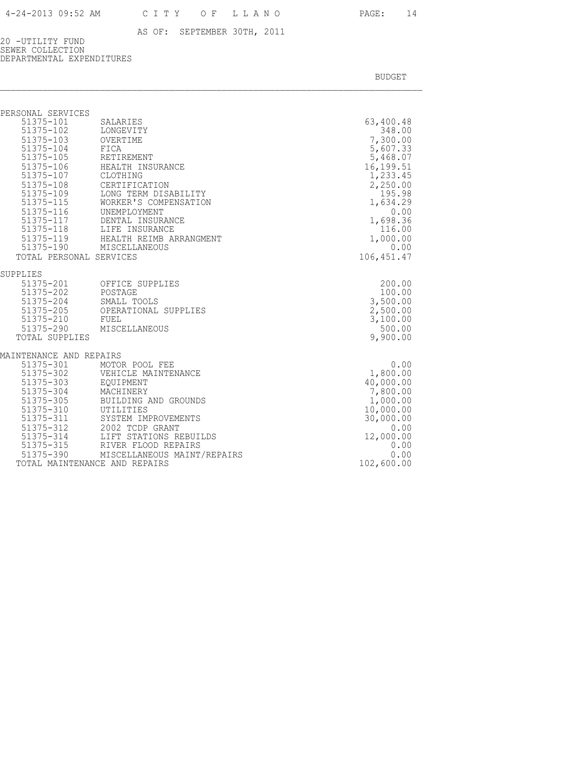AS OF: SEPTEMBER 30TH, 2011

20 -UTILITY FUND
SEWER COLLECTION
DEPARTMENTAL EXPENDITURES

| | | BUDGET |
|---|---|---|
| **PERSONAL SERVICES** | | |
| 51375-101 | SALARIES | 63,400.48 |
| 51375-102 | LONGEVITY | 348.00 |
| 51375-103 | OVERTIME | 7,300.00 |
| 51375-104 | FICA | 5,607.33 |
| 51375-105 | RETIREMENT | 5,468.07 |
| 51375-106 | HEALTH INSURANCE | 16,199.51 |
| 51375-107 | CLOTHING | 1,233.45 |
| 51375-108 | CERTIFICATION | 2,250.00 |
| 51375-109 | LONG TERM DISABILITY | 195.98 |
| 51375-115 | WORKER'S COMPENSATION | 1,634.29 |
| 51375-116 | UNEMPLOYMENT | 0.00 |
| 51375-117 | DENTAL INSURANCE | 1,698.36 |
| 51375-118 | LIFE INSURANCE | 116.00 |
| 51375-119 | HEALTH REIMB ARRANGMENT | 1,000.00 |
| 51375-190 | MISCELLANEOUS | 0.00 |
| TOTAL PERSONAL SERVICES | | 106,451.47 |
| **SUPPLIES** | | |
| 51375-201 | OFFICE SUPPLIES | 200.00 |
| 51375-202 | POSTAGE | 100.00 |
| 51375-204 | SMALL TOOLS | 3,500.00 |
| 51375-205 | OPERATIONAL SUPPLIES | 2,500.00 |
| 51375-210 | FUEL | 3,100.00 |
| 51375-290 | MISCELLANEOUS | 500.00 |
| TOTAL SUPPLIES | | 9,900.00 |
| **MAINTENANCE AND REPAIRS** | | |
| 51375-301 | MOTOR POOL FEE | 0.00 |
| 51375-302 | VEHICLE MAINTENANCE | 1,800.00 |
| 51375-303 | EQUIPMENT | 40,000.00 |
| 51375-304 | MACHINERY | 7,800.00 |
| 51375-305 | BUILDING AND GROUNDS | 1,000.00 |
| 51375-310 | UTILITIES | 10,000.00 |
| 51375-311 | SYSTEM IMPROVEMENTS | 30,000.00 |
| 51375-312 | 2002 TCDP GRANT | 0.00 |
| 51375-314 | LIFT STATIONS REBUILDS | 12,000.00 |
| 51375-315 | RIVER FLOOD REPAIRS | 0.00 |
| 51375-390 | MISCELLANEOUS MAINT/REPAIRS | 0.00 |
| TOTAL MAINTENANCE AND REPAIRS | | 102,600.00 |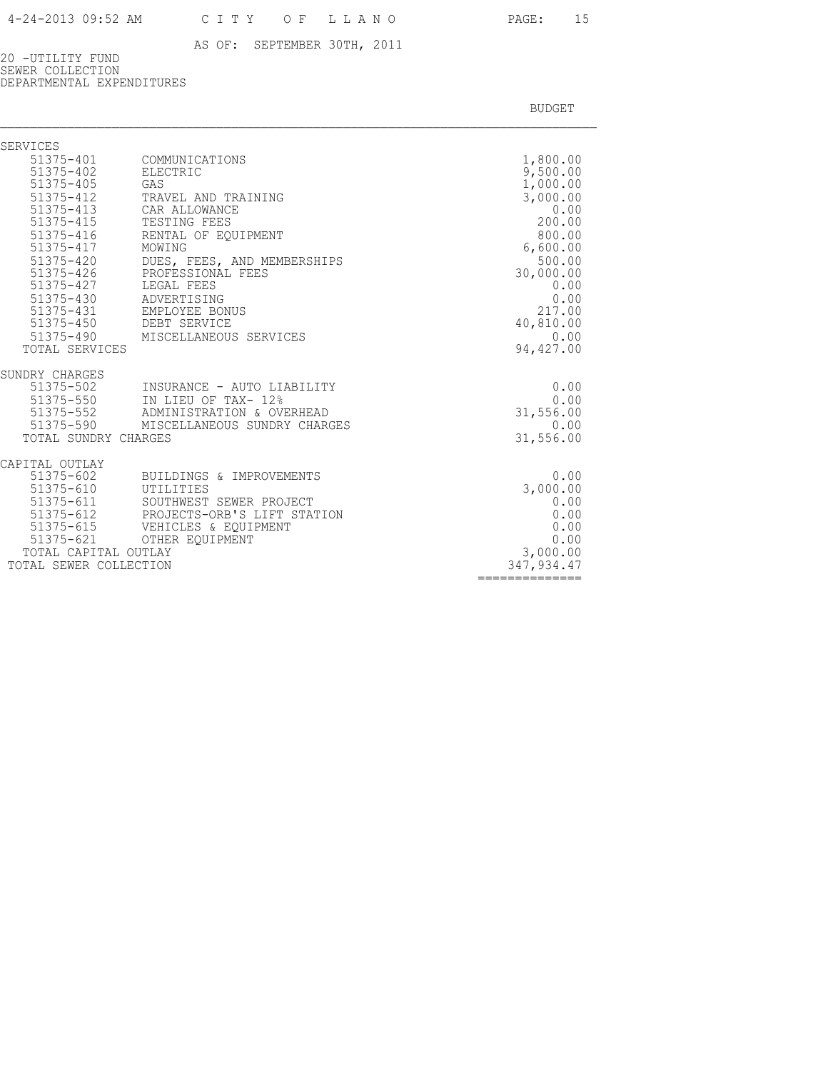AS OF: SEPTEMBER 30TH, 2011

20 -UTILITY FUND
SEWER COLLECTION
DEPARTMENTAL EXPENDITURES

| | | BUDGET |
|---|---|---|
| **SERVICES** | | |
| 51375-401 | COMMUNICATIONS | 1,800.00 |
| 51375-402 | ELECTRIC | 9,500.00 |
| 51375-405 | GAS | 1,000.00 |
| 51375-412 | TRAVEL AND TRAINING | 3,000.00 |
| 51375-413 | CAR ALLOWANCE | 0.00 |
| 51375-415 | TESTING FEES | 200.00 |
| 51375-416 | RENTAL OF EQUIPMENT | 800.00 |
| 51375-417 | MOWING | 6,600.00 |
| 51375-420 | DUES, FEES, AND MEMBERSHIPS | 500.00 |
| 51375-426 | PROFESSIONAL FEES | 30,000.00 |
| 51375-427 | LEGAL FEES | 0.00 |
| 51375-430 | ADVERTISING | 0.00 |
| 51375-431 | EMPLOYEE BONUS | 217.00 |
| 51375-450 | DEBT SERVICE | 40,810.00 |
| 51375-490 | MISCELLANEOUS SERVICES | 0.00 |
| TOTAL SERVICES | | 94,427.00 |
| **SUNDRY CHARGES** | | |
| 51375-502 | INSURANCE - AUTO LIABILITY | 0.00 |
| 51375-550 | IN LIEU OF TAX- 12% | 0.00 |
| 51375-552 | ADMINISTRATION & OVERHEAD | 31,556.00 |
| 51375-590 | MISCELLANEOUS SUNDRY CHARGES | 0.00 |
| TOTAL SUNDRY CHARGES | | 31,556.00 |
| **CAPITAL OUTLAY** | | |
| 51375-602 | BUILDINGS & IMPROVEMENTS | 0.00 |
| 51375-610 | UTILITIES | 3,000.00 |
| 51375-611 | SOUTHWEST SEWER PROJECT | 0.00 |
| 51375-612 | PROJECTS-ORB'S LIFT STATION | 0.00 |
| 51375-615 | VEHICLES & EQUIPMENT | 0.00 |
| 51375-621 | OTHER EQUIPMENT | 0.00 |
| TOTAL CAPITAL OUTLAY | | 3,000.00 |
| TOTAL SEWER COLLECTION | | 347,934.47 |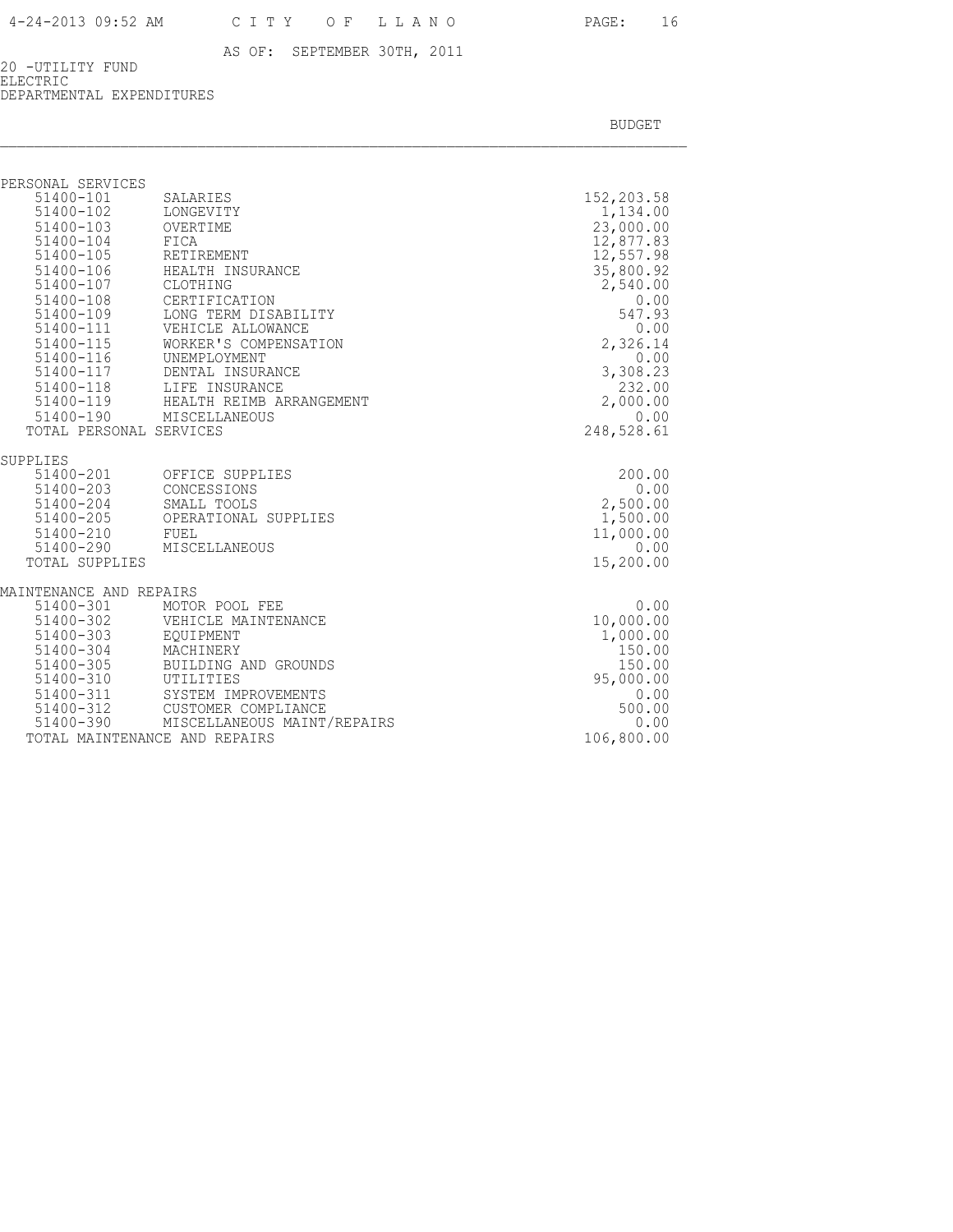AS OF: SEPTEMBER 30TH, 2011

20 -UTILITY FUND
ELECTRIC
DEPARTMENTAL EXPENDITURES

| | | BUDGET |
|---|---|---|
| PERSONAL SERVICES | | |
| 51400-101 | SALARIES | 152,203.58 |
| 51400-102 | LONGEVITY | 1,134.00 |
| 51400-103 | OVERTIME | 23,000.00 |
| 51400-104 | FICA | 12,877.83 |
| 51400-105 | RETIREMENT | 12,557.98 |
| 51400-106 | HEALTH INSURANCE | 35,800.92 |
| 51400-107 | CLOTHING | 2,540.00 |
| 51400-108 | CERTIFICATION | 0.00 |
| 51400-109 | LONG TERM DISABILITY | 547.93 |
| 51400-111 | VEHICLE ALLOWANCE | 0.00 |
| 51400-115 | WORKER'S COMPENSATION | 2,326.14 |
| 51400-116 | UNEMPLOYMENT | 0.00 |
| 51400-117 | DENTAL INSURANCE | 3,308.23 |
| 51400-118 | LIFE INSURANCE | 232.00 |
| 51400-119 | HEALTH REIMB ARRANGEMENT | 2,000.00 |
| 51400-190 | MISCELLANEOUS | 0.00 |
| TOTAL PERSONAL SERVICES | | 248,528.61 |
| SUPPLIES | | |
| 51400-201 | OFFICE SUPPLIES | 200.00 |
| 51400-203 | CONCESSIONS | 0.00 |
| 51400-204 | SMALL TOOLS | 2,500.00 |
| 51400-205 | OPERATIONAL SUPPLIES | 1,500.00 |
| 51400-210 | FUEL | 11,000.00 |
| 51400-290 | MISCELLANEOUS | 0.00 |
| TOTAL SUPPLIES | | 15,200.00 |
| MAINTENANCE AND REPAIRS | | |
| 51400-301 | MOTOR POOL FEE | 0.00 |
| 51400-302 | VEHICLE MAINTENANCE | 10,000.00 |
| 51400-303 | EQUIPMENT | 1,000.00 |
| 51400-304 | MACHINERY | 150.00 |
| 51400-305 | BUILDING AND GROUNDS | 150.00 |
| 51400-310 | UTILITIES | 95,000.00 |
| 51400-311 | SYSTEM IMPROVEMENTS | 0.00 |
| 51400-312 | CUSTOMER COMPLIANCE | 500.00 |
| 51400-390 | MISCELLANEOUS MAINT/REPAIRS | 0.00 |
| TOTAL MAINTENANCE AND REPAIRS | | 106,800.00 |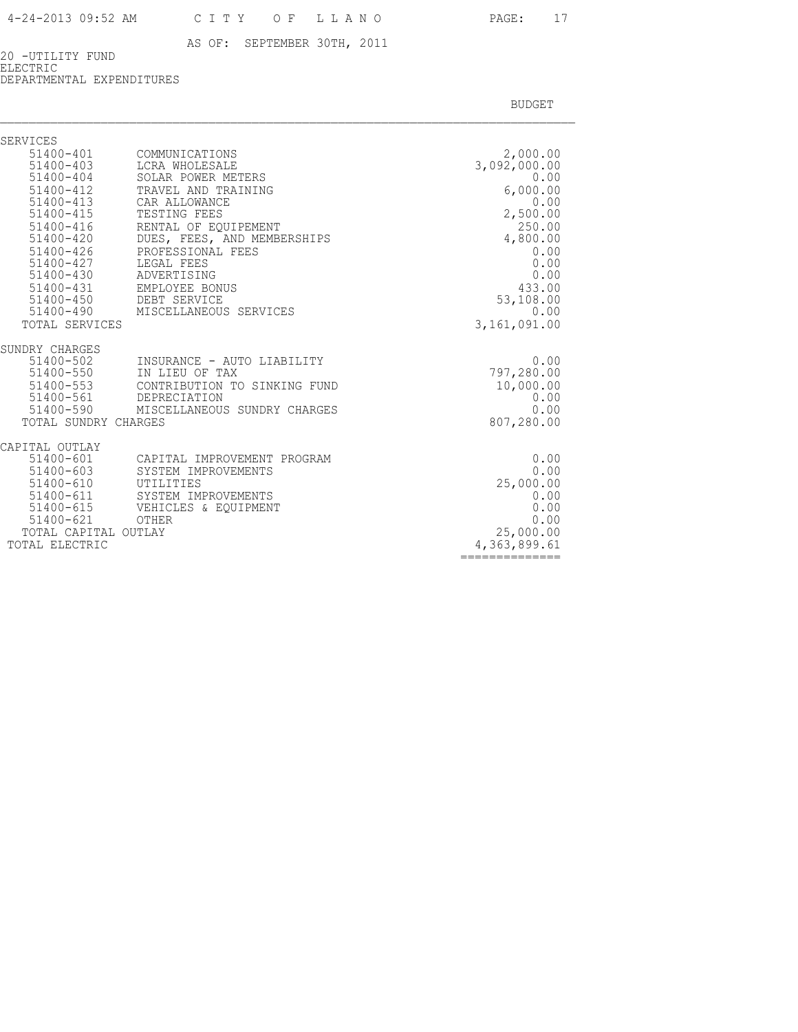AS OF: SEPTEMBER 30TH, 2011

20 -UTILITY FUND
ELECTRIC
DEPARTMENTAL EXPENDITURES

| | | BUDGET |
|---|---|---|
| SERVICES | | |
| 51400-401 | COMMUNICATIONS | 2,000.00 |
| 51400-403 | LCRA WHOLESALE | 3,092,000.00 |
| 51400-404 | SOLAR POWER METERS | 0.00 |
| 51400-412 | TRAVEL AND TRAINING | 6,000.00 |
| 51400-413 | CAR ALLOWANCE | 0.00 |
| 51400-415 | TESTING FEES | 2,500.00 |
| 51400-416 | RENTAL OF EQUIPEMENT | 250.00 |
| 51400-420 | DUES, FEES, AND MEMBERSHIPS | 4,800.00 |
| 51400-426 | PROFESSIONAL FEES | 0.00 |
| 51400-427 | LEGAL FEES | 0.00 |
| 51400-430 | ADVERTISING | 0.00 |
| 51400-431 | EMPLOYEE BONUS | 433.00 |
| 51400-450 | DEBT SERVICE | 53,108.00 |
| 51400-490 | MISCELLANEOUS SERVICES | 0.00 |
| TOTAL SERVICES | | 3,161,091.00 |
| SUNDRY CHARGES | | |
| 51400-502 | INSURANCE - AUTO LIABILITY | 0.00 |
| 51400-550 | IN LIEU OF TAX | 797,280.00 |
| 51400-553 | CONTRIBUTION TO SINKING FUND | 10,000.00 |
| 51400-561 | DEPRECIATION | 0.00 |
| 51400-590 | MISCELLANEOUS SUNDRY CHARGES | 0.00 |
| TOTAL SUNDRY CHARGES | | 807,280.00 |
| CAPITAL OUTLAY | | |
| 51400-601 | CAPITAL IMPROVEMENT PROGRAM | 0.00 |
| 51400-603 | SYSTEM IMPROVEMENTS | 0.00 |
| 51400-610 | UTILITIES | 25,000.00 |
| 51400-611 | SYSTEM IMPROVEMENTS | 0.00 |
| 51400-615 | VEHICLES & EQUIPMENT | 0.00 |
| 51400-621 | OTHER | 0.00 |
| TOTAL CAPITAL OUTLAY | | 25,000.00 |
| TOTAL ELECTRIC | | 4,363,899.61 |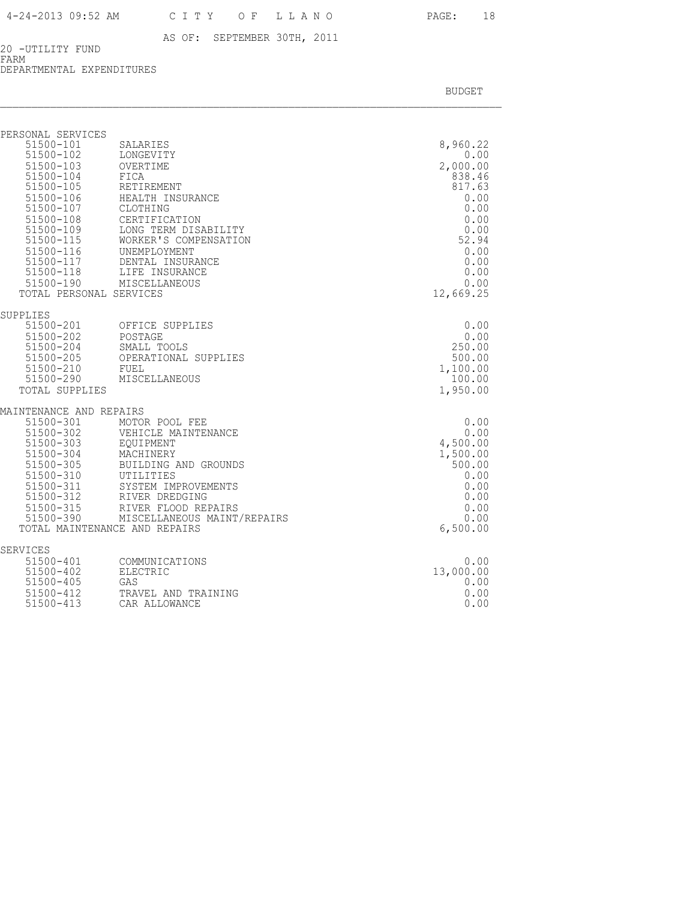AS OF: SEPTEMBER 30TH, 2011

20 -UTILITY FUND
FARM
DEPARTMENTAL EXPENDITURES

| | | BUDGET |
|---|---|---|
| **PERSONAL SERVICES** | | |
| 51500-101 | SALARIES | 8,960.22 |
| 51500-102 | LONGEVITY | 0.00 |
| 51500-103 | OVERTIME | 2,000.00 |
| 51500-104 | FICA | 838.46 |
| 51500-105 | RETIREMENT | 817.63 |
| 51500-106 | HEALTH INSURANCE | 0.00 |
| 51500-107 | CLOTHING | 0.00 |
| 51500-108 | CERTIFICATION | 0.00 |
| 51500-109 | LONG TERM DISABILITY | 0.00 |
| 51500-115 | WORKER'S COMPENSATION | 52.94 |
| 51500-116 | UNEMPLOYMENT | 0.00 |
| 51500-117 | DENTAL INSURANCE | 0.00 |
| 51500-118 | LIFE INSURANCE | 0.00 |
| 51500-190 | MISCELLANEOUS | 0.00 |
| TOTAL PERSONAL SERVICES | | 12,669.25 |
| **SUPPLIES** | | |
| 51500-201 | OFFICE SUPPLIES | 0.00 |
| 51500-202 | POSTAGE | 0.00 |
| 51500-204 | SMALL TOOLS | 250.00 |
| 51500-205 | OPERATIONAL SUPPLIES | 500.00 |
| 51500-210 | FUEL | 1,100.00 |
| 51500-290 | MISCELLANEOUS | 100.00 |
| TOTAL SUPPLIES | | 1,950.00 |
| **MAINTENANCE AND REPAIRS** | | |
| 51500-301 | MOTOR POOL FEE | 0.00 |
| 51500-302 | VEHICLE MAINTENANCE | 0.00 |
| 51500-303 | EQUIPMENT | 4,500.00 |
| 51500-304 | MACHINERY | 1,500.00 |
| 51500-305 | BUILDING AND GROUNDS | 500.00 |
| 51500-310 | UTILITIES | 0.00 |
| 51500-311 | SYSTEM IMPROVEMENTS | 0.00 |
| 51500-312 | RIVER DREDGING | 0.00 |
| 51500-315 | RIVER FLOOD REPAIRS | 0.00 |
| 51500-390 | MISCELLANEOUS MAINT/REPAIRS | 0.00 |
| TOTAL MAINTENANCE AND REPAIRS | | 6,500.00 |
| **SERVICES** | | |
| 51500-401 | COMMUNICATIONS | 0.00 |
| 51500-402 | ELECTRIC | 13,000.00 |
| 51500-405 | GAS | 0.00 |
| 51500-412 | TRAVEL AND TRAINING | 0.00 |
| 51500-413 | CAR ALLOWANCE | 0.00 |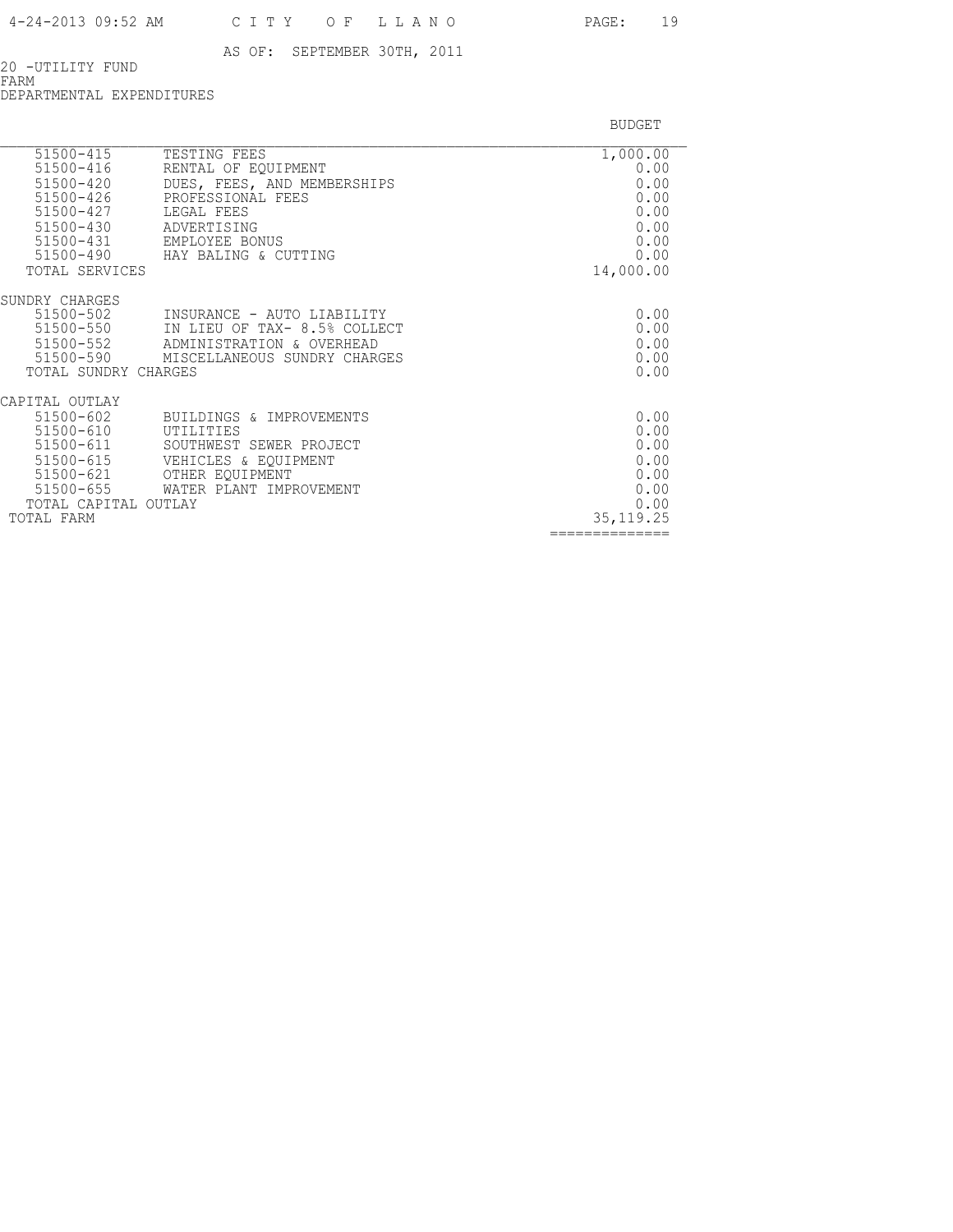AS OF: SEPTEMBER 30TH, 2011

20 -UTILITY FUND
FARM
DEPARTMENTAL EXPENDITURES

| | | BUDGET |
|---|---|---|
| 51500-415 | TESTING FEES | 1,000.00 |
| 51500-416 | RENTAL OF EQUIPMENT | 0.00 |
| 51500-420 | DUES, FEES, AND MEMBERSHIPS | 0.00 |
| 51500-426 | PROFESSIONAL FEES | 0.00 |
| 51500-427 | LEGAL FEES | 0.00 |
| 51500-430 | ADVERTISING | 0.00 |
| 51500-431 | EMPLOYEE BONUS | 0.00 |
| 51500-490 | HAY BALING & CUTTING | 0.00 |
| TOTAL SERVICES | | 14,000.00 |
| SUNDRY CHARGES | | |
| 51500-502 | INSURANCE - AUTO LIABILITY | 0.00 |
| 51500-550 | IN LIEU OF TAX- 8.5% COLLECT | 0.00 |
| 51500-552 | ADMINISTRATION & OVERHEAD | 0.00 |
| 51500-590 | MISCELLANEOUS SUNDRY CHARGES | 0.00 |
| TOTAL SUNDRY CHARGES | | 0.00 |
| CAPITAL OUTLAY | | |
| 51500-602 | BUILDINGS & IMPROVEMENTS | 0.00 |
| 51500-610 | UTILITIES | 0.00 |
| 51500-611 | SOUTHWEST SEWER PROJECT | 0.00 |
| 51500-615 | VEHICLES & EQUIPMENT | 0.00 |
| 51500-621 | OTHER EQUIPMENT | 0.00 |
| 51500-655 | WATER PLANT IMPROVEMENT | 0.00 |
| TOTAL CAPITAL OUTLAY | | 0.00 |
| TOTAL FARM | | 35,119.25 |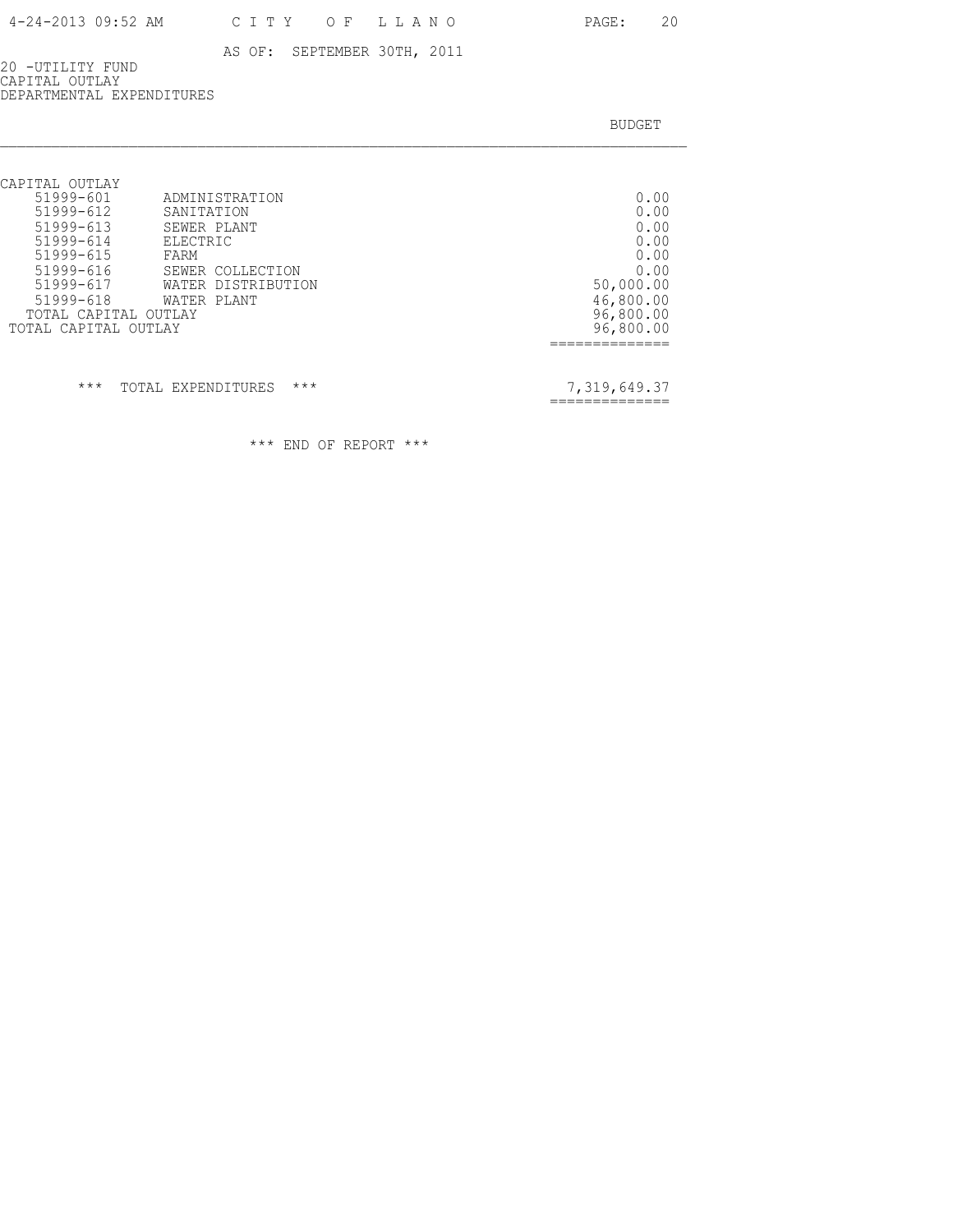AS OF: SEPTEMBER 30TH, 2011

20 -UTILITY FUND
CAPITAL OUTLAY
DEPARTMENTAL EXPENDITURES

| | | BUDGET |
|---|---|---|
| CAPITAL OUTLAY | | |
| 51999-601 | ADMINISTRATION | 0.00 |
| 51999-612 | SANITATION | 0.00 |
| 51999-613 | SEWER PLANT | 0.00 |
| 51999-614 | ELECTRIC | 0.00 |
| 51999-615 | FARM | 0.00 |
| 51999-616 | SEWER COLLECTION | 0.00 |
| 51999-617 | WATER DISTRIBUTION | 50,000.00 |
| 51999-618 | WATER PLANT | 46,800.00 |
| TOTAL CAPITAL OUTLAY | | 96,800.00 |
| TOTAL CAPITAL OUTLAY | | 96,800.00 |
| *** TOTAL EXPENDITURES *** | | 7,319,649.37 |

*** END OF REPORT ***